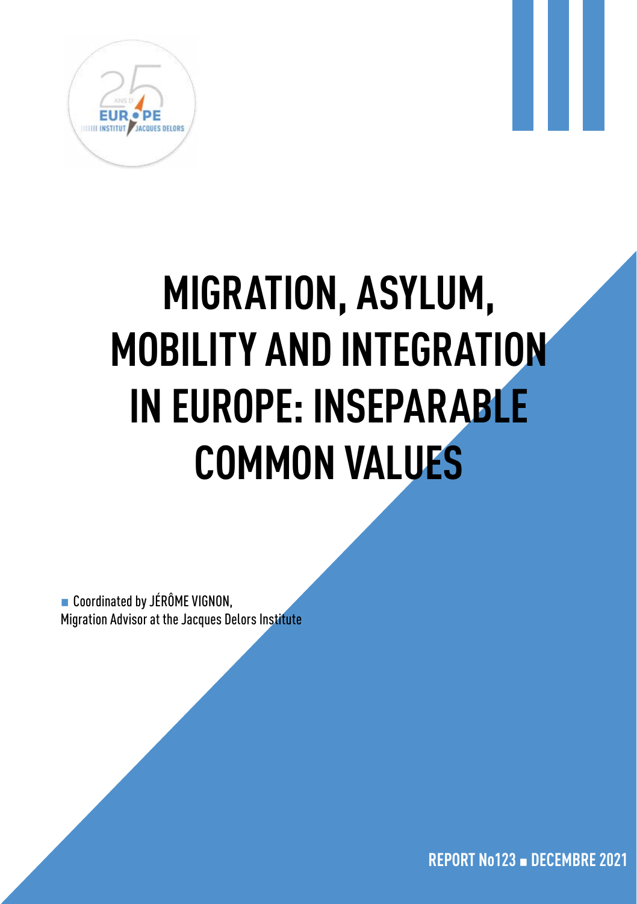# MIGRATION, ASYLUM, MOBILITY AND INTEGRATION IN EUROPE: INSEPARABLE COMMON VALUES

■ Coordinated by JÉRÔME VIGNON,
Migration Advisor at the Jacques Delors Institute

REPORT No123 ■ DECEMBRE 2021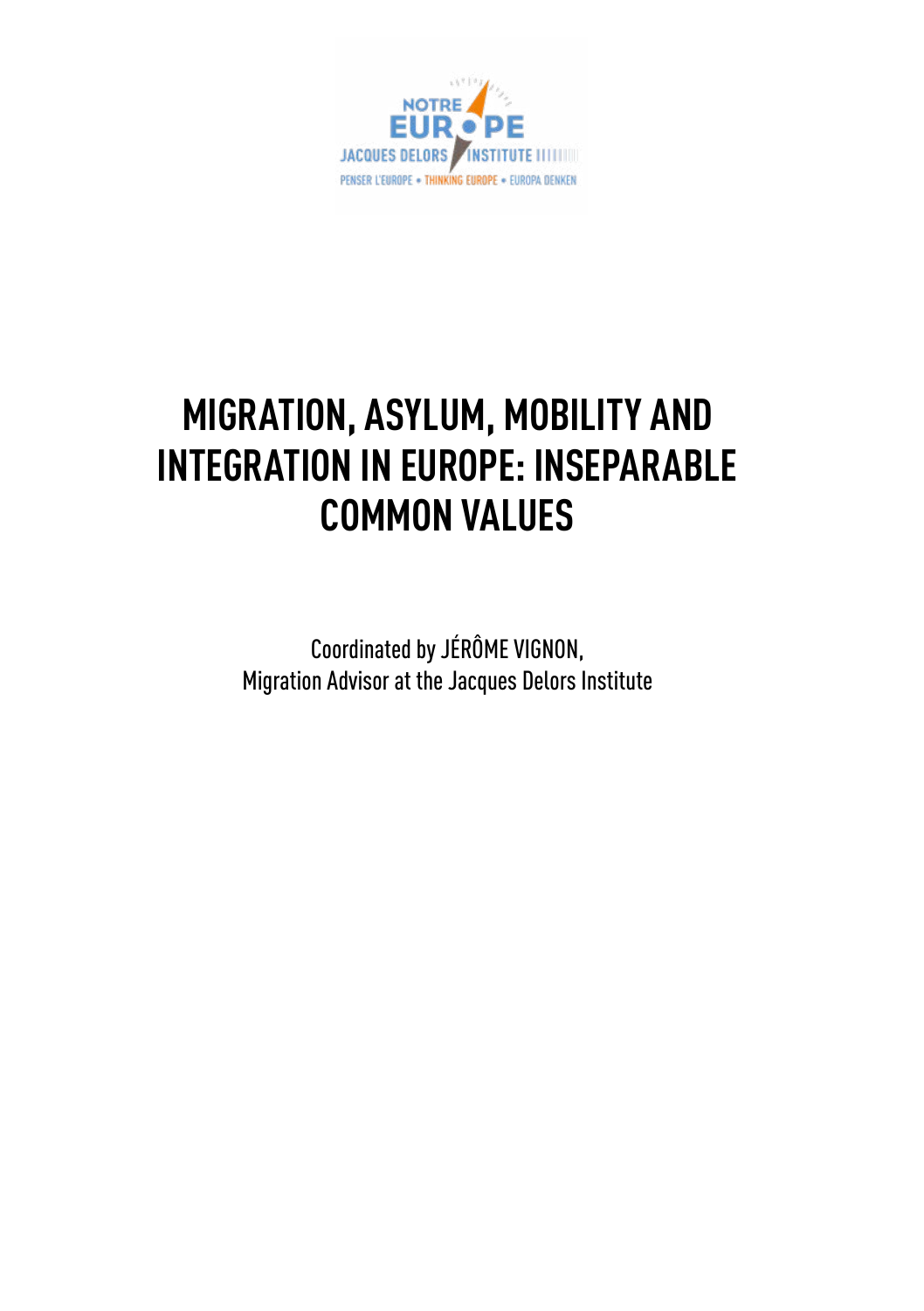# MIGRATION, ASYLUM, MOBILITY AND INTEGRATION IN EUROPE: INSEPARABLE COMMON VALUES

Coordinated by JÉRÔME VIGNON,
Migration Advisor at the Jacques Delors Institute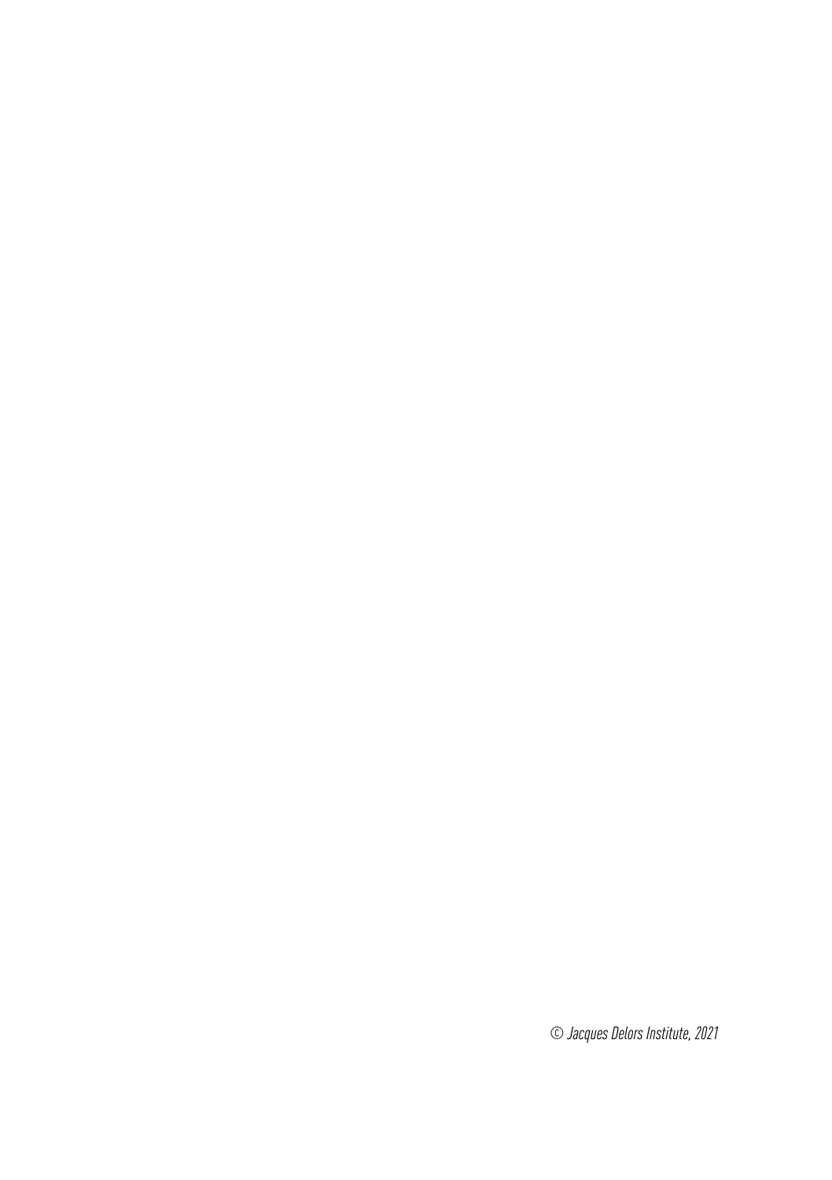*© Jacques Delors Institute, 2021*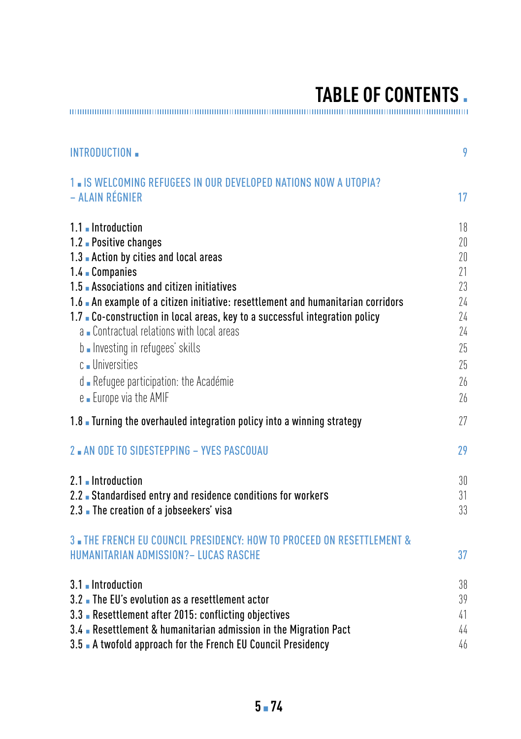# TABLE OF CONTENTS

| | |
|---|---|
| INTRODUCTION | 9 |
| 1 IS WELCOMING REFUGEES IN OUR DEVELOPED NATIONS NOW A UTOPIA? – ALAIN RÉGNIER | 17 |
| 1.1 Introduction | 18 |
| 1.2 Positive changes | 20 |
| 1.3 Action by cities and local areas | 20 |
| 1.4 Companies | 21 |
| 1.5 Associations and citizen initiatives | 23 |
| 1.6 An example of a citizen initiative: resettlement and humanitarian corridors | 24 |
| 1.7 Co-construction in local areas, key to a successful integration policy | 24 |
| a Contractual relations with local areas | 24 |
| b Investing in refugees' skills | 25 |
| c Universities | 25 |
| d Refugee participation: the Académie | 26 |
| e Europe via the AMIF | 26 |
| 1.8 Turning the overhauled integration policy into a winning strategy | 27 |
| 2 AN ODE TO SIDESTEPPING – YVES PASCOUAU | 29 |
| 2.1 Introduction | 30 |
| 2.2 Standardised entry and residence conditions for workers | 31 |
| 2.3 The creation of a jobseekers' visa | 33 |
| 3 THE FRENCH EU COUNCIL PRESIDENCY: HOW TO PROCEED ON RESETTLEMENT & HUMANITARIAN ADMISSION?– LUCAS RASCHE | 37 |
| 3.1 Introduction | 38 |
| 3.2 The EU's evolution as a resettlement actor | 39 |
| 3.3 Resettlement after 2015: conflicting objectives | 41 |
| 3.4 Resettlement & humanitarian admission in the Migration Pact | 44 |
| 3.5 A twofold approach for the French EU Council Presidency | 46 |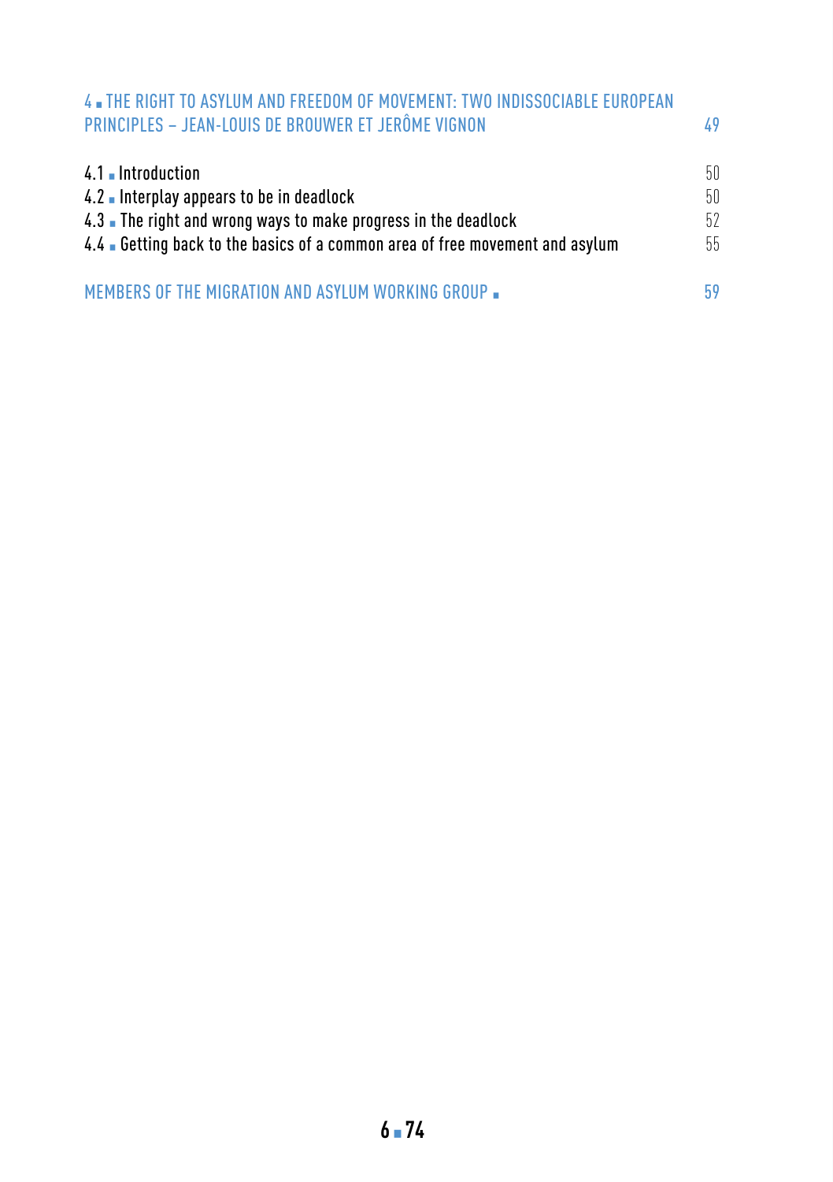4 ■ THE RIGHT TO ASYLUM AND FREEDOM OF MOVEMENT: TWO INDISSOCIABLE EUROPEAN PRINCIPLES – JEAN-LOUIS DE BROUWER ET JERÔME VIGNON 49

4.1 ■ Introduction 50
4.2 ■ Interplay appears to be in deadlock 50
4.3 ■ The right and wrong ways to make progress in the deadlock 52
4.4 ■ Getting back to the basics of a common area of free movement and asylum 55

MEMBERS OF THE MIGRATION AND ASYLUM WORKING GROUP ■ 59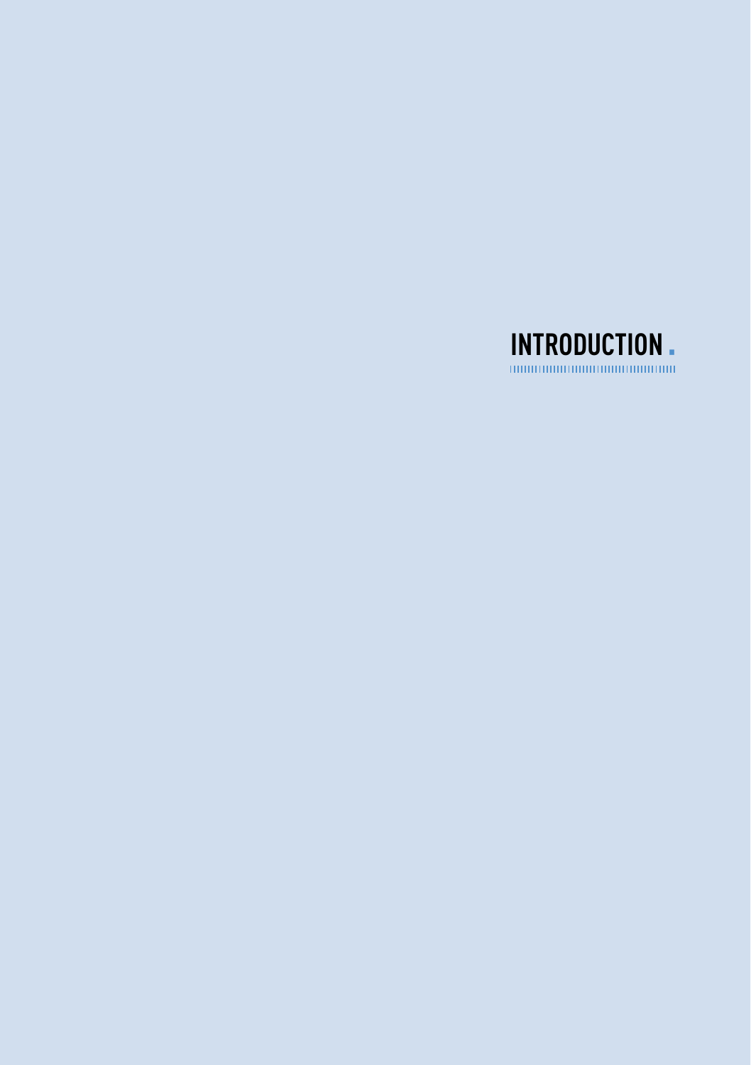# INTRODUCTION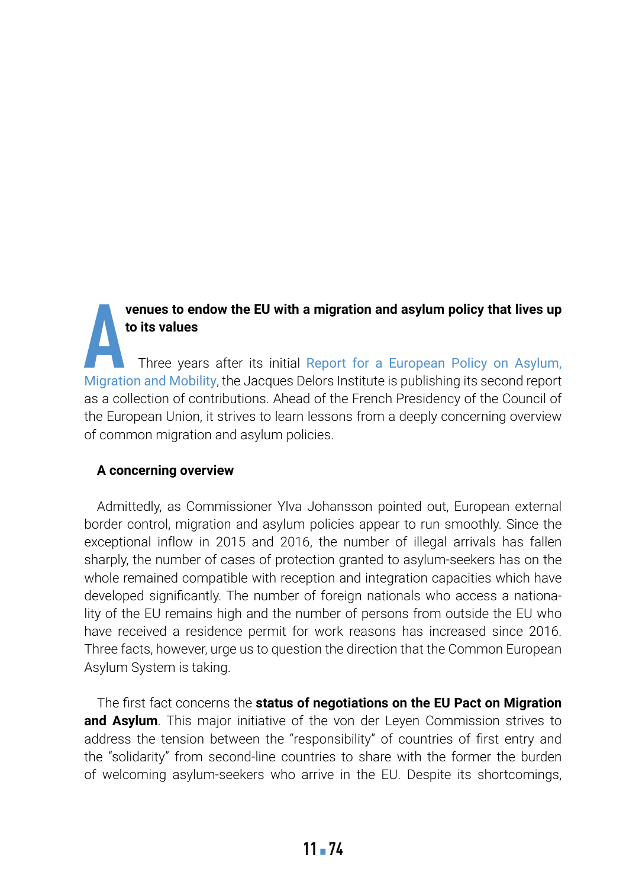## Avenues to endow the EU with a migration and asylum policy that lives up to its values

Three years after its initial Report for a European Policy on Asylum, Migration and Mobility, the Jacques Delors Institute is publishing its second report as a collection of contributions. Ahead of the French Presidency of the Council of the European Union, it strives to learn lessons from a deeply concerning overview of common migration and asylum policies.

### A concerning overview

Admittedly, as Commissioner Ylva Johansson pointed out, European external border control, migration and asylum policies appear to run smoothly. Since the exceptional inflow in 2015 and 2016, the number of illegal arrivals has fallen sharply, the number of cases of protection granted to asylum-seekers has on the whole remained compatible with reception and integration capacities which have developed significantly. The number of foreign nationals who access a nationality of the EU remains high and the number of persons from outside the EU who have received a residence permit for work reasons has increased since 2016. Three facts, however, urge us to question the direction that the Common European Asylum System is taking.

The first fact concerns the **status of negotiations on the EU Pact on Migration and Asylum**. This major initiative of the von der Leyen Commission strives to address the tension between the "responsibility" of countries of first entry and the "solidarity" from second-line countries to share with the former the burden of welcoming asylum-seekers who arrive in the EU. Despite its shortcomings,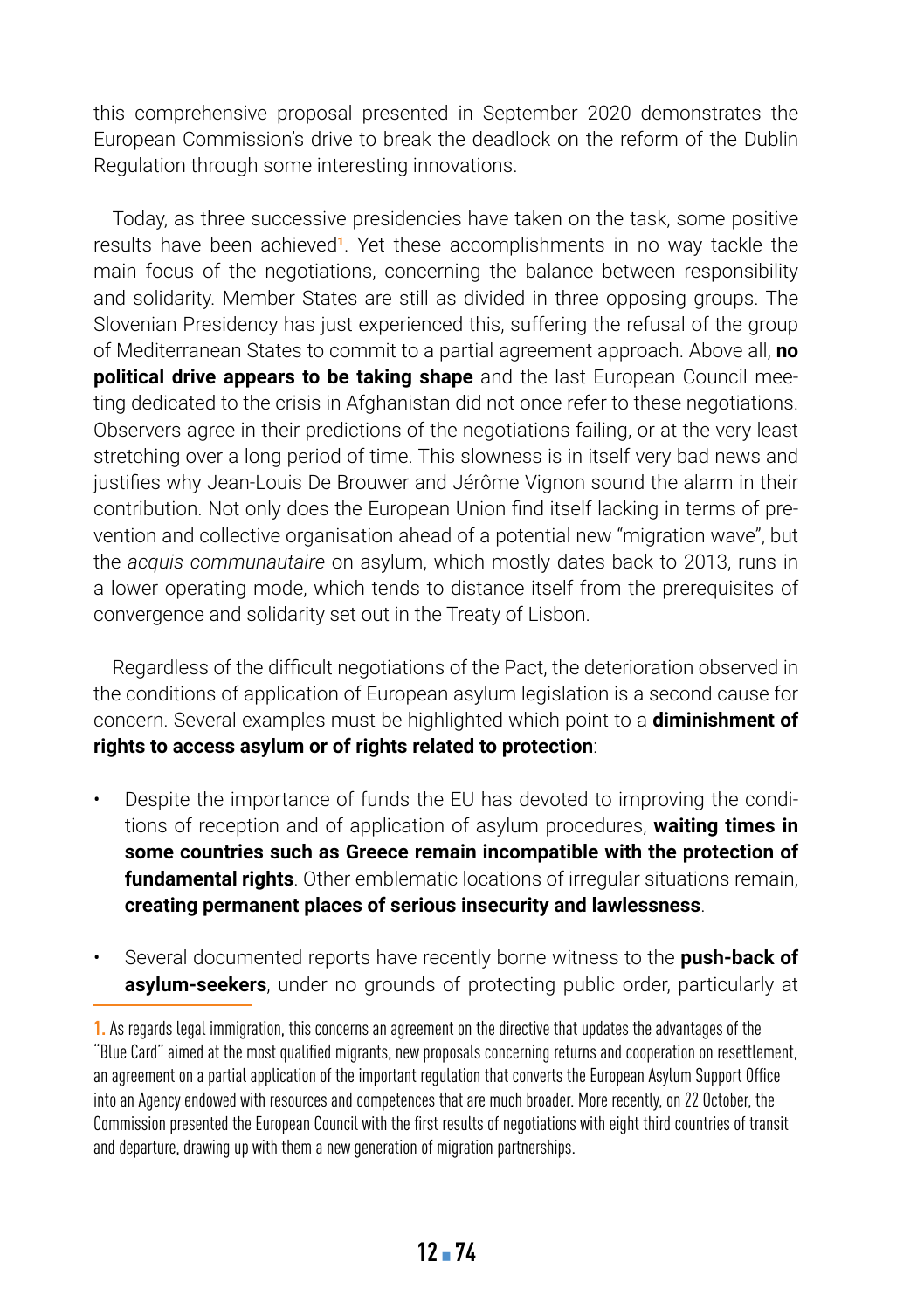this comprehensive proposal presented in September 2020 demonstrates the European Commission's drive to break the deadlock on the reform of the Dublin Regulation through some interesting innovations.

Today, as three successive presidencies have taken on the task, some positive results have been achieved[1]. Yet these accomplishments in no way tackle the main focus of the negotiations, concerning the balance between responsibility and solidarity. Member States are still as divided in three opposing groups. The Slovenian Presidency has just experienced this, suffering the refusal of the group of Mediterranean States to commit to a partial agreement approach. Above all, **no political drive appears to be taking shape** and the last European Council meeting dedicated to the crisis in Afghanistan did not once refer to these negotiations. Observers agree in their predictions of the negotiations failing, or at the very least stretching over a long period of time. This slowness is in itself very bad news and justifies why Jean-Louis De Brouwer and Jérôme Vignon sound the alarm in their contribution. Not only does the European Union find itself lacking in terms of prevention and collective organisation ahead of a potential new "migration wave", but the *acquis communautaire* on asylum, which mostly dates back to 2013, runs in a lower operating mode, which tends to distance itself from the prerequisites of convergence and solidarity set out in the Treaty of Lisbon.

Regardless of the difficult negotiations of the Pact, the deterioration observed in the conditions of application of European asylum legislation is a second cause for concern. Several examples must be highlighted which point to a **diminishment of rights to access asylum or of rights related to protection**:

- Despite the importance of funds the EU has devoted to improving the conditions of reception and of application of asylum procedures, **waiting times in some countries such as Greece remain incompatible with the protection of fundamental rights**. Other emblematic locations of irregular situations remain, **creating permanent places of serious insecurity and lawlessness**.
- Several documented reports have recently borne witness to the **push-back of asylum-seekers**, under no grounds of protecting public order, particularly at

---

1. As regards legal immigration, this concerns an agreement on the directive that updates the advantages of the "Blue Card" aimed at the most qualified migrants, new proposals concerning returns and cooperation on resettlement, an agreement on a partial application of the important regulation that converts the European Asylum Support Office into an Agency endowed with resources and competences that are much broader. More recently, on 22 October, the Commission presented the European Council with the first results of negotiations with eight third countries of transit and departure, drawing up with them a new generation of migration partnerships.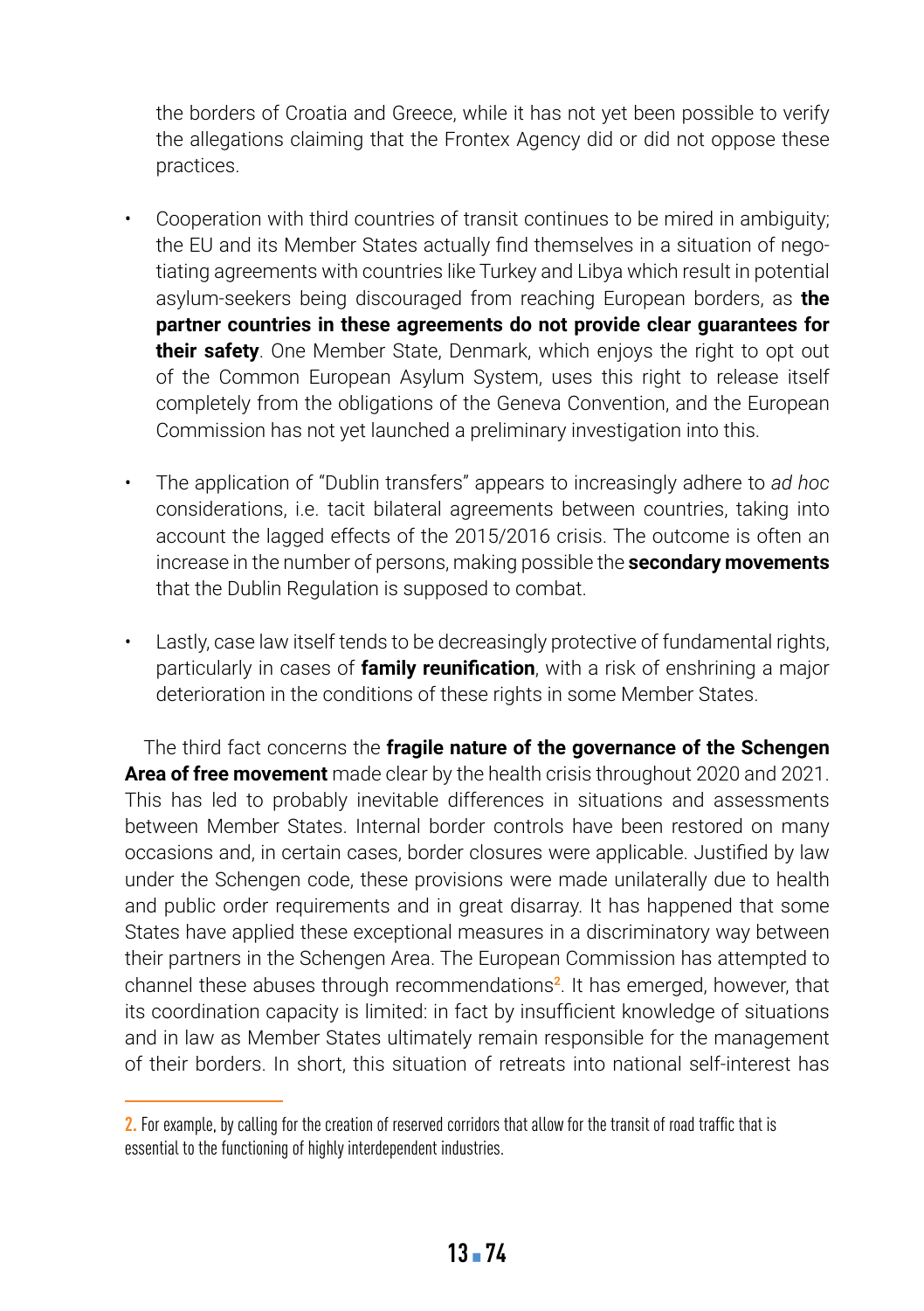the borders of Croatia and Greece, while it has not yet been possible to verify the allegations claiming that the Frontex Agency did or did not oppose these practices.

- Cooperation with third countries of transit continues to be mired in ambiguity; the EU and its Member States actually find themselves in a situation of negotiating agreements with countries like Turkey and Libya which result in potential asylum-seekers being discouraged from reaching European borders, as **the partner countries in these agreements do not provide clear guarantees for their safety**. One Member State, Denmark, which enjoys the right to opt out of the Common European Asylum System, uses this right to release itself completely from the obligations of the Geneva Convention, and the European Commission has not yet launched a preliminary investigation into this.

- The application of "Dublin transfers" appears to increasingly adhere to *ad hoc* considerations, i.e. tacit bilateral agreements between countries, taking into account the lagged effects of the 2015/2016 crisis. The outcome is often an increase in the number of persons, making possible the **secondary movements** that the Dublin Regulation is supposed to combat.

- Lastly, case law itself tends to be decreasingly protective of fundamental rights, particularly in cases of **family reunification**, with a risk of enshrining a major deterioration in the conditions of these rights in some Member States.

The third fact concerns the **fragile nature of the governance of the Schengen Area of free movement** made clear by the health crisis throughout 2020 and 2021. This has led to probably inevitable differences in situations and assessments between Member States. Internal border controls have been restored on many occasions and, in certain cases, border closures were applicable. Justified by law under the Schengen code, these provisions were made unilaterally due to health and public order requirements and in great disarray. It has happened that some States have applied these exceptional measures in a discriminatory way between their partners in the Schengen Area. The European Commission has attempted to channel these abuses through recommendations[2]. It has emerged, however, that its coordination capacity is limited: in fact by insufficient knowledge of situations and in law as Member States ultimately remain responsible for the management of their borders. In short, this situation of retreats into national self-interest has

---

2. For example, by calling for the creation of reserved corridors that allow for the transit of road traffic that is essential to the functioning of highly interdependent industries.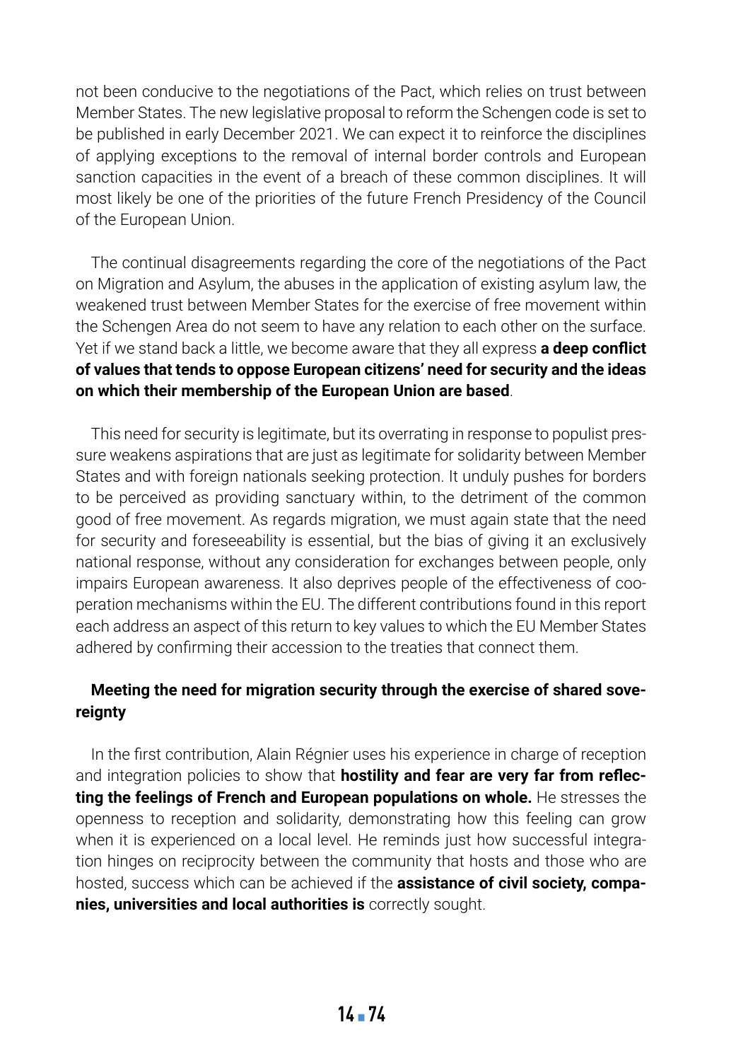not been conducive to the negotiations of the Pact, which relies on trust between Member States. The new legislative proposal to reform the Schengen code is set to be published in early December 2021. We can expect it to reinforce the disciplines of applying exceptions to the removal of internal border controls and European sanction capacities in the event of a breach of these common disciplines. It will most likely be one of the priorities of the future French Presidency of the Council of the European Union.

The continual disagreements regarding the core of the negotiations of the Pact on Migration and Asylum, the abuses in the application of existing asylum law, the weakened trust between Member States for the exercise of free movement within the Schengen Area do not seem to have any relation to each other on the surface. Yet if we stand back a little, we become aware that they all express **a deep conflict of values that tends to oppose European citizens' need for security and the ideas on which their membership of the European Union are based**.

This need for security is legitimate, but its overrating in response to populist pressure weakens aspirations that are just as legitimate for solidarity between Member States and with foreign nationals seeking protection. It unduly pushes for borders to be perceived as providing sanctuary within, to the detriment of the common good of free movement. As regards migration, we must again state that the need for security and foreseeability is essential, but the bias of giving it an exclusively national response, without any consideration for exchanges between people, only impairs European awareness. It also deprives people of the effectiveness of cooperation mechanisms within the EU. The different contributions found in this report each address an aspect of this return to key values to which the EU Member States adhered by confirming their accession to the treaties that connect them.

**Meeting the need for migration security through the exercise of shared sovereignty**

In the first contribution, Alain Régnier uses his experience in charge of reception and integration policies to show that **hostility and fear are very far from reflecting the feelings of French and European populations on whole.** He stresses the openness to reception and solidarity, demonstrating how this feeling can grow when it is experienced on a local level. He reminds just how successful integration hinges on reciprocity between the community that hosts and those who are hosted, success which can be achieved if the **assistance of civil society, companies, universities and local authorities is** correctly sought.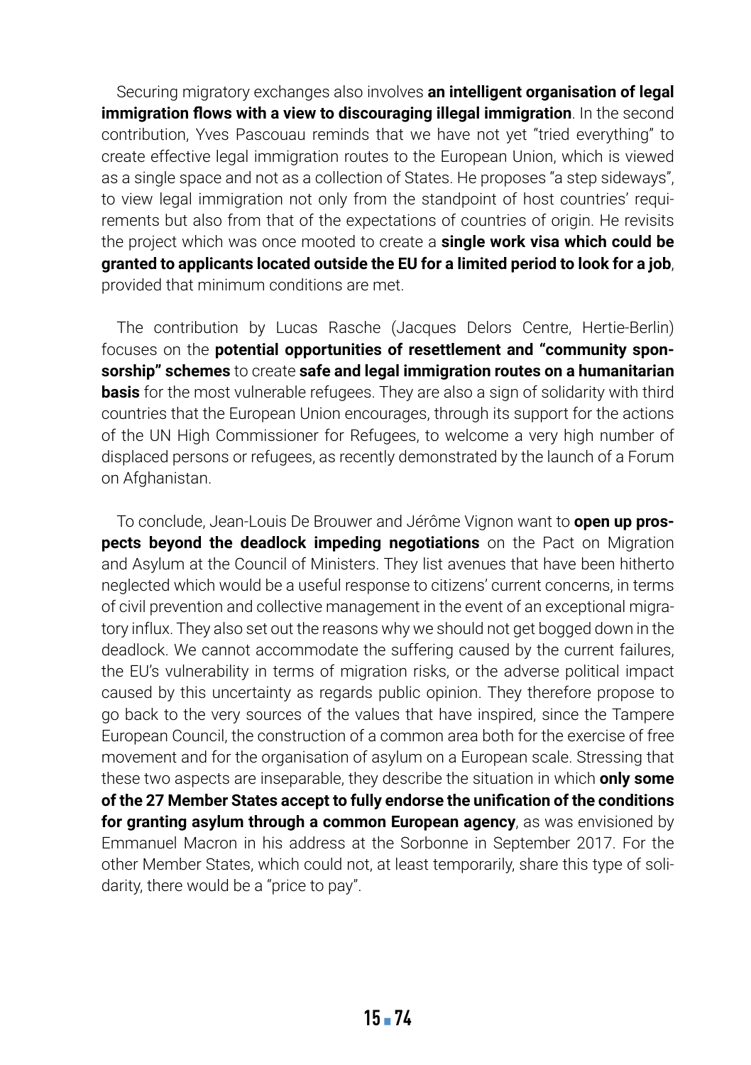Securing migratory exchanges also involves **an intelligent organisation of legal immigration flows with a view to discouraging illegal immigration**. In the second contribution, Yves Pascouau reminds that we have not yet "tried everything" to create effective legal immigration routes to the European Union, which is viewed as a single space and not as a collection of States. He proposes "a step sideways", to view legal immigration not only from the standpoint of host countries' requirements but also from that of the expectations of countries of origin. He revisits the project which was once mooted to create a **single work visa which could be granted to applicants located outside the EU for a limited period to look for a job**, provided that minimum conditions are met.

The contribution by Lucas Rasche (Jacques Delors Centre, Hertie-Berlin) focuses on the **potential opportunities of resettlement and "community sponsorship" schemes** to create **safe and legal immigration routes on a humanitarian basis** for the most vulnerable refugees. They are also a sign of solidarity with third countries that the European Union encourages, through its support for the actions of the UN High Commissioner for Refugees, to welcome a very high number of displaced persons or refugees, as recently demonstrated by the launch of a Forum on Afghanistan.

To conclude, Jean-Louis De Brouwer and Jérôme Vignon want to **open up prospects beyond the deadlock impeding negotiations** on the Pact on Migration and Asylum at the Council of Ministers. They list avenues that have been hitherto neglected which would be a useful response to citizens' current concerns, in terms of civil prevention and collective management in the event of an exceptional migratory influx. They also set out the reasons why we should not get bogged down in the deadlock. We cannot accommodate the suffering caused by the current failures, the EU's vulnerability in terms of migration risks, or the adverse political impact caused by this uncertainty as regards public opinion. They therefore propose to go back to the very sources of the values that have inspired, since the Tampere European Council, the construction of a common area both for the exercise of free movement and for the organisation of asylum on a European scale. Stressing that these two aspects are inseparable, they describe the situation in which **only some of the 27 Member States accept to fully endorse the unification of the conditions for granting asylum through a common European agency**, as was envisioned by Emmanuel Macron in his address at the Sorbonne in September 2017. For the other Member States, which could not, at least temporarily, share this type of solidarity, there would be a "price to pay".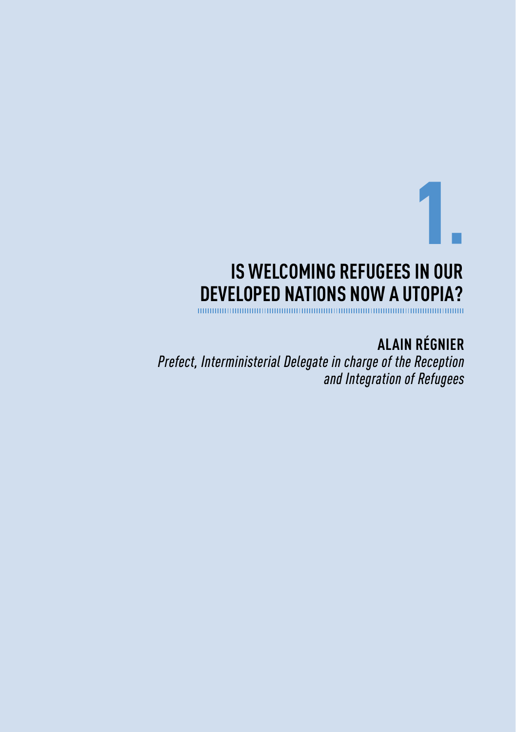# 1.

# IS WELCOMING REFUGEES IN OUR DEVELOPED NATIONS NOW A UTOPIA?

**ALAIN RÉGNIER**

*Prefect, Interministerial Delegate in charge of the Reception and Integration of Refugees*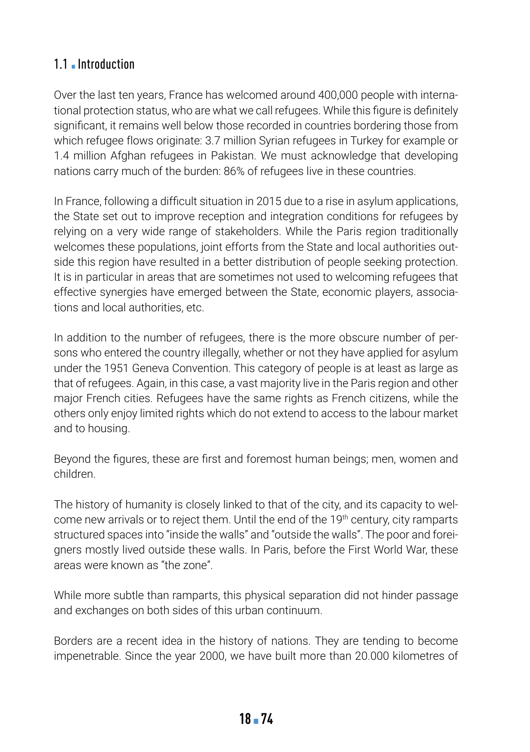## 1.1 Introduction

Over the last ten years, France has welcomed around 400,000 people with international protection status, who are what we call refugees. While this figure is definitely significant, it remains well below those recorded in countries bordering those from which refugee flows originate: 3.7 million Syrian refugees in Turkey for example or 1.4 million Afghan refugees in Pakistan. We must acknowledge that developing nations carry much of the burden: 86% of refugees live in these countries.

In France, following a difficult situation in 2015 due to a rise in asylum applications, the State set out to improve reception and integration conditions for refugees by relying on a very wide range of stakeholders. While the Paris region traditionally welcomes these populations, joint efforts from the State and local authorities outside this region have resulted in a better distribution of people seeking protection. It is in particular in areas that are sometimes not used to welcoming refugees that effective synergies have emerged between the State, economic players, associations and local authorities, etc.

In addition to the number of refugees, there is the more obscure number of persons who entered the country illegally, whether or not they have applied for asylum under the 1951 Geneva Convention. This category of people is at least as large as that of refugees. Again, in this case, a vast majority live in the Paris region and other major French cities. Refugees have the same rights as French citizens, while the others only enjoy limited rights which do not extend to access to the labour market and to housing.

Beyond the figures, these are first and foremost human beings; men, women and children.

The history of humanity is closely linked to that of the city, and its capacity to welcome new arrivals or to reject them. Until the end of the 19th century, city ramparts structured spaces into "inside the walls" and "outside the walls". The poor and foreigners mostly lived outside these walls. In Paris, before the First World War, these areas were known as "the zone".

While more subtle than ramparts, this physical separation did not hinder passage and exchanges on both sides of this urban continuum.

Borders are a recent idea in the history of nations. They are tending to become impenetrable. Since the year 2000, we have built more than 20.000 kilometres of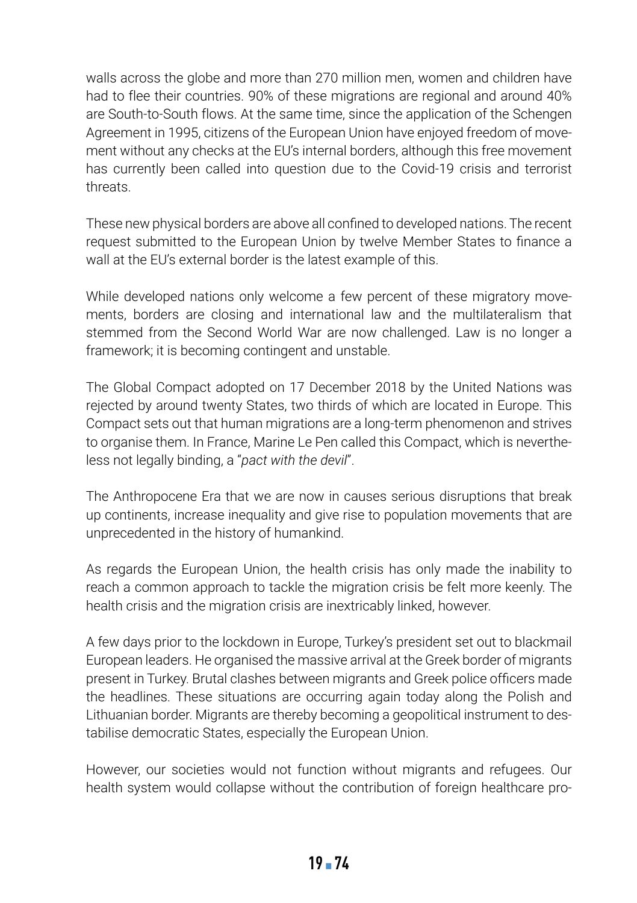walls across the globe and more than 270 million men, women and children have had to flee their countries. 90% of these migrations are regional and around 40% are South-to-South flows. At the same time, since the application of the Schengen Agreement in 1995, citizens of the European Union have enjoyed freedom of movement without any checks at the EU's internal borders, although this free movement has currently been called into question due to the Covid-19 crisis and terrorist threats.

These new physical borders are above all confined to developed nations. The recent request submitted to the European Union by twelve Member States to finance a wall at the EU's external border is the latest example of this.

While developed nations only welcome a few percent of these migratory movements, borders are closing and international law and the multilateralism that stemmed from the Second World War are now challenged. Law is no longer a framework; it is becoming contingent and unstable.

The Global Compact adopted on 17 December 2018 by the United Nations was rejected by around twenty States, two thirds of which are located in Europe. This Compact sets out that human migrations are a long-term phenomenon and strives to organise them. In France, Marine Le Pen called this Compact, which is nevertheless not legally binding, a "*pact with the devil*".

The Anthropocene Era that we are now in causes serious disruptions that break up continents, increase inequality and give rise to population movements that are unprecedented in the history of humankind.

As regards the European Union, the health crisis has only made the inability to reach a common approach to tackle the migration crisis be felt more keenly. The health crisis and the migration crisis are inextricably linked, however.

A few days prior to the lockdown in Europe, Turkey's president set out to blackmail European leaders. He organised the massive arrival at the Greek border of migrants present in Turkey. Brutal clashes between migrants and Greek police officers made the headlines. These situations are occurring again today along the Polish and Lithuanian border. Migrants are thereby becoming a geopolitical instrument to destabilise democratic States, especially the European Union.

However, our societies would not function without migrants and refugees. Our health system would collapse without the contribution of foreign healthcare pro-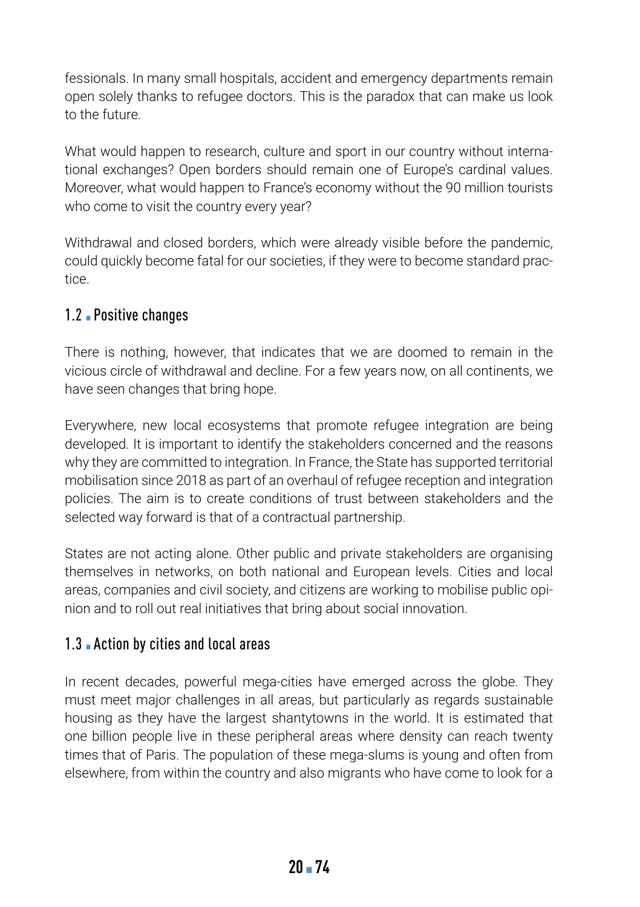fessionals. In many small hospitals, accident and emergency departments remain open solely thanks to refugee doctors. This is the paradox that can make us look to the future.

What would happen to research, culture and sport in our country without international exchanges? Open borders should remain one of Europe's cardinal values. Moreover, what would happen to France's economy without the 90 million tourists who come to visit the country every year?

Withdrawal and closed borders, which were already visible before the pandemic, could quickly become fatal for our societies, if they were to become standard practice.

## 1.2 ■ Positive changes

There is nothing, however, that indicates that we are doomed to remain in the vicious circle of withdrawal and decline. For a few years now, on all continents, we have seen changes that bring hope.

Everywhere, new local ecosystems that promote refugee integration are being developed. It is important to identify the stakeholders concerned and the reasons why they are committed to integration. In France, the State has supported territorial mobilisation since 2018 as part of an overhaul of refugee reception and integration policies. The aim is to create conditions of trust between stakeholders and the selected way forward is that of a contractual partnership.

States are not acting alone. Other public and private stakeholders are organising themselves in networks, on both national and European levels. Cities and local areas, companies and civil society, and citizens are working to mobilise public opinion and to roll out real initiatives that bring about social innovation.

## 1.3 ■ Action by cities and local areas

In recent decades, powerful mega-cities have emerged across the globe. They must meet major challenges in all areas, but particularly as regards sustainable housing as they have the largest shantytowns in the world. It is estimated that one billion people live in these peripheral areas where density can reach twenty times that of Paris. The population of these mega-slums is young and often from elsewhere, from within the country and also migrants who have come to look for a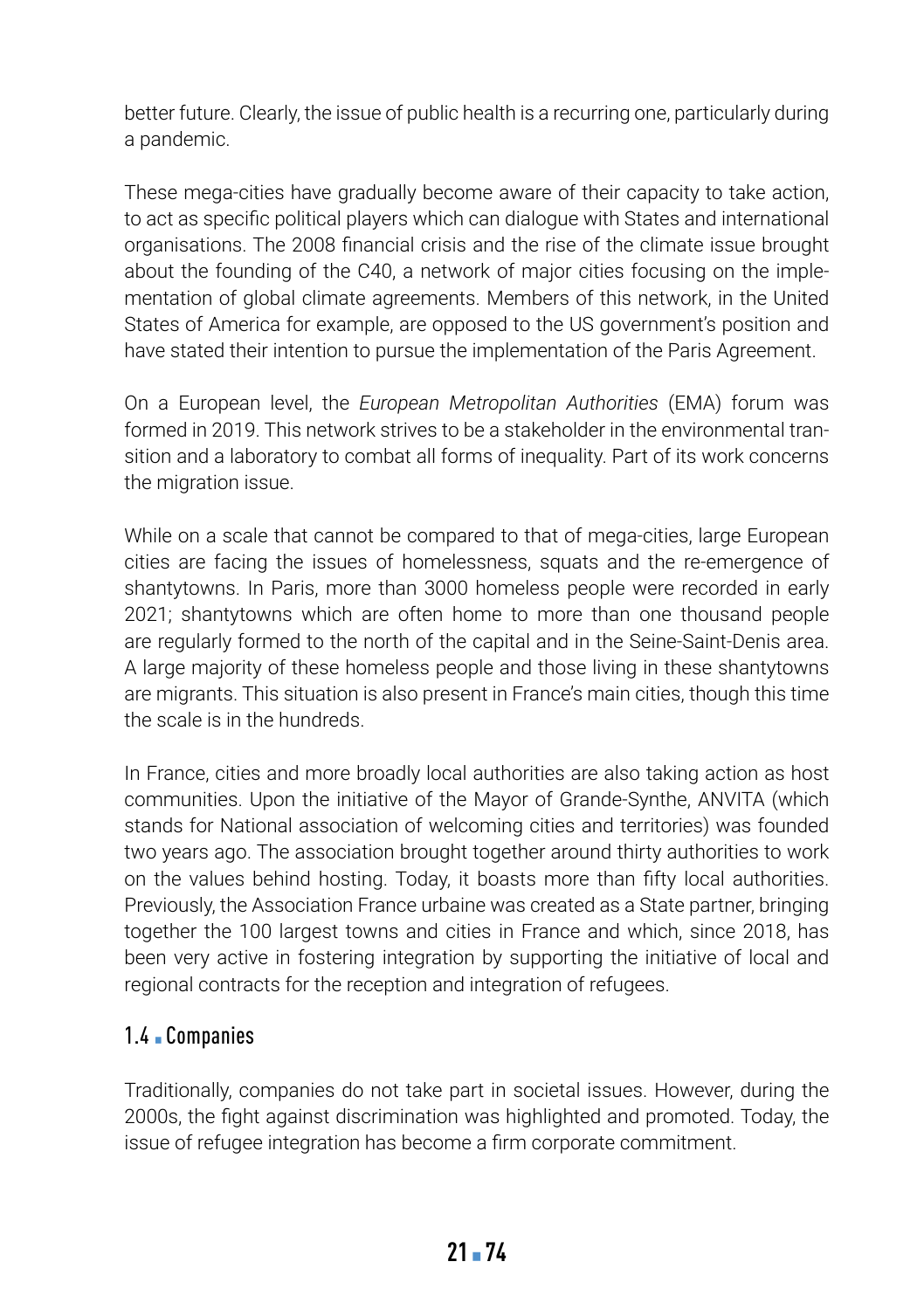better future. Clearly, the issue of public health is a recurring one, particularly during a pandemic.

These mega-cities have gradually become aware of their capacity to take action, to act as specific political players which can dialogue with States and international organisations. The 2008 financial crisis and the rise of the climate issue brought about the founding of the C40, a network of major cities focusing on the implementation of global climate agreements. Members of this network, in the United States of America for example, are opposed to the US government's position and have stated their intention to pursue the implementation of the Paris Agreement.

On a European level, the *European Metropolitan Authorities* (EMA) forum was formed in 2019. This network strives to be a stakeholder in the environmental transition and a laboratory to combat all forms of inequality. Part of its work concerns the migration issue.

While on a scale that cannot be compared to that of mega-cities, large European cities are facing the issues of homelessness, squats and the re-emergence of shantytowns. In Paris, more than 3000 homeless people were recorded in early 2021; shantytowns which are often home to more than one thousand people are regularly formed to the north of the capital and in the Seine-Saint-Denis area. A large majority of these homeless people and those living in these shantytowns are migrants. This situation is also present in France's main cities, though this time the scale is in the hundreds.

In France, cities and more broadly local authorities are also taking action as host communities. Upon the initiative of the Mayor of Grande-Synthe, ANVITA (which stands for National association of welcoming cities and territories) was founded two years ago. The association brought together around thirty authorities to work on the values behind hosting. Today, it boasts more than fifty local authorities. Previously, the Association France urbaine was created as a State partner, bringing together the 100 largest towns and cities in France and which, since 2018, has been very active in fostering integration by supporting the initiative of local and regional contracts for the reception and integration of refugees.

### 1.4 Companies

Traditionally, companies do not take part in societal issues. However, during the 2000s, the fight against discrimination was highlighted and promoted. Today, the issue of refugee integration has become a firm corporate commitment.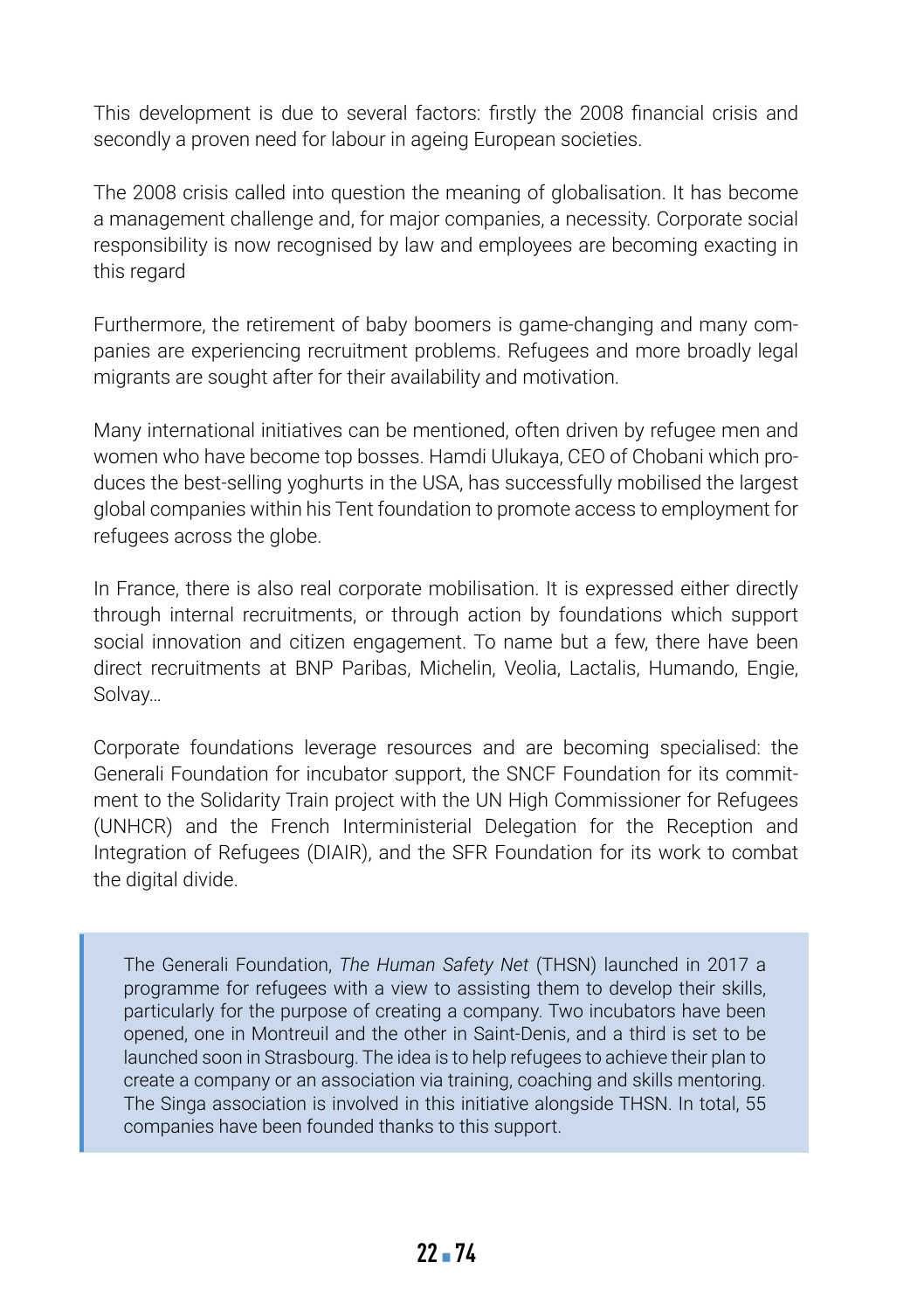This development is due to several factors: firstly the 2008 financial crisis and secondly a proven need for labour in ageing European societies.

The 2008 crisis called into question the meaning of globalisation. It has become a management challenge and, for major companies, a necessity. Corporate social responsibility is now recognised by law and employees are becoming exacting in this regard

Furthermore, the retirement of baby boomers is game-changing and many companies are experiencing recruitment problems. Refugees and more broadly legal migrants are sought after for their availability and motivation.

Many international initiatives can be mentioned, often driven by refugee men and women who have become top bosses. Hamdi Ulukaya, CEO of Chobani which produces the best-selling yoghurts in the USA, has successfully mobilised the largest global companies within his Tent foundation to promote access to employment for refugees across the globe.

In France, there is also real corporate mobilisation. It is expressed either directly through internal recruitments, or through action by foundations which support social innovation and citizen engagement. To name but a few, there have been direct recruitments at BNP Paribas, Michelin, Veolia, Lactalis, Humando, Engie, Solvay…

Corporate foundations leverage resources and are becoming specialised: the Generali Foundation for incubator support, the SNCF Foundation for its commitment to the Solidarity Train project with the UN High Commissioner for Refugees (UNHCR) and the French Interministerial Delegation for the Reception and Integration of Refugees (DIAIR), and the SFR Foundation for its work to combat the digital divide.

> The Generali Foundation, *The Human Safety Net* (THSN) launched in 2017 a programme for refugees with a view to assisting them to develop their skills, particularly for the purpose of creating a company. Two incubators have been opened, one in Montreuil and the other in Saint-Denis, and a third is set to be launched soon in Strasbourg. The idea is to help refugees to achieve their plan to create a company or an association via training, coaching and skills mentoring. The Singa association is involved in this initiative alongside THSN. In total, 55 companies have been founded thanks to this support.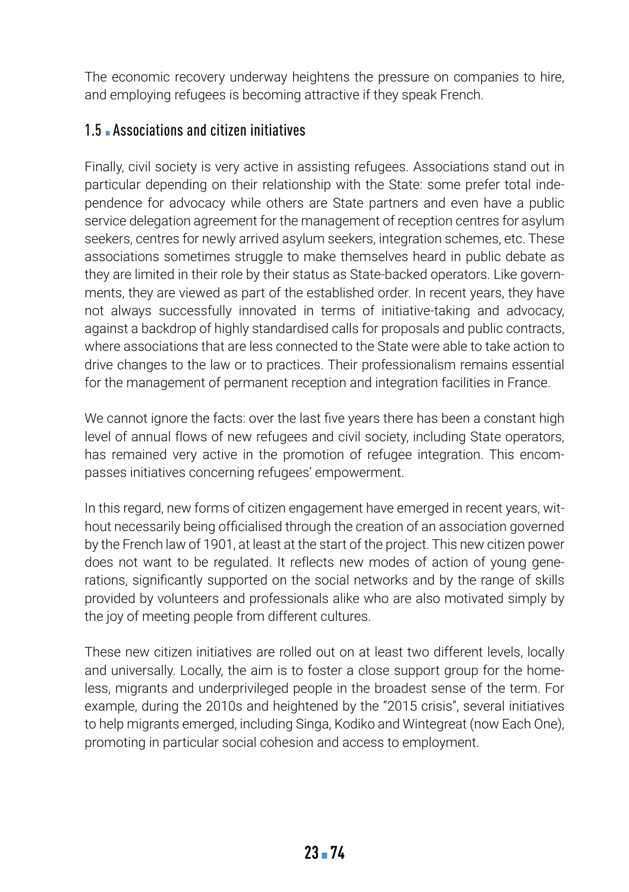The economic recovery underway heightens the pressure on companies to hire, and employing refugees is becoming attractive if they speak French.

## 1.5 Associations and citizen initiatives

Finally, civil society is very active in assisting refugees. Associations stand out in particular depending on their relationship with the State: some prefer total independence for advocacy while others are State partners and even have a public service delegation agreement for the management of reception centres for asylum seekers, centres for newly arrived asylum seekers, integration schemes, etc. These associations sometimes struggle to make themselves heard in public debate as they are limited in their role by their status as State-backed operators. Like governments, they are viewed as part of the established order. In recent years, they have not always successfully innovated in terms of initiative-taking and advocacy, against a backdrop of highly standardised calls for proposals and public contracts, where associations that are less connected to the State were able to take action to drive changes to the law or to practices. Their professionalism remains essential for the management of permanent reception and integration facilities in France.

We cannot ignore the facts: over the last five years there has been a constant high level of annual flows of new refugees and civil society, including State operators, has remained very active in the promotion of refugee integration. This encompasses initiatives concerning refugees' empowerment.

In this regard, new forms of citizen engagement have emerged in recent years, without necessarily being officialised through the creation of an association governed by the French law of 1901, at least at the start of the project. This new citizen power does not want to be regulated. It reflects new modes of action of young generations, significantly supported on the social networks and by the range of skills provided by volunteers and professionals alike who are also motivated simply by the joy of meeting people from different cultures.

These new citizen initiatives are rolled out on at least two different levels, locally and universally. Locally, the aim is to foster a close support group for the homeless, migrants and underprivileged people in the broadest sense of the term. For example, during the 2010s and heightened by the "2015 crisis", several initiatives to help migrants emerged, including Singa, Kodiko and Wintegreat (now Each One), promoting in particular social cohesion and access to employment.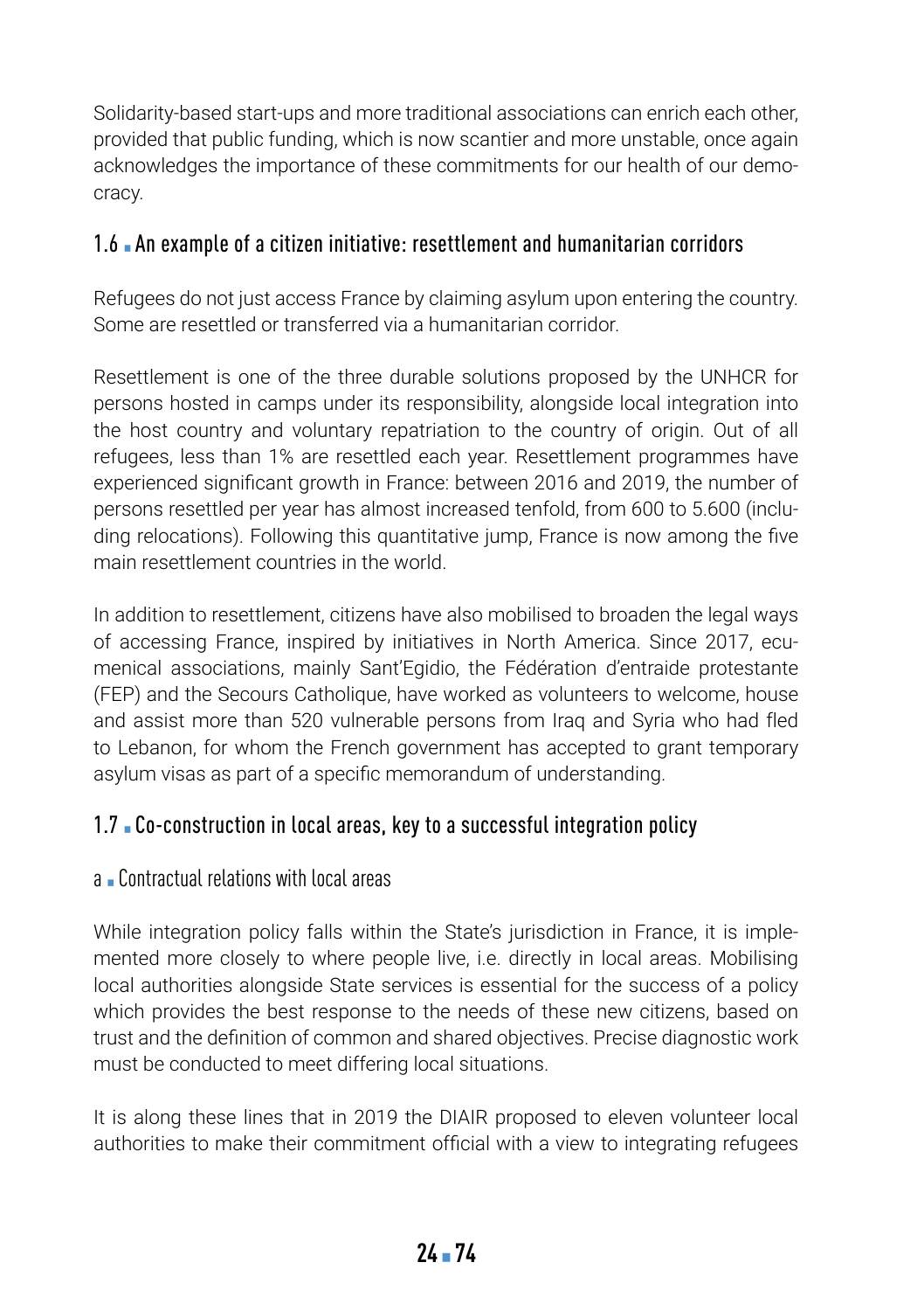Solidarity-based start-ups and more traditional associations can enrich each other, provided that public funding, which is now scantier and more unstable, once again acknowledges the importance of these commitments for our health of our democracy.

## 1.6 ▪ An example of a citizen initiative: resettlement and humanitarian corridors

Refugees do not just access France by claiming asylum upon entering the country. Some are resettled or transferred via a humanitarian corridor.

Resettlement is one of the three durable solutions proposed by the UNHCR for persons hosted in camps under its responsibility, alongside local integration into the host country and voluntary repatriation to the country of origin. Out of all refugees, less than 1% are resettled each year. Resettlement programmes have experienced significant growth in France: between 2016 and 2019, the number of persons resettled per year has almost increased tenfold, from 600 to 5.600 (including relocations). Following this quantitative jump, France is now among the five main resettlement countries in the world.

In addition to resettlement, citizens have also mobilised to broaden the legal ways of accessing France, inspired by initiatives in North America. Since 2017, ecumenical associations, mainly Sant'Egidio, the Fédération d'entraide protestante (FEP) and the Secours Catholique, have worked as volunteers to welcome, house and assist more than 520 vulnerable persons from Iraq and Syria who had fled to Lebanon, for whom the French government has accepted to grant temporary asylum visas as part of a specific memorandum of understanding.

## 1.7 ▪ Co-construction in local areas, key to a successful integration policy

### a ▪ Contractual relations with local areas

While integration policy falls within the State's jurisdiction in France, it is implemented more closely to where people live, i.e. directly in local areas. Mobilising local authorities alongside State services is essential for the success of a policy which provides the best response to the needs of these new citizens, based on trust and the definition of common and shared objectives. Precise diagnostic work must be conducted to meet differing local situations.

It is along these lines that in 2019 the DIAIR proposed to eleven volunteer local authorities to make their commitment official with a view to integrating refugees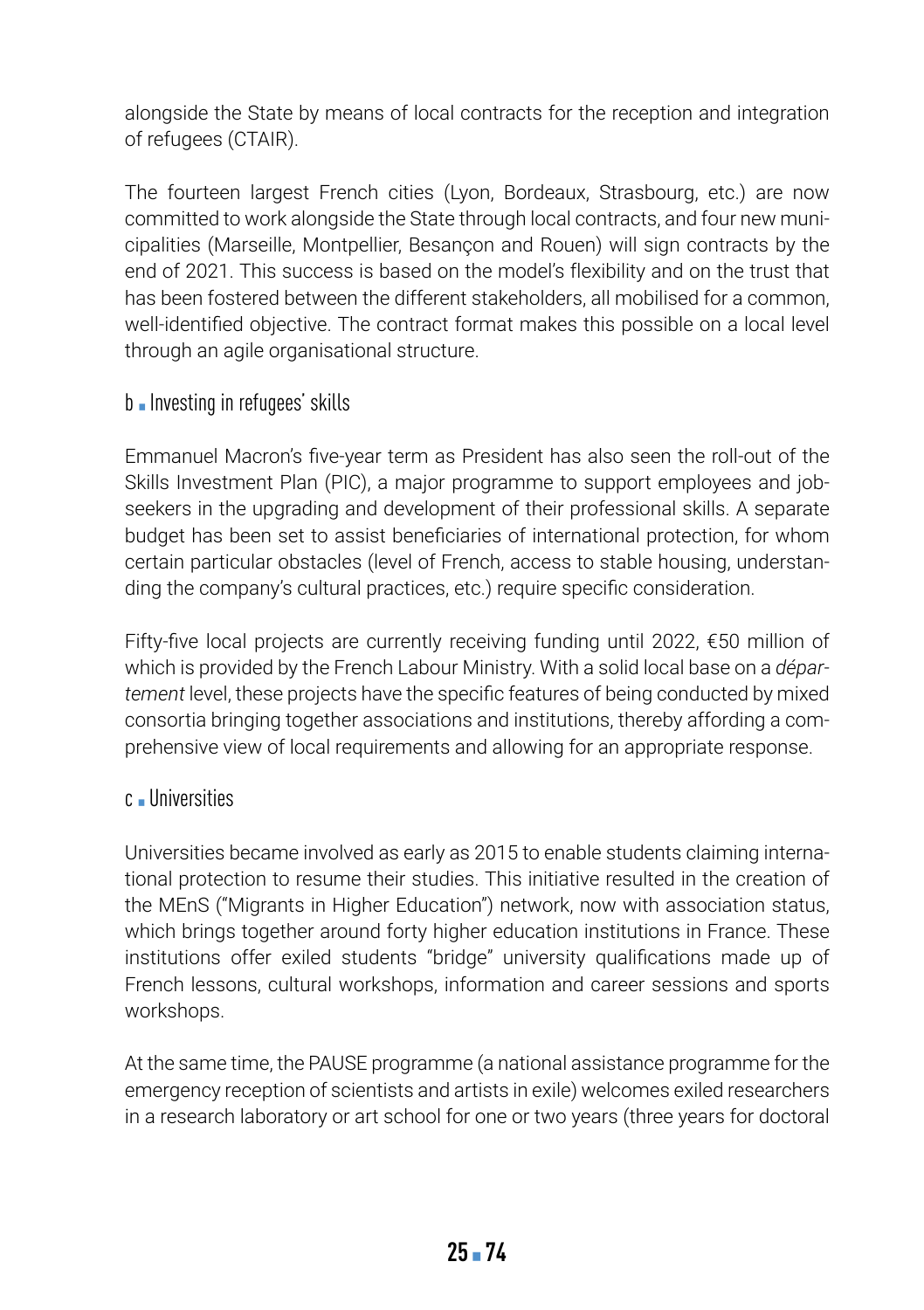alongside the State by means of local contracts for the reception and integration of refugees (CTAIR).

The fourteen largest French cities (Lyon, Bordeaux, Strasbourg, etc.) are now committed to work alongside the State through local contracts, and four new municipalities (Marseille, Montpellier, Besançon and Rouen) will sign contracts by the end of 2021. This success is based on the model's flexibility and on the trust that has been fostered between the different stakeholders, all mobilised for a common, well-identified objective. The contract format makes this possible on a local level through an agile organisational structure.

### b ▪ Investing in refugees' skills

Emmanuel Macron's five-year term as President has also seen the roll-out of the Skills Investment Plan (PIC), a major programme to support employees and job-seekers in the upgrading and development of their professional skills. A separate budget has been set to assist beneficiaries of international protection, for whom certain particular obstacles (level of French, access to stable housing, understanding the company's cultural practices, etc.) require specific consideration.

Fifty-five local projects are currently receiving funding until 2022, €50 million of which is provided by the French Labour Ministry. With a solid local base on a *département* level, these projects have the specific features of being conducted by mixed consortia bringing together associations and institutions, thereby affording a comprehensive view of local requirements and allowing for an appropriate response.

### c ▪ Universities

Universities became involved as early as 2015 to enable students claiming international protection to resume their studies. This initiative resulted in the creation of the MEnS ("Migrants in Higher Education") network, now with association status, which brings together around forty higher education institutions in France. These institutions offer exiled students "bridge" university qualifications made up of French lessons, cultural workshops, information and career sessions and sports workshops.

At the same time, the PAUSE programme (a national assistance programme for the emergency reception of scientists and artists in exile) welcomes exiled researchers in a research laboratory or art school for one or two years (three years for doctoral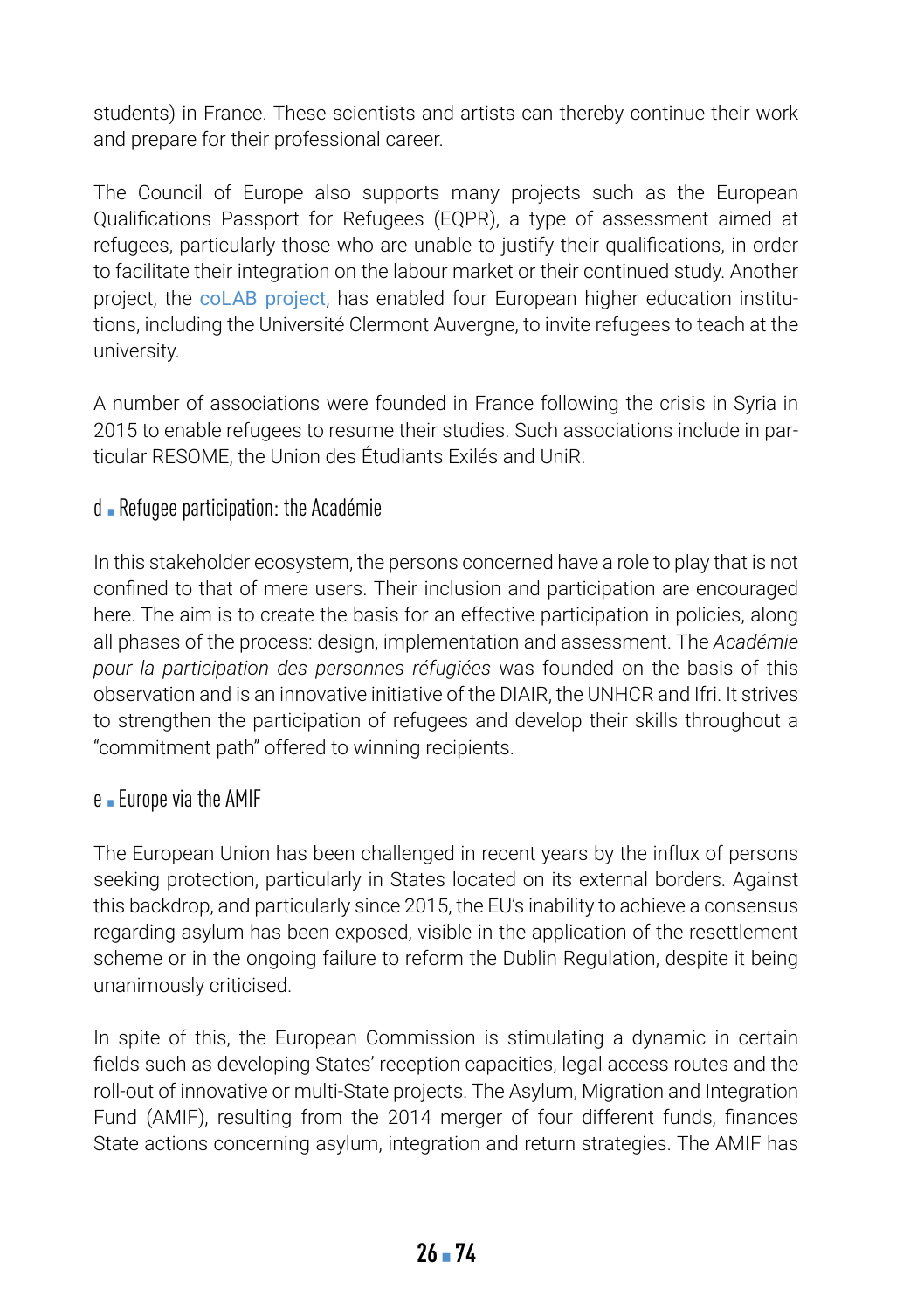students) in France. These scientists and artists can thereby continue their work and prepare for their professional career.

The Council of Europe also supports many projects such as the European Qualifications Passport for Refugees (EQPR), a type of assessment aimed at refugees, particularly those who are unable to justify their qualifications, in order to facilitate their integration on the labour market or their continued study. Another project, the coLAB project, has enabled four European higher education institutions, including the Université Clermont Auvergne, to invite refugees to teach at the university.

A number of associations were founded in France following the crisis in Syria in 2015 to enable refugees to resume their studies. Such associations include in particular RESOME, the Union des Étudiants Exilés and UniR.

### d ▪ Refugee participation: the Académie

In this stakeholder ecosystem, the persons concerned have a role to play that is not confined to that of mere users. Their inclusion and participation are encouraged here. The aim is to create the basis for an effective participation in policies, along all phases of the process: design, implementation and assessment. The *Académie pour la participation des personnes réfugiées* was founded on the basis of this observation and is an innovative initiative of the DIAIR, the UNHCR and Ifri. It strives to strengthen the participation of refugees and develop their skills throughout a "commitment path" offered to winning recipients.

### e ▪ Europe via the AMIF

The European Union has been challenged in recent years by the influx of persons seeking protection, particularly in States located on its external borders. Against this backdrop, and particularly since 2015, the EU's inability to achieve a consensus regarding asylum has been exposed, visible in the application of the resettlement scheme or in the ongoing failure to reform the Dublin Regulation, despite it being unanimously criticised.

In spite of this, the European Commission is stimulating a dynamic in certain fields such as developing States' reception capacities, legal access routes and the roll-out of innovative or multi-State projects. The Asylum, Migration and Integration Fund (AMIF), resulting from the 2014 merger of four different funds, finances State actions concerning asylum, integration and return strategies. The AMIF has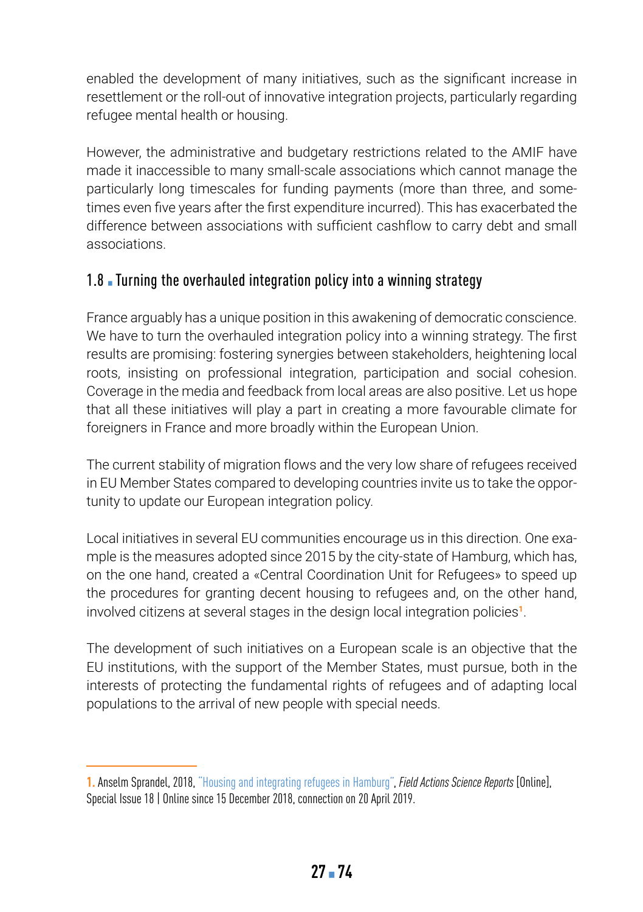enabled the development of many initiatives, such as the significant increase in resettlement or the roll-out of innovative integration projects, particularly regarding refugee mental health or housing.

However, the administrative and budgetary restrictions related to the AMIF have made it inaccessible to many small-scale associations which cannot manage the particularly long timescales for funding payments (more than three, and sometimes even five years after the first expenditure incurred). This has exacerbated the difference between associations with sufficient cashflow to carry debt and small associations.

## 1.8 ■ Turning the overhauled integration policy into a winning strategy

France arguably has a unique position in this awakening of democratic conscience. We have to turn the overhauled integration policy into a winning strategy. The first results are promising: fostering synergies between stakeholders, heightening local roots, insisting on professional integration, participation and social cohesion. Coverage in the media and feedback from local areas are also positive. Let us hope that all these initiatives will play a part in creating a more favourable climate for foreigners in France and more broadly within the European Union.

The current stability of migration flows and the very low share of refugees received in EU Member States compared to developing countries invite us to take the opportunity to update our European integration policy.

Local initiatives in several EU communities encourage us in this direction. One example is the measures adopted since 2015 by the city-state of Hamburg, which has, on the one hand, created a «Central Coordination Unit for Refugees» to speed up the procedures for granting decent housing to refugees and, on the other hand, involved citizens at several stages in the design local integration policies[1].

The development of such initiatives on a European scale is an objective that the EU institutions, with the support of the Member States, must pursue, both in the interests of protecting the fundamental rights of refugees and of adapting local populations to the arrival of new people with special needs.

---

1. Anselm Sprandel, 2018, "Housing and integrating refugees in Hamburg", *Field Actions Science Reports* [Online], Special Issue 18 | Online since 15 December 2018, connection on 20 April 2019.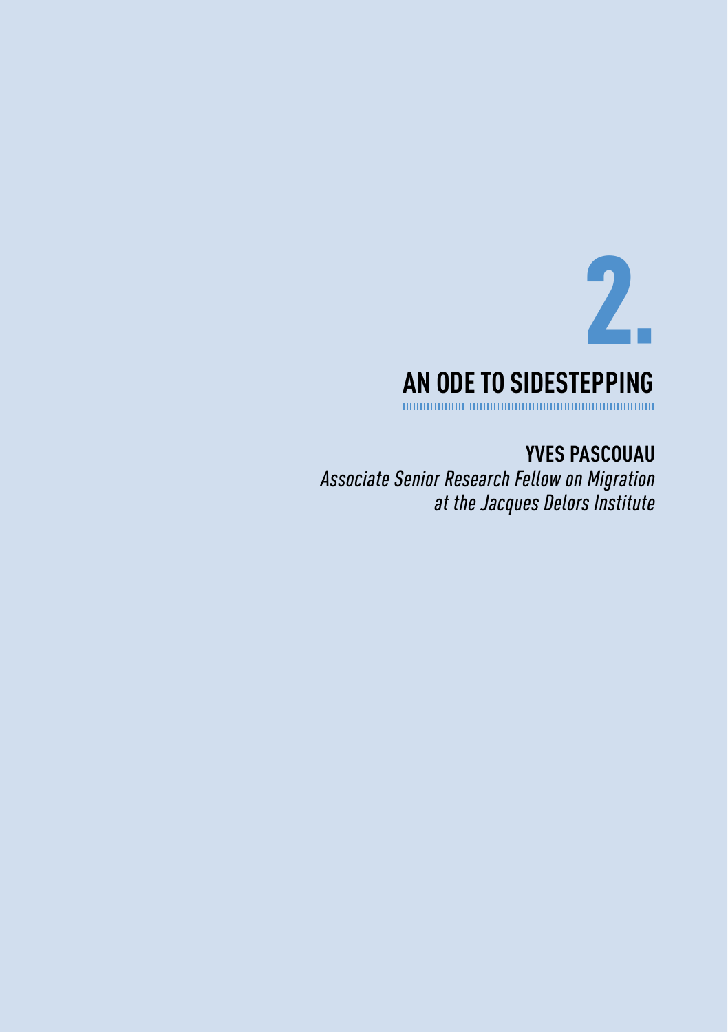# 2. AN ODE TO SIDESTEPPING

**YVES PASCOUAU**

*Associate Senior Research Fellow on Migration at the Jacques Delors Institute*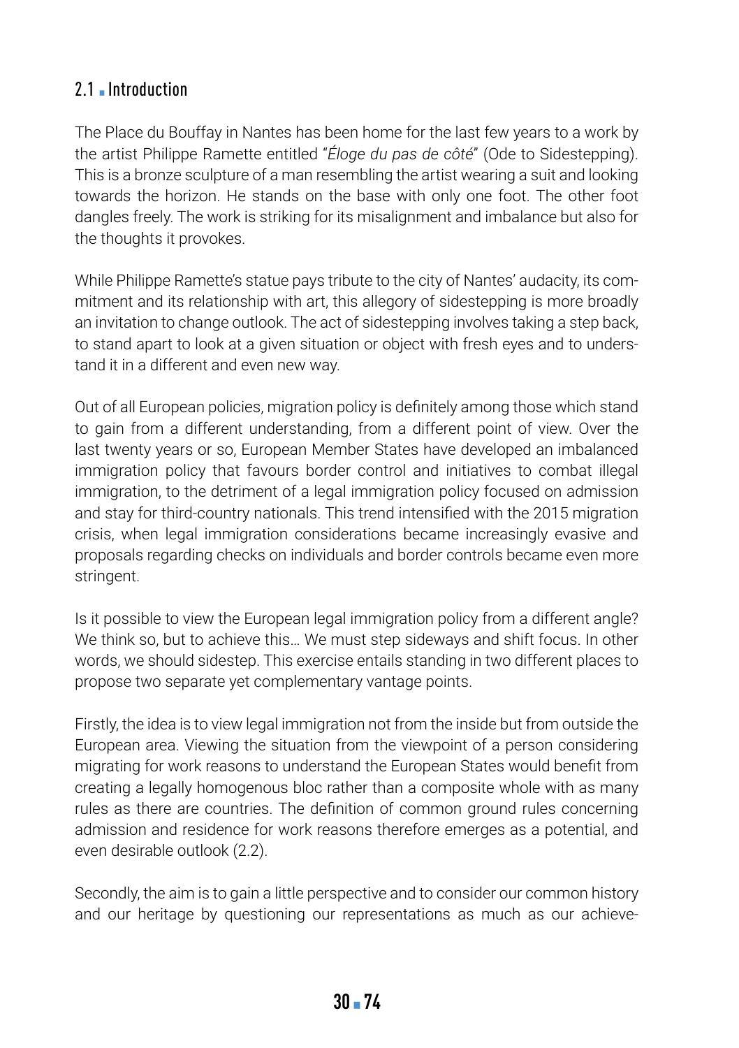## 2.1 ▪ Introduction

The Place du Bouffay in Nantes has been home for the last few years to a work by the artist Philippe Ramette entitled "*Éloge du pas de côté*" (Ode to Sidestepping). This is a bronze sculpture of a man resembling the artist wearing a suit and looking towards the horizon. He stands on the base with only one foot. The other foot dangles freely. The work is striking for its misalignment and imbalance but also for the thoughts it provokes.

While Philippe Ramette's statue pays tribute to the city of Nantes' audacity, its commitment and its relationship with art, this allegory of sidestepping is more broadly an invitation to change outlook. The act of sidestepping involves taking a step back, to stand apart to look at a given situation or object with fresh eyes and to understand it in a different and even new way.

Out of all European policies, migration policy is definitely among those which stand to gain from a different understanding, from a different point of view. Over the last twenty years or so, European Member States have developed an imbalanced immigration policy that favours border control and initiatives to combat illegal immigration, to the detriment of a legal immigration policy focused on admission and stay for third-country nationals. This trend intensified with the 2015 migration crisis, when legal immigration considerations became increasingly evasive and proposals regarding checks on individuals and border controls became even more stringent.

Is it possible to view the European legal immigration policy from a different angle? We think so, but to achieve this… We must step sideways and shift focus. In other words, we should sidestep. This exercise entails standing in two different places to propose two separate yet complementary vantage points.

Firstly, the idea is to view legal immigration not from the inside but from outside the European area. Viewing the situation from the viewpoint of a person considering migrating for work reasons to understand the European States would benefit from creating a legally homogenous bloc rather than a composite whole with as many rules as there are countries. The definition of common ground rules concerning admission and residence for work reasons therefore emerges as a potential, and even desirable outlook (2.2).

Secondly, the aim is to gain a little perspective and to consider our common history and our heritage by questioning our representations as much as our achieve-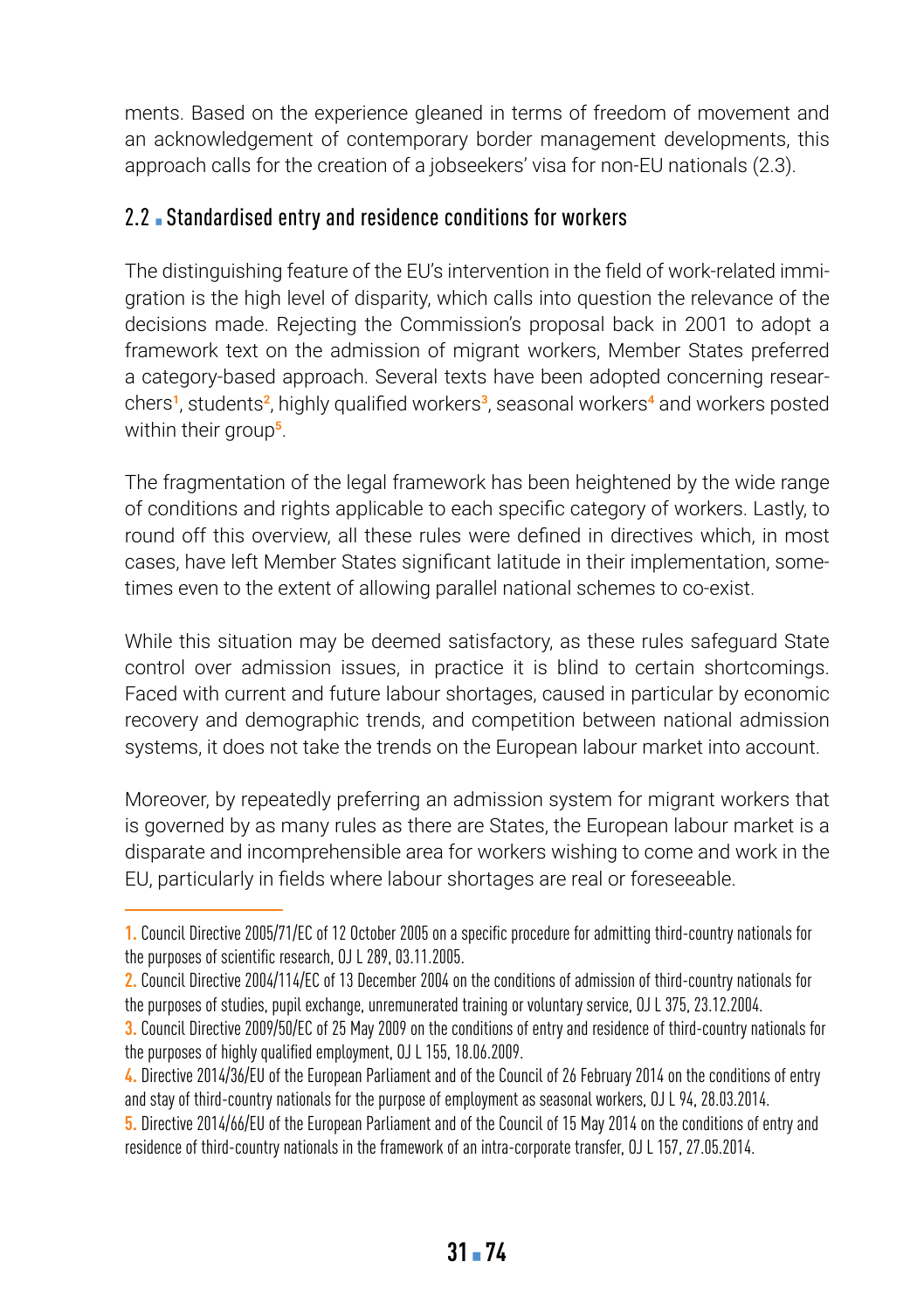ments. Based on the experience gleaned in terms of freedom of movement and an acknowledgement of contemporary border management developments, this approach calls for the creation of a jobseekers' visa for non-EU nationals (2.3).

## 2.2 Standardised entry and residence conditions for workers

The distinguishing feature of the EU's intervention in the field of work-related immigration is the high level of disparity, which calls into question the relevance of the decisions made. Rejecting the Commission's proposal back in 2001 to adopt a framework text on the admission of migrant workers, Member States preferred a category-based approach. Several texts have been adopted concerning researchers[1], students[2], highly qualified workers[3], seasonal workers[4] and workers posted within their group[5].

The fragmentation of the legal framework has been heightened by the wide range of conditions and rights applicable to each specific category of workers. Lastly, to round off this overview, all these rules were defined in directives which, in most cases, have left Member States significant latitude in their implementation, sometimes even to the extent of allowing parallel national schemes to co-exist.

While this situation may be deemed satisfactory, as these rules safeguard State control over admission issues, in practice it is blind to certain shortcomings. Faced with current and future labour shortages, caused in particular by economic recovery and demographic trends, and competition between national admission systems, it does not take the trends on the European labour market into account.

Moreover, by repeatedly preferring an admission system for migrant workers that is governed by as many rules as there are States, the European labour market is a disparate and incomprehensible area for workers wishing to come and work in the EU, particularly in fields where labour shortages are real or foreseeable.

---

1. Council Directive 2005/71/EC of 12 October 2005 on a specific procedure for admitting third-country nationals for the purposes of scientific research, OJ L 289, 03.11.2005.
2. Council Directive 2004/114/EC of 13 December 2004 on the conditions of admission of third-country nationals for the purposes of studies, pupil exchange, unremunerated training or voluntary service, OJ L 375, 23.12.2004.
3. Council Directive 2009/50/EC of 25 May 2009 on the conditions of entry and residence of third-country nationals for the purposes of highly qualified employment, OJ L 155, 18.06.2009.
4. Directive 2014/36/EU of the European Parliament and of the Council of 26 February 2014 on the conditions of entry and stay of third-country nationals for the purpose of employment as seasonal workers, OJ L 94, 28.03.2014.
5. Directive 2014/66/EU of the European Parliament and of the Council of 15 May 2014 on the conditions of entry and residence of third-country nationals in the framework of an intra-corporate transfer, OJ L 157, 27.05.2014.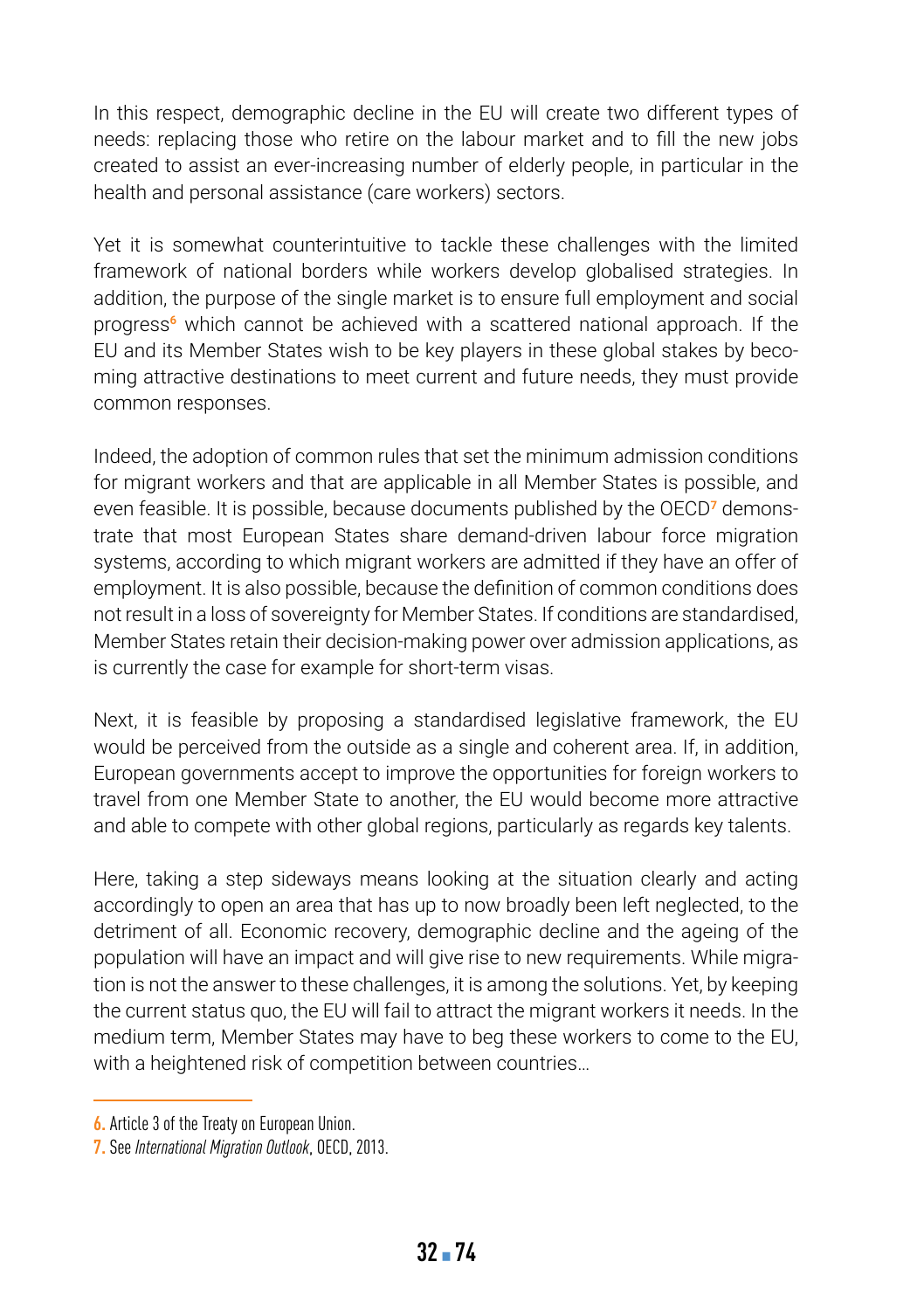In this respect, demographic decline in the EU will create two different types of needs: replacing those who retire on the labour market and to fill the new jobs created to assist an ever-increasing number of elderly people, in particular in the health and personal assistance (care workers) sectors.

Yet it is somewhat counterintuitive to tackle these challenges with the limited framework of national borders while workers develop globalised strategies. In addition, the purpose of the single market is to ensure full employment and social progress[6] which cannot be achieved with a scattered national approach. If the EU and its Member States wish to be key players in these global stakes by becoming attractive destinations to meet current and future needs, they must provide common responses.

Indeed, the adoption of common rules that set the minimum admission conditions for migrant workers and that are applicable in all Member States is possible, and even feasible. It is possible, because documents published by the OECD[7] demonstrate that most European States share demand-driven labour force migration systems, according to which migrant workers are admitted if they have an offer of employment. It is also possible, because the definition of common conditions does not result in a loss of sovereignty for Member States. If conditions are standardised, Member States retain their decision-making power over admission applications, as is currently the case for example for short-term visas.

Next, it is feasible by proposing a standardised legislative framework, the EU would be perceived from the outside as a single and coherent area. If, in addition, European governments accept to improve the opportunities for foreign workers to travel from one Member State to another, the EU would become more attractive and able to compete with other global regions, particularly as regards key talents.

Here, taking a step sideways means looking at the situation clearly and acting accordingly to open an area that has up to now broadly been left neglected, to the detriment of all. Economic recovery, demographic decline and the ageing of the population will have an impact and will give rise to new requirements. While migration is not the answer to these challenges, it is among the solutions. Yet, by keeping the current status quo, the EU will fail to attract the migrant workers it needs. In the medium term, Member States may have to beg these workers to come to the EU, with a heightened risk of competition between countries…

---

6. Article 3 of the Treaty on European Union.

7. See *International Migration Outlook*, OECD, 2013.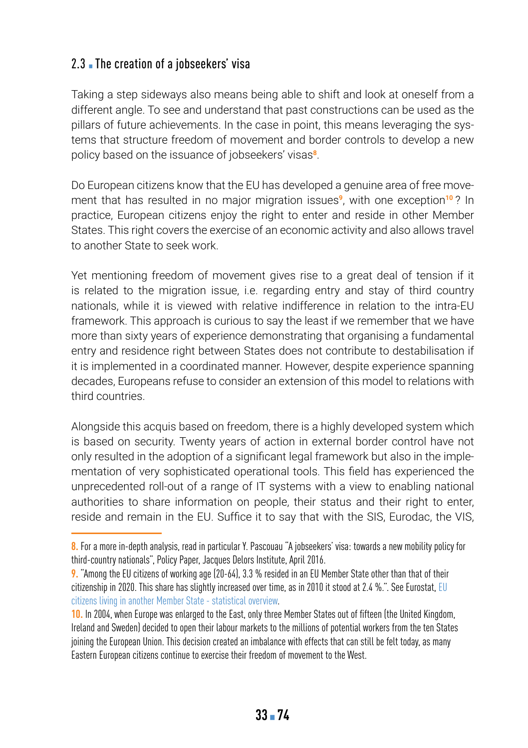## 2.3 The creation of a jobseekers' visa

Taking a step sideways also means being able to shift and look at oneself from a different angle. To see and understand that past constructions can be used as the pillars of future achievements. In the case in point, this means leveraging the systems that structure freedom of movement and border controls to develop a new policy based on the issuance of jobseekers' visas[8].

Do European citizens know that the EU has developed a genuine area of free movement that has resulted in no major migration issues[9], with one exception[10]? In practice, European citizens enjoy the right to enter and reside in other Member States. This right covers the exercise of an economic activity and also allows travel to another State to seek work.

Yet mentioning freedom of movement gives rise to a great deal of tension if it is related to the migration issue, i.e. regarding entry and stay of third country nationals, while it is viewed with relative indifference in relation to the intra-EU framework. This approach is curious to say the least if we remember that we have more than sixty years of experience demonstrating that organising a fundamental entry and residence right between States does not contribute to destabilisation if it is implemented in a coordinated manner. However, despite experience spanning decades, Europeans refuse to consider an extension of this model to relations with third countries.

Alongside this acquis based on freedom, there is a highly developed system which is based on security. Twenty years of action in external border control have not only resulted in the adoption of a significant legal framework but also in the implementation of very sophisticated operational tools. This field has experienced the unprecedented roll-out of a range of IT systems with a view to enabling national authorities to share information on people, their status and their right to enter, reside and remain in the EU. Suffice it to say that with the SIS, Eurodac, the VIS,

---

8. For a more in-depth analysis, read in particular Y. Pascouau "A jobseekers' visa: towards a new mobility policy for third-country nationals", Policy Paper, Jacques Delors Institute, April 2016.

9. "Among the EU citizens of working age (20-64), 3.3 % resided in an EU Member State other than that of their citizenship in 2020. This share has slightly increased over time, as in 2010 it stood at 2.4 %.". See Eurostat, EU citizens living in another Member State - statistical overview.

10. In 2004, when Europe was enlarged to the East, only three Member States out of fifteen (the United Kingdom, Ireland and Sweden) decided to open their labour markets to the millions of potential workers from the ten States joining the European Union. This decision created an imbalance with effects that can still be felt today, as many Eastern European citizens continue to exercise their freedom of movement to the West.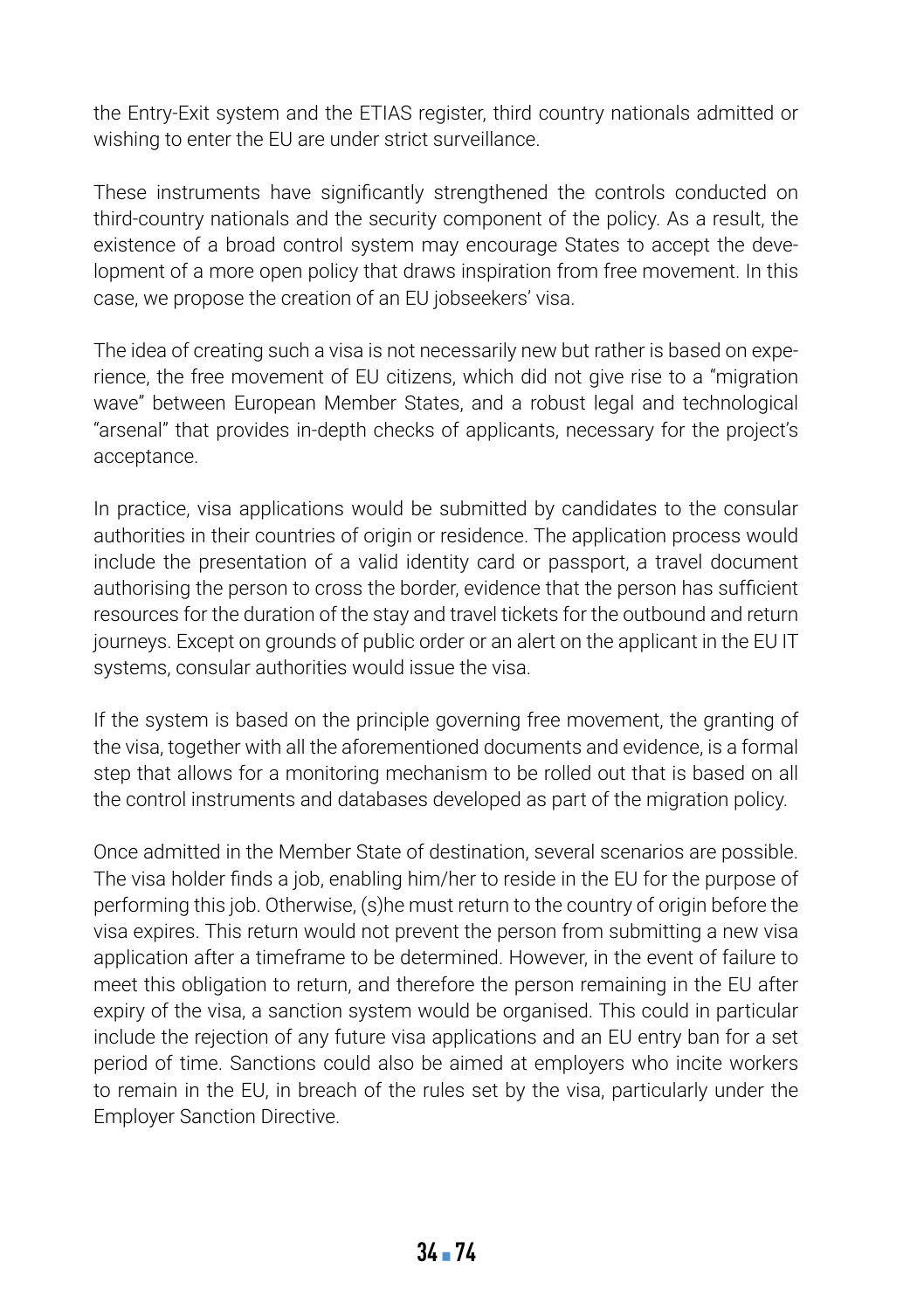the Entry-Exit system and the ETIAS register, third country nationals admitted or wishing to enter the EU are under strict surveillance.

These instruments have significantly strengthened the controls conducted on third-country nationals and the security component of the policy. As a result, the existence of a broad control system may encourage States to accept the development of a more open policy that draws inspiration from free movement. In this case, we propose the creation of an EU jobseekers' visa.

The idea of creating such a visa is not necessarily new but rather is based on experience, the free movement of EU citizens, which did not give rise to a "migration wave" between European Member States, and a robust legal and technological "arsenal" that provides in-depth checks of applicants, necessary for the project's acceptance.

In practice, visa applications would be submitted by candidates to the consular authorities in their countries of origin or residence. The application process would include the presentation of a valid identity card or passport, a travel document authorising the person to cross the border, evidence that the person has sufficient resources for the duration of the stay and travel tickets for the outbound and return journeys. Except on grounds of public order or an alert on the applicant in the EU IT systems, consular authorities would issue the visa.

If the system is based on the principle governing free movement, the granting of the visa, together with all the aforementioned documents and evidence, is a formal step that allows for a monitoring mechanism to be rolled out that is based on all the control instruments and databases developed as part of the migration policy.

Once admitted in the Member State of destination, several scenarios are possible. The visa holder finds a job, enabling him/her to reside in the EU for the purpose of performing this job. Otherwise, (s)he must return to the country of origin before the visa expires. This return would not prevent the person from submitting a new visa application after a timeframe to be determined. However, in the event of failure to meet this obligation to return, and therefore the person remaining in the EU after expiry of the visa, a sanction system would be organised. This could in particular include the rejection of any future visa applications and an EU entry ban for a set period of time. Sanctions could also be aimed at employers who incite workers to remain in the EU, in breach of the rules set by the visa, particularly under the Employer Sanction Directive.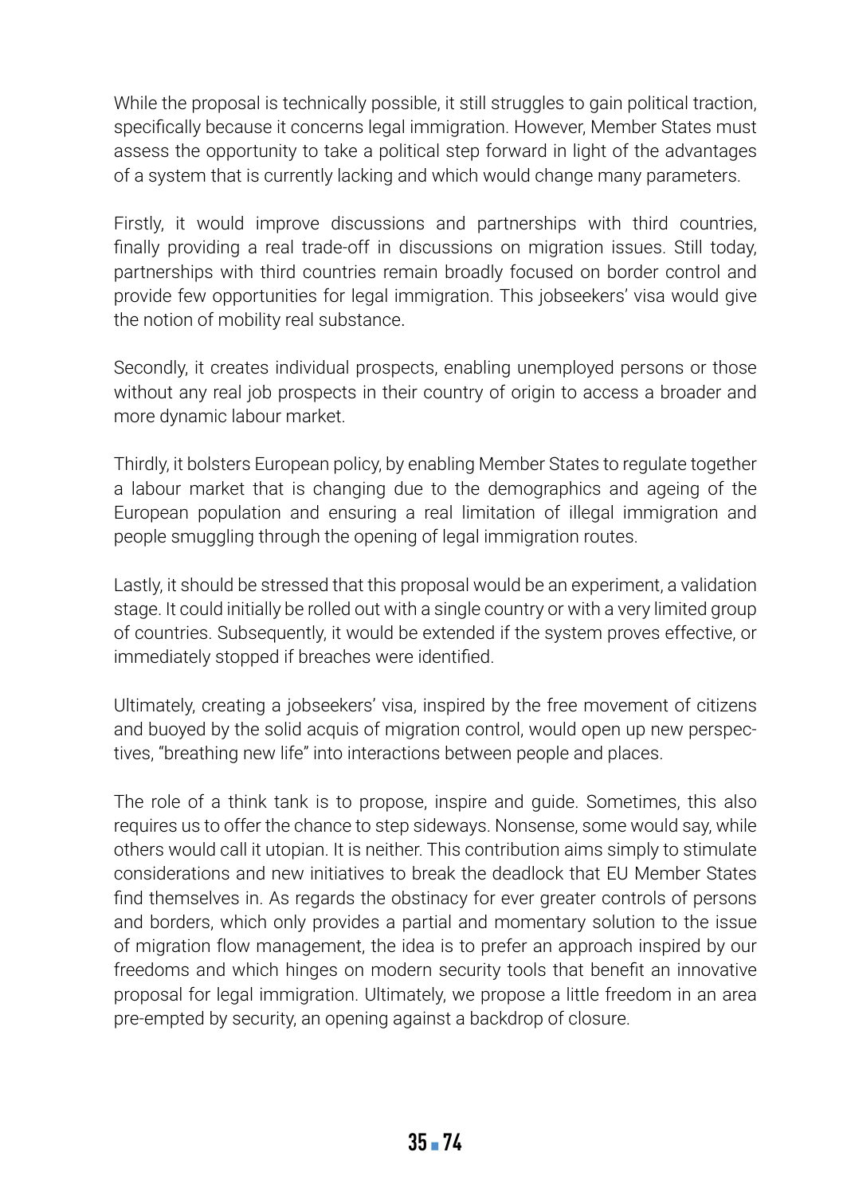While the proposal is technically possible, it still struggles to gain political traction, specifically because it concerns legal immigration. However, Member States must assess the opportunity to take a political step forward in light of the advantages of a system that is currently lacking and which would change many parameters.

Firstly, it would improve discussions and partnerships with third countries, finally providing a real trade-off in discussions on migration issues. Still today, partnerships with third countries remain broadly focused on border control and provide few opportunities for legal immigration. This jobseekers' visa would give the notion of mobility real substance.

Secondly, it creates individual prospects, enabling unemployed persons or those without any real job prospects in their country of origin to access a broader and more dynamic labour market.

Thirdly, it bolsters European policy, by enabling Member States to regulate together a labour market that is changing due to the demographics and ageing of the European population and ensuring a real limitation of illegal immigration and people smuggling through the opening of legal immigration routes.

Lastly, it should be stressed that this proposal would be an experiment, a validation stage. It could initially be rolled out with a single country or with a very limited group of countries. Subsequently, it would be extended if the system proves effective, or immediately stopped if breaches were identified.

Ultimately, creating a jobseekers' visa, inspired by the free movement of citizens and buoyed by the solid acquis of migration control, would open up new perspectives, "breathing new life" into interactions between people and places.

The role of a think tank is to propose, inspire and guide. Sometimes, this also requires us to offer the chance to step sideways. Nonsense, some would say, while others would call it utopian. It is neither. This contribution aims simply to stimulate considerations and new initiatives to break the deadlock that EU Member States find themselves in. As regards the obstinacy for ever greater controls of persons and borders, which only provides a partial and momentary solution to the issue of migration flow management, the idea is to prefer an approach inspired by our freedoms and which hinges on modern security tools that benefit an innovative proposal for legal immigration. Ultimately, we propose a little freedom in an area pre-empted by security, an opening against a backdrop of closure.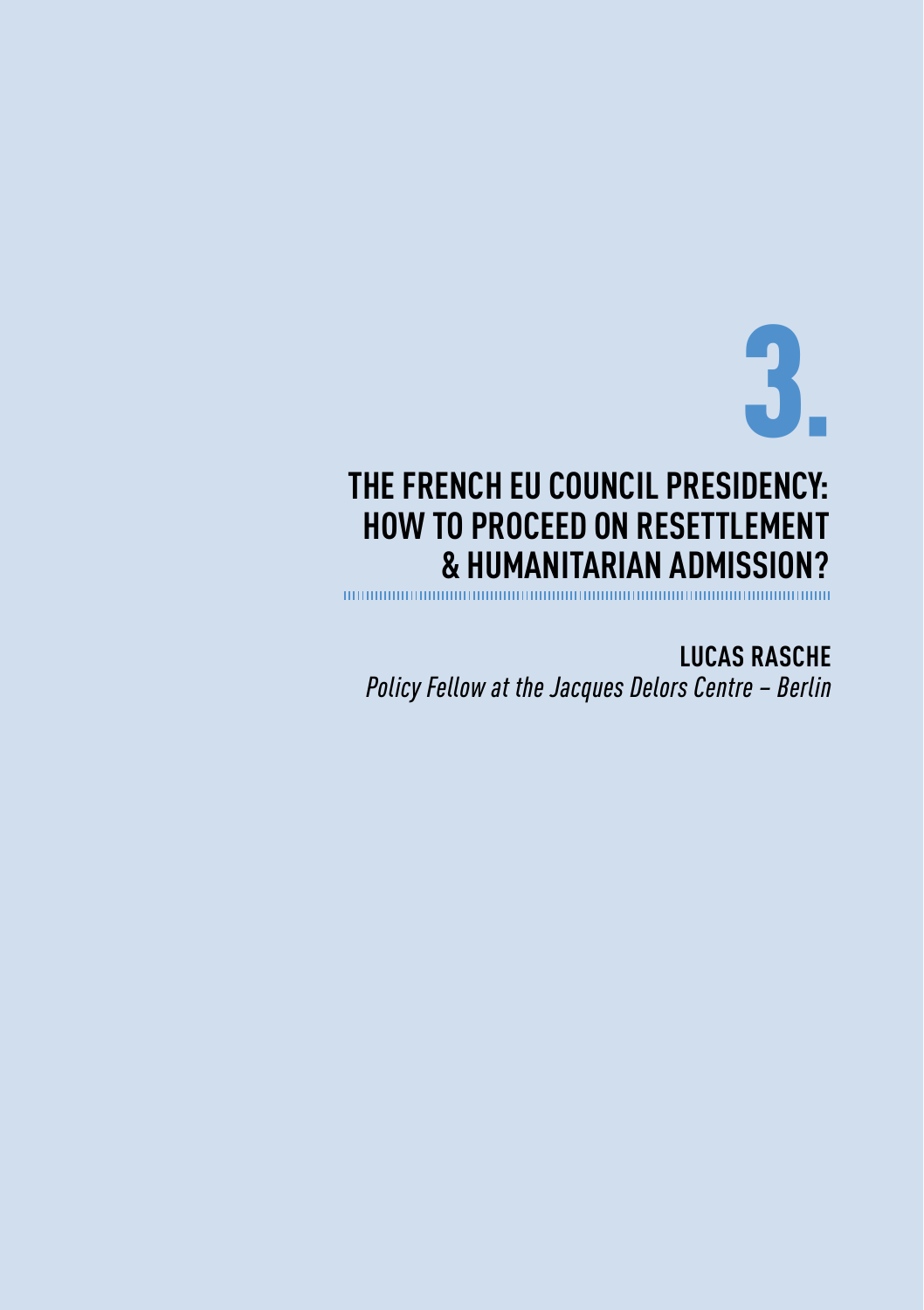# 3.

## THE FRENCH EU COUNCIL PRESIDENCY: HOW TO PROCEED ON RESETTLEMENT & HUMANITARIAN ADMISSION?

**LUCAS RASCHE**

*Policy Fellow at the Jacques Delors Centre – Berlin*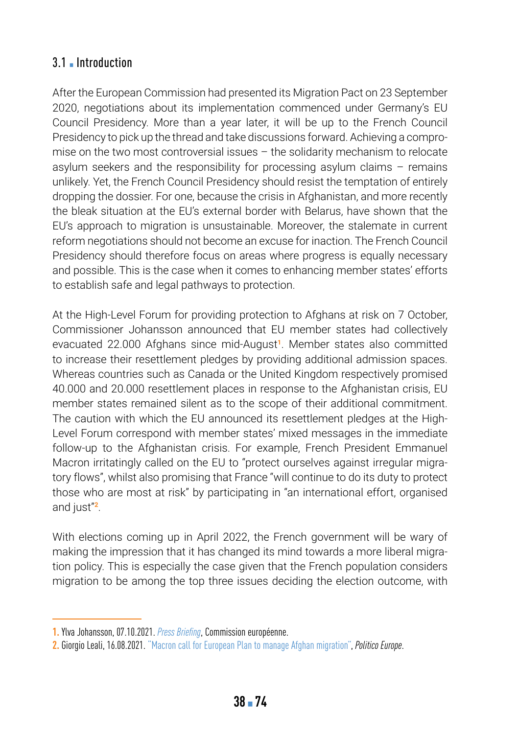## 3.1 ▪ Introduction

After the European Commission had presented its Migration Pact on 23 September 2020, negotiations about its implementation commenced under Germany's EU Council Presidency. More than a year later, it will be up to the French Council Presidency to pick up the thread and take discussions forward. Achieving a compromise on the two most controversial issues – the solidarity mechanism to relocate asylum seekers and the responsibility for processing asylum claims – remains unlikely. Yet, the French Council Presidency should resist the temptation of entirely dropping the dossier. For one, because the crisis in Afghanistan, and more recently the bleak situation at the EU's external border with Belarus, have shown that the EU's approach to migration is unsustainable. Moreover, the stalemate in current reform negotiations should not become an excuse for inaction. The French Council Presidency should therefore focus on areas where progress is equally necessary and possible. This is the case when it comes to enhancing member states' efforts to establish safe and legal pathways to protection.

At the High-Level Forum for providing protection to Afghans at risk on 7 October, Commissioner Johansson announced that EU member states had collectively evacuated 22.000 Afghans since mid-August[1]. Member states also committed to increase their resettlement pledges by providing additional admission spaces. Whereas countries such as Canada or the United Kingdom respectively promised 40.000 and 20.000 resettlement places in response to the Afghanistan crisis, EU member states remained silent as to the scope of their additional commitment. The caution with which the EU announced its resettlement pledges at the High-Level Forum correspond with member states' mixed messages in the immediate follow-up to the Afghanistan crisis. For example, French President Emmanuel Macron irritatingly called on the EU to "protect ourselves against irregular migratory flows", whilst also promising that France "will continue to do its duty to protect those who are most at risk" by participating in "an international effort, organised and just"[2].

With elections coming up in April 2022, the French government will be wary of making the impression that it has changed its mind towards a more liberal migration policy. This is especially the case given that the French population considers migration to be among the top three issues deciding the election outcome, with

---

1. Ylva Johansson, 07.10.2021. *Press Briefing*, Commission européenne.
2. Giorgio Leali, 16.08.2021. "Macron call for European Plan to manage Afghan migration", *Politico Europe*.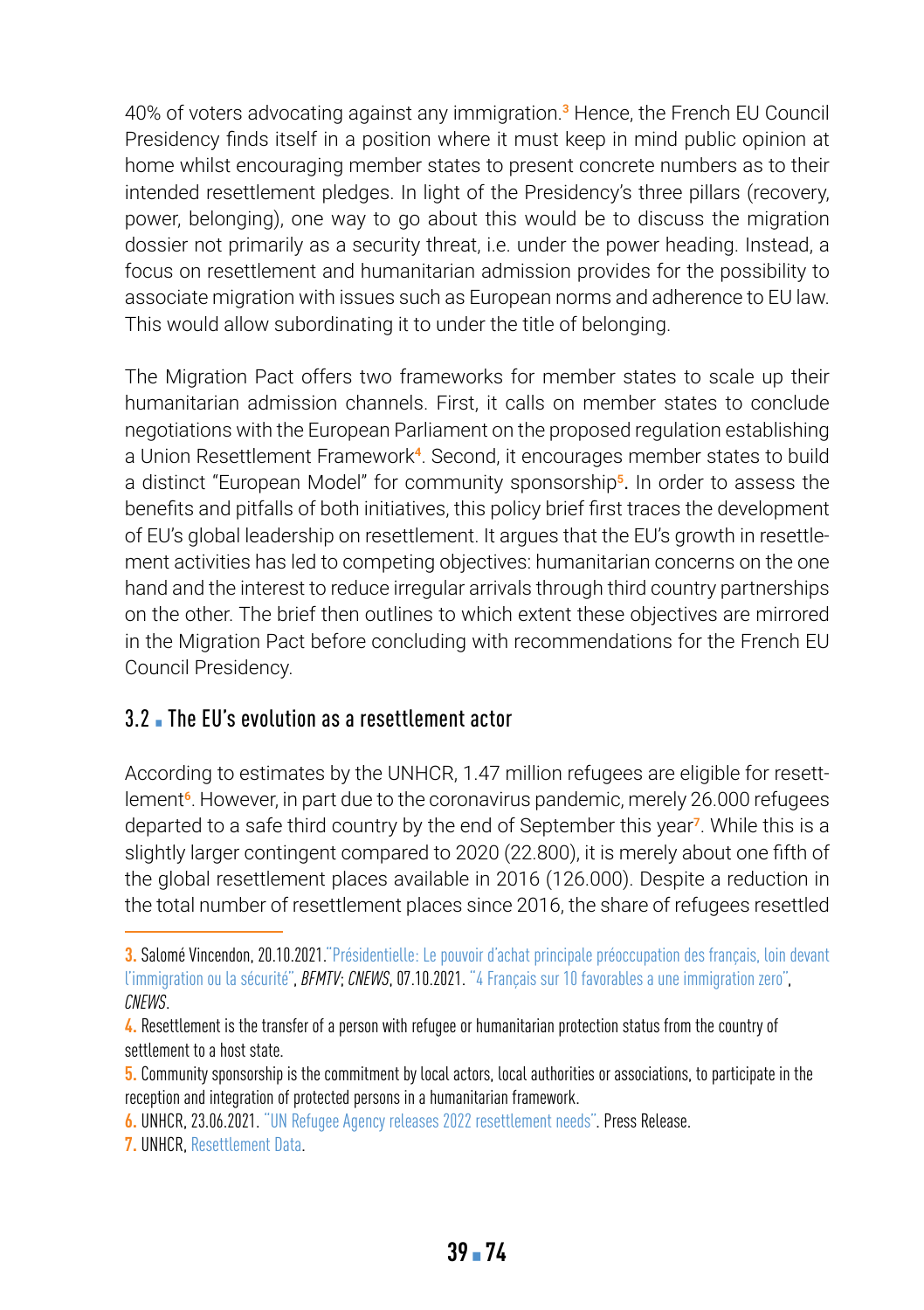40% of voters advocating against any immigration.[3] Hence, the French EU Council Presidency finds itself in a position where it must keep in mind public opinion at home whilst encouraging member states to present concrete numbers as to their intended resettlement pledges. In light of the Presidency's three pillars (recovery, power, belonging), one way to go about this would be to discuss the migration dossier not primarily as a security threat, i.e. under the power heading. Instead, a focus on resettlement and humanitarian admission provides for the possibility to associate migration with issues such as European norms and adherence to EU law. This would allow subordinating it to under the title of belonging.

The Migration Pact offers two frameworks for member states to scale up their humanitarian admission channels. First, it calls on member states to conclude negotiations with the European Parliament on the proposed regulation establishing a Union Resettlement Framework[4]. Second, it encourages member states to build a distinct "European Model" for community sponsorship[5]. In order to assess the benefits and pitfalls of both initiatives, this policy brief first traces the development of EU's global leadership on resettlement. It argues that the EU's growth in resettlement activities has led to competing objectives: humanitarian concerns on the one hand and the interest to reduce irregular arrivals through third country partnerships on the other. The brief then outlines to which extent these objectives are mirrored in the Migration Pact before concluding with recommendations for the French EU Council Presidency.

### 3.2 ▪ The EU's evolution as a resettlement actor

According to estimates by the UNHCR, 1.47 million refugees are eligible for resettlement[6]. However, in part due to the coronavirus pandemic, merely 26.000 refugees departed to a safe third country by the end of September this year[7]. While this is a slightly larger contingent compared to 2020 (22.800), it is merely about one fifth of the global resettlement places available in 2016 (126.000). Despite a reduction in the total number of resettlement places since 2016, the share of refugees resettled

---

3. Salomé Vincendon, 20.10.2021."Présidentielle: Le pouvoir d'achat principale préoccupation des français, loin devant l'immigration ou la sécurité", *BFMTV*; *CNEWS*, 07.10.2021. "4 Français sur 10 favorables a une immigration zero", *CNEWS*.

4. Resettlement is the transfer of a person with refugee or humanitarian protection status from the country of settlement to a host state.

5. Community sponsorship is the commitment by local actors, local authorities or associations, to participate in the reception and integration of protected persons in a humanitarian framework.

6. UNHCR, 23.06.2021. "UN Refugee Agency releases 2022 resettlement needs". Press Release.

7. UNHCR, Resettlement Data.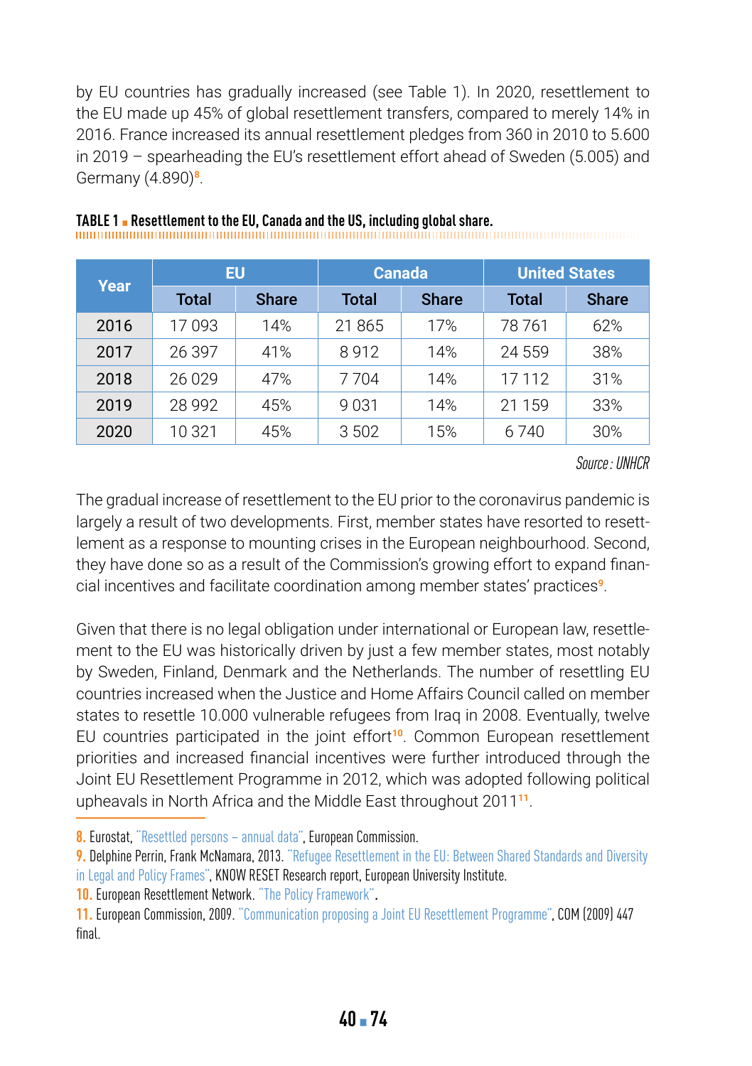by EU countries has gradually increased (see Table 1). In 2020, resettlement to the EU made up 45% of global resettlement transfers, compared to merely 14% in 2016. France increased its annual resettlement pledges from 360 in 2010 to 5.600 in 2019 – spearheading the EU's resettlement effort ahead of Sweden (5.005) and Germany (4.890)[8].

**TABLE 1 ▪ Resettlement to the EU, Canada and the US, including global share.**

| Year | EU | | Canada | | United States | |
|---|---|---|---|---|---|---|
| | Total | Share | Total | Share | Total | Share |
| 2016 | 17 093 | 14% | 21 865 | 17% | 78 761 | 62% |
| 2017 | 26 397 | 41% | 8 912 | 14% | 24 559 | 38% |
| 2018 | 26 029 | 47% | 7 704 | 14% | 17 112 | 31% |
| 2019 | 28 992 | 45% | 9 031 | 14% | 21 159 | 33% |
| 2020 | 10 321 | 45% | 3 502 | 15% | 6 740 | 30% |

*Source : UNHCR*

The gradual increase of resettlement to the EU prior to the coronavirus pandemic is largely a result of two developments. First, member states have resorted to resettlement as a response to mounting crises in the European neighbourhood. Second, they have done so as a result of the Commission's growing effort to expand financial incentives and facilitate coordination among member states' practices[9].

Given that there is no legal obligation under international or European law, resettlement to the EU was historically driven by just a few member states, most notably by Sweden, Finland, Denmark and the Netherlands. The number of resettling EU countries increased when the Justice and Home Affairs Council called on member states to resettle 10.000 vulnerable refugees from Iraq in 2008. Eventually, twelve EU countries participated in the joint effort[10]. Common European resettlement priorities and increased financial incentives were further introduced through the Joint EU Resettlement Programme in 2012, which was adopted following political upheavals in North Africa and the Middle East throughout 2011[11].

---

8. Eurostat, "Resettled persons – annual data", European Commission.
9. Delphine Perrin, Frank McNamara, 2013. "Refugee Resettlement in the EU: Between Shared Standards and Diversity in Legal and Policy Frames", KNOW RESET Research report, European University Institute.
10. European Resettlement Network. "The Policy Framework".
11. European Commission, 2009. "Communication proposing a Joint EU Resettlement Programme", COM (2009) 447 final.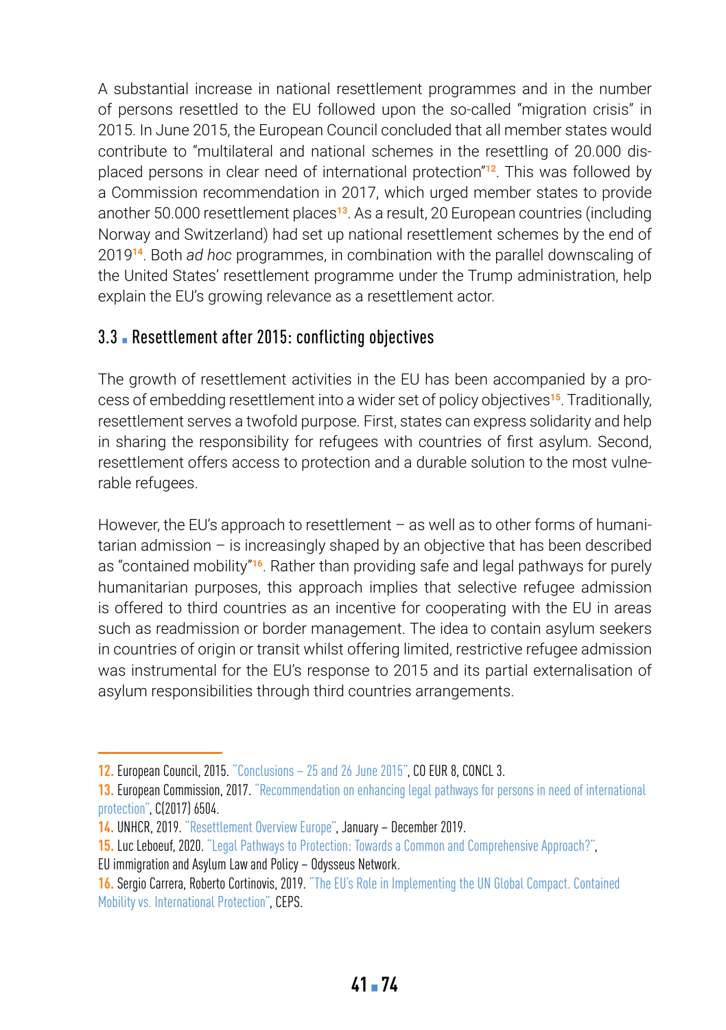A substantial increase in national resettlement programmes and in the number of persons resettled to the EU followed upon the so-called "migration crisis" in 2015. In June 2015, the European Council concluded that all member states would contribute to "multilateral and national schemes in the resettling of 20.000 displaced persons in clear need of international protection"[12]. This was followed by a Commission recommendation in 2017, which urged member states to provide another 50.000 resettlement places[13]. As a result, 20 European countries (including Norway and Switzerland) had set up national resettlement schemes by the end of 2019[14]. Both *ad hoc* programmes, in combination with the parallel downscaling of the United States' resettlement programme under the Trump administration, help explain the EU's growing relevance as a resettlement actor.

### 3.3 Resettlement after 2015: conflicting objectives

The growth of resettlement activities in the EU has been accompanied by a process of embedding resettlement into a wider set of policy objectives[15]. Traditionally, resettlement serves a twofold purpose. First, states can express solidarity and help in sharing the responsibility for refugees with countries of first asylum. Second, resettlement offers access to protection and a durable solution to the most vulnerable refugees.

However, the EU's approach to resettlement – as well as to other forms of humanitarian admission – is increasingly shaped by an objective that has been described as "contained mobility"[16]. Rather than providing safe and legal pathways for purely humanitarian purposes, this approach implies that selective refugee admission is offered to third countries as an incentive for cooperating with the EU in areas such as readmission or border management. The idea to contain asylum seekers in countries of origin or transit whilst offering limited, restrictive refugee admission was instrumental for the EU's response to 2015 and its partial externalisation of asylum responsibilities through third countries arrangements.

---

12. European Council, 2015. "Conclusions – 25 and 26 June 2015", CO EUR 8, CONCL 3.
13. European Commission, 2017. "Recommendation on enhancing legal pathways for persons in need of international protection", C(2017) 6504.
14. UNHCR, 2019. "Resettlement Overview Europe", January – December 2019.
15. Luc Leboeuf, 2020. "Legal Pathways to Protection: Towards a Common and Comprehensive Approach?", EU immigration and Asylum Law and Policy – Odysseus Network.
16. Sergio Carrera, Roberto Cortinovis, 2019. "The EU's Role in Implementing the UN Global Compact. Contained Mobility vs. International Protection", CEPS.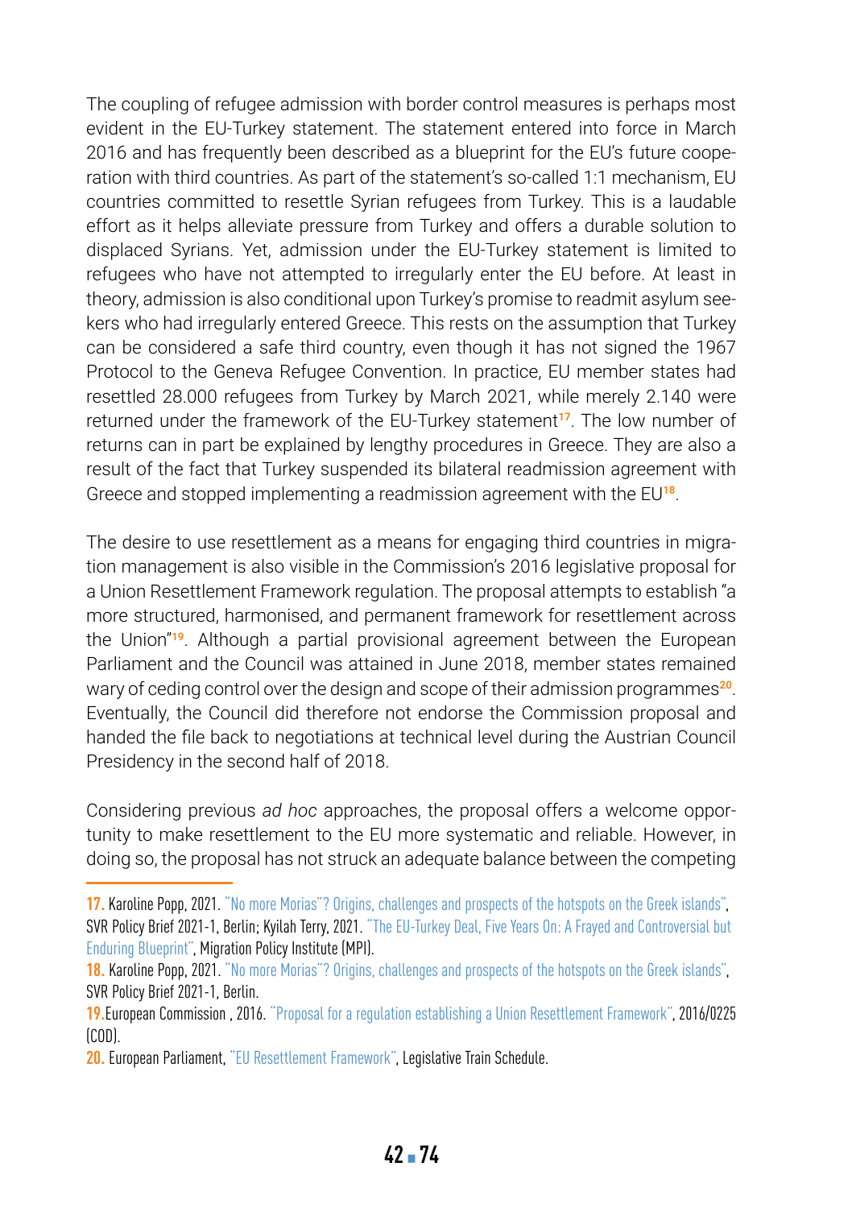The coupling of refugee admission with border control measures is perhaps most evident in the EU-Turkey statement. The statement entered into force in March 2016 and has frequently been described as a blueprint for the EU's future cooperation with third countries. As part of the statement's so-called 1:1 mechanism, EU countries committed to resettle Syrian refugees from Turkey. This is a laudable effort as it helps alleviate pressure from Turkey and offers a durable solution to displaced Syrians. Yet, admission under the EU-Turkey statement is limited to refugees who have not attempted to irregularly enter the EU before. At least in theory, admission is also conditional upon Turkey's promise to readmit asylum seekers who had irregularly entered Greece. This rests on the assumption that Turkey can be considered a safe third country, even though it has not signed the 1967 Protocol to the Geneva Refugee Convention. In practice, EU member states had resettled 28.000 refugees from Turkey by March 2021, while merely 2.140 were returned under the framework of the EU-Turkey statement[17]. The low number of returns can in part be explained by lengthy procedures in Greece. They are also a result of the fact that Turkey suspended its bilateral readmission agreement with Greece and stopped implementing a readmission agreement with the EU[18].

The desire to use resettlement as a means for engaging third countries in migration management is also visible in the Commission's 2016 legislative proposal for a Union Resettlement Framework regulation. The proposal attempts to establish "a more structured, harmonised, and permanent framework for resettlement across the Union"[19]. Although a partial provisional agreement between the European Parliament and the Council was attained in June 2018, member states remained wary of ceding control over the design and scope of their admission programmes[20]. Eventually, the Council did therefore not endorse the Commission proposal and handed the file back to negotiations at technical level during the Austrian Council Presidency in the second half of 2018.

Considering previous *ad hoc* approaches, the proposal offers a welcome opportunity to make resettlement to the EU more systematic and reliable. However, in doing so, the proposal has not struck an adequate balance between the competing

---

**17.** Karoline Popp, 2021. "No more Morias"? Origins, challenges and prospects of the hotspots on the Greek islands", SVR Policy Brief 2021-1, Berlin; Kyilah Terry, 2021. "The EU-Turkey Deal, Five Years On: A Frayed and Controversial but Enduring Blueprint", Migration Policy Institute (MPI).

**18.** Karoline Popp, 2021. "No more Morias"? Origins, challenges and prospects of the hotspots on the Greek islands", SVR Policy Brief 2021-1, Berlin.

**19.** European Commission , 2016. "Proposal for a regulation establishing a Union Resettlement Framework", 2016/0225 (COD).

**20.** European Parliament, "EU Resettlement Framework", Legislative Train Schedule.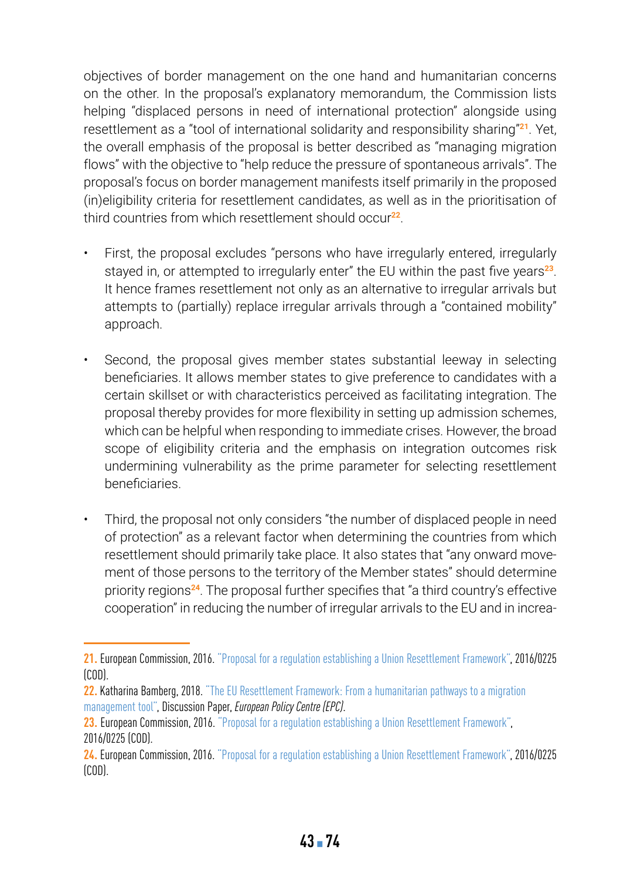objectives of border management on the one hand and humanitarian concerns on the other. In the proposal's explanatory memorandum, the Commission lists helping "displaced persons in need of international protection" alongside using resettlement as a "tool of international solidarity and responsibility sharing"[21]. Yet, the overall emphasis of the proposal is better described as "managing migration flows" with the objective to "help reduce the pressure of spontaneous arrivals". The proposal's focus on border management manifests itself primarily in the proposed (in)eligibility criteria for resettlement candidates, as well as in the prioritisation of third countries from which resettlement should occur[22].

- First, the proposal excludes "persons who have irregularly entered, irregularly stayed in, or attempted to irregularly enter" the EU within the past five years[23]. It hence frames resettlement not only as an alternative to irregular arrivals but attempts to (partially) replace irregular arrivals through a "contained mobility" approach.

- Second, the proposal gives member states substantial leeway in selecting beneficiaries. It allows member states to give preference to candidates with a certain skillset or with characteristics perceived as facilitating integration. The proposal thereby provides for more flexibility in setting up admission schemes, which can be helpful when responding to immediate crises. However, the broad scope of eligibility criteria and the emphasis on integration outcomes risk undermining vulnerability as the prime parameter for selecting resettlement beneficiaries.

- Third, the proposal not only considers "the number of displaced people in need of protection" as a relevant factor when determining the countries from which resettlement should primarily take place. It also states that "any onward movement of those persons to the territory of the Member states" should determine priority regions[24]. The proposal further specifies that "a third country's effective cooperation" in reducing the number of irregular arrivals to the EU and in increa-

---

21. European Commission, 2016. "Proposal for a regulation establishing a Union Resettlement Framework", 2016/0225 (COD).

22. Katharina Bamberg, 2018. "The EU Resettlement Framework: From a humanitarian pathways to a migration management tool", Discussion Paper, *European Policy Centre (EPC)*.

23. European Commission, 2016. "Proposal for a regulation establishing a Union Resettlement Framework", 2016/0225 (COD).

24. European Commission, 2016. "Proposal for a regulation establishing a Union Resettlement Framework", 2016/0225 (COD).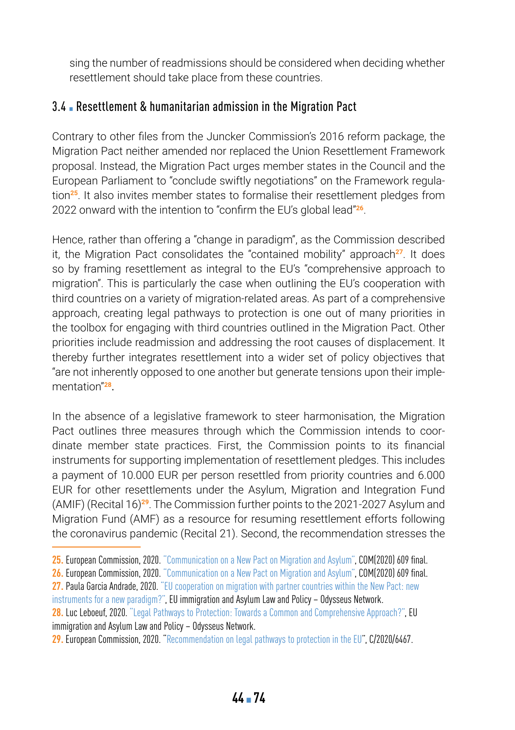sing the number of readmissions should be considered when deciding whether resettlement should take place from these countries.

### 3.4 Resettlement & humanitarian admission in the Migration Pact

Contrary to other files from the Juncker Commission's 2016 reform package, the Migration Pact neither amended nor replaced the Union Resettlement Framework proposal. Instead, the Migration Pact urges member states in the Council and the European Parliament to "conclude swiftly negotiations" on the Framework regulation[25]. It also invites member states to formalise their resettlement pledges from 2022 onward with the intention to "confirm the EU's global lead"[26].

Hence, rather than offering a "change in paradigm", as the Commission described it, the Migration Pact consolidates the "contained mobility" approach[27]. It does so by framing resettlement as integral to the EU's "comprehensive approach to migration". This is particularly the case when outlining the EU's cooperation with third countries on a variety of migration-related areas. As part of a comprehensive approach, creating legal pathways to protection is one out of many priorities in the toolbox for engaging with third countries outlined in the Migration Pact. Other priorities include readmission and addressing the root causes of displacement. It thereby further integrates resettlement into a wider set of policy objectives that "are not inherently opposed to one another but generate tensions upon their implementation"[28].

In the absence of a legislative framework to steer harmonisation, the Migration Pact outlines three measures through which the Commission intends to coordinate member state practices. First, the Commission points to its financial instruments for supporting implementation of resettlement pledges. This includes a payment of 10.000 EUR per person resettled from priority countries and 6.000 EUR for other resettlements under the Asylum, Migration and Integration Fund (AMIF) (Recital 16)[29]. The Commission further points to the 2021-2027 Asylum and Migration Fund (AMF) as a resource for resuming resettlement efforts following the coronavirus pandemic (Recital 21). Second, the recommendation stresses the

---

25. European Commission, 2020. "Communication on a New Pact on Migration and Asylum", COM(2020) 609 final.
26. European Commission, 2020. "Communication on a New Pact on Migration and Asylum", COM(2020) 609 final.
27. Paula Garcia Andrade, 2020. "EU cooperation on migration with partner countries within the New Pact: new instruments for a new paradigm?", EU immigration and Asylum Law and Policy – Odysseus Network.
28. Luc Leboeuf, 2020. "Legal Pathways to Protection: Towards a Common and Comprehensive Approach?", EU immigration and Asylum Law and Policy – Odysseus Network.
29. European Commission, 2020. "Recommendation on legal pathways to protection in the EU", C/2020/6467.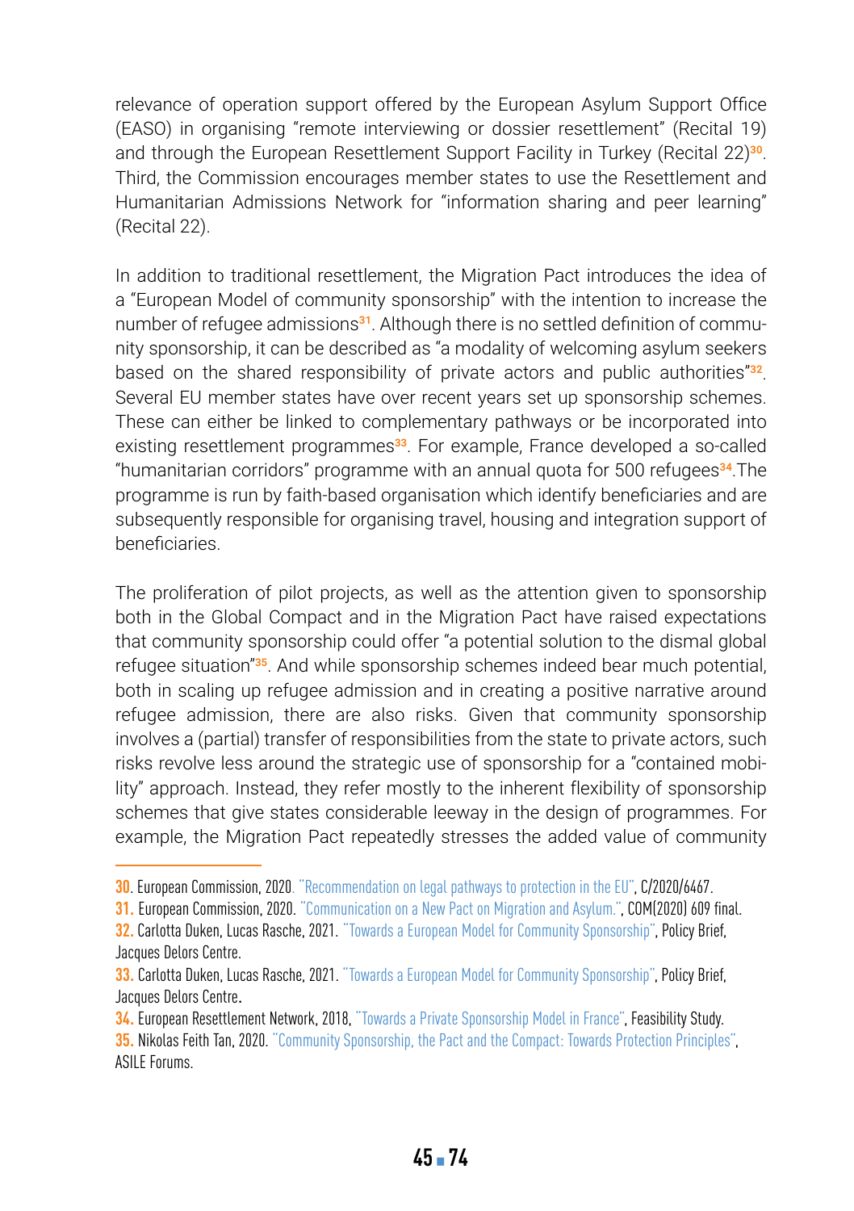relevance of operation support offered by the European Asylum Support Office (EASO) in organising "remote interviewing or dossier resettlement" (Recital 19) and through the European Resettlement Support Facility in Turkey (Recital 22)[30]. Third, the Commission encourages member states to use the Resettlement and Humanitarian Admissions Network for "information sharing and peer learning" (Recital 22).

In addition to traditional resettlement, the Migration Pact introduces the idea of a "European Model of community sponsorship" with the intention to increase the number of refugee admissions[31]. Although there is no settled definition of community sponsorship, it can be described as "a modality of welcoming asylum seekers based on the shared responsibility of private actors and public authorities"[32]. Several EU member states have over recent years set up sponsorship schemes. These can either be linked to complementary pathways or be incorporated into existing resettlement programmes[33]. For example, France developed a so-called "humanitarian corridors" programme with an annual quota for 500 refugees[34].The programme is run by faith-based organisation which identify beneficiaries and are subsequently responsible for organising travel, housing and integration support of beneficiaries.

The proliferation of pilot projects, as well as the attention given to sponsorship both in the Global Compact and in the Migration Pact have raised expectations that community sponsorship could offer "a potential solution to the dismal global refugee situation"[35]. And while sponsorship schemes indeed bear much potential, both in scaling up refugee admission and in creating a positive narrative around refugee admission, there are also risks. Given that community sponsorship involves a (partial) transfer of responsibilities from the state to private actors, such risks revolve less around the strategic use of sponsorship for a "contained mobility" approach. Instead, they refer mostly to the inherent flexibility of sponsorship schemes that give states considerable leeway in the design of programmes. For example, the Migration Pact repeatedly stresses the added value of community

---

**30.** European Commission, 2020. "Recommendation on legal pathways to protection in the EU", C/2020/6467.

**31.** European Commission, 2020. "Communication on a New Pact on Migration and Asylum.", COM(2020) 609 final.

**32.** Carlotta Duken, Lucas Rasche, 2021. "Towards a European Model for Community Sponsorship", Policy Brief, Jacques Delors Centre.

**33.** Carlotta Duken, Lucas Rasche, 2021. "Towards a European Model for Community Sponsorship", Policy Brief, Jacques Delors Centre.

**34.** European Resettlement Network, 2018, "Towards a Private Sponsorship Model in France", Feasibility Study.

**35.** Nikolas Feith Tan, 2020. "Community Sponsorship, the Pact and the Compact: Towards Protection Principles", ASILE Forums.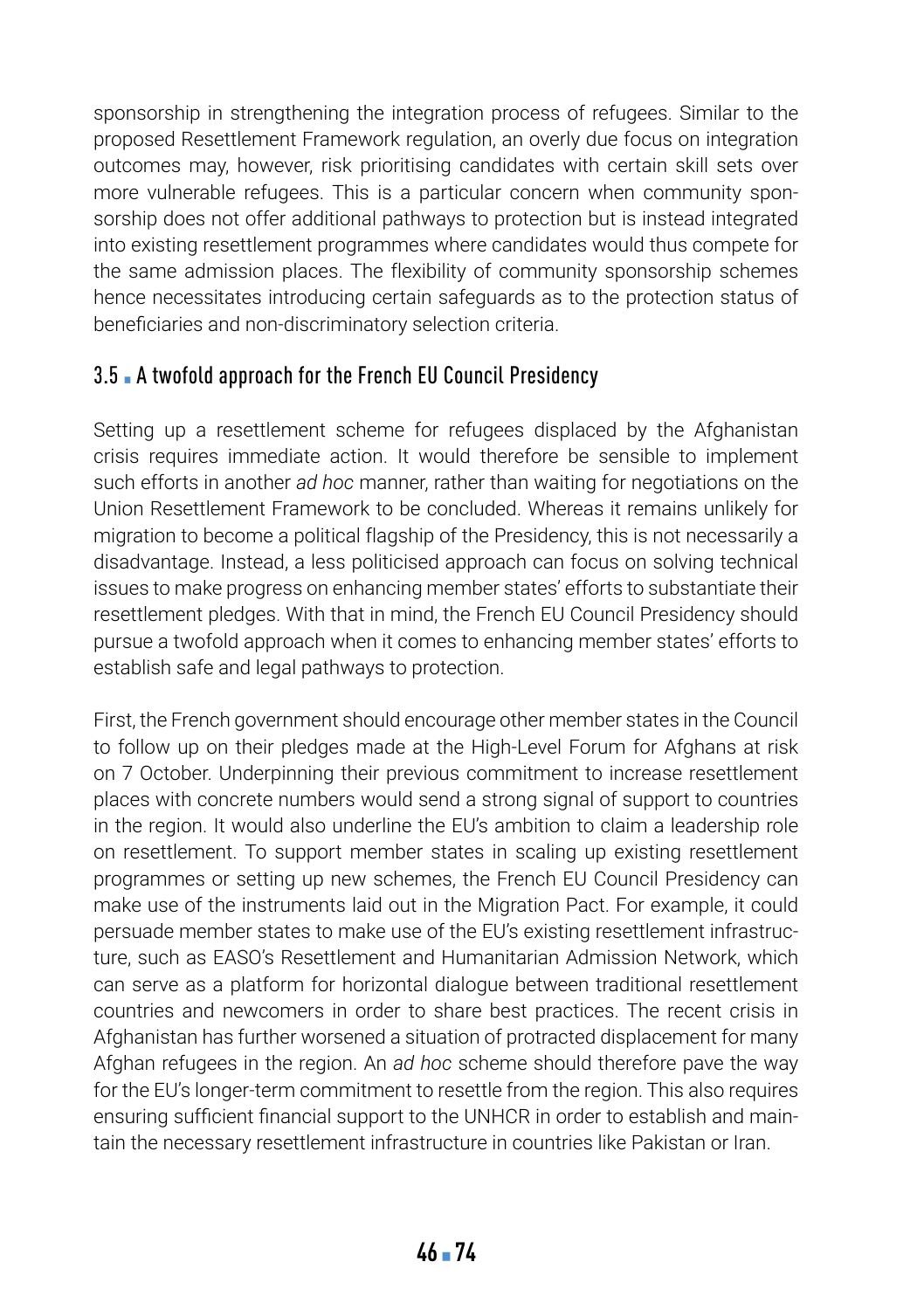sponsorship in strengthening the integration process of refugees. Similar to the proposed Resettlement Framework regulation, an overly due focus on integration outcomes may, however, risk prioritising candidates with certain skill sets over more vulnerable refugees. This is a particular concern when community sponsorship does not offer additional pathways to protection but is instead integrated into existing resettlement programmes where candidates would thus compete for the same admission places. The flexibility of community sponsorship schemes hence necessitates introducing certain safeguards as to the protection status of beneficiaries and non-discriminatory selection criteria.

### 3.5 A twofold approach for the French EU Council Presidency

Setting up a resettlement scheme for refugees displaced by the Afghanistan crisis requires immediate action. It would therefore be sensible to implement such efforts in another *ad hoc* manner, rather than waiting for negotiations on the Union Resettlement Framework to be concluded. Whereas it remains unlikely for migration to become a political flagship of the Presidency, this is not necessarily a disadvantage. Instead, a less politicised approach can focus on solving technical issues to make progress on enhancing member states' efforts to substantiate their resettlement pledges. With that in mind, the French EU Council Presidency should pursue a twofold approach when it comes to enhancing member states' efforts to establish safe and legal pathways to protection.

First, the French government should encourage other member states in the Council to follow up on their pledges made at the High-Level Forum for Afghans at risk on 7 October. Underpinning their previous commitment to increase resettlement places with concrete numbers would send a strong signal of support to countries in the region. It would also underline the EU's ambition to claim a leadership role on resettlement. To support member states in scaling up existing resettlement programmes or setting up new schemes, the French EU Council Presidency can make use of the instruments laid out in the Migration Pact. For example, it could persuade member states to make use of the EU's existing resettlement infrastructure, such as EASO's Resettlement and Humanitarian Admission Network, which can serve as a platform for horizontal dialogue between traditional resettlement countries and newcomers in order to share best practices. The recent crisis in Afghanistan has further worsened a situation of protracted displacement for many Afghan refugees in the region. An *ad hoc* scheme should therefore pave the way for the EU's longer-term commitment to resettle from the region. This also requires ensuring sufficient financial support to the UNHCR in order to establish and maintain the necessary resettlement infrastructure in countries like Pakistan or Iran.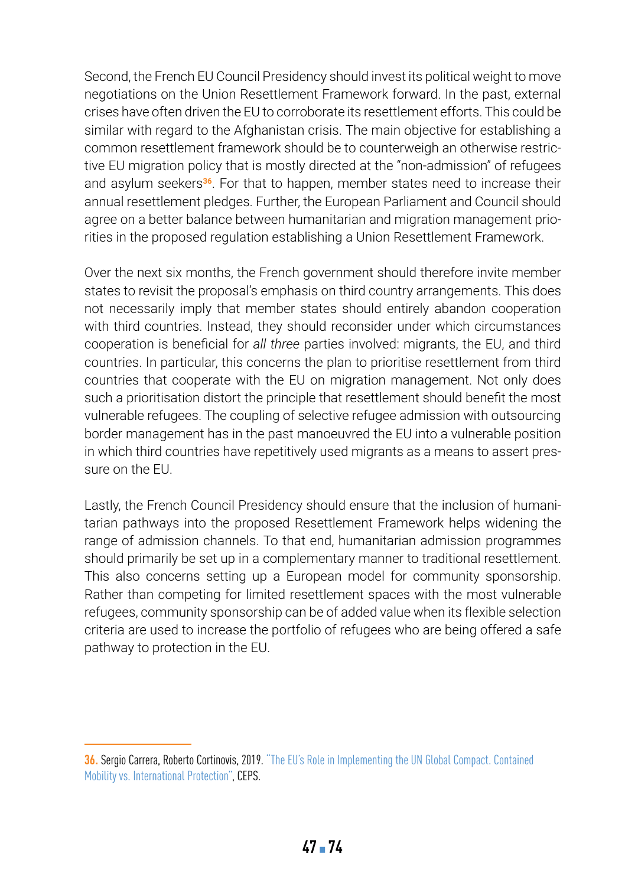Second, the French EU Council Presidency should invest its political weight to move negotiations on the Union Resettlement Framework forward. In the past, external crises have often driven the EU to corroborate its resettlement efforts. This could be similar with regard to the Afghanistan crisis. The main objective for establishing a common resettlement framework should be to counterweigh an otherwise restrictive EU migration policy that is mostly directed at the "non-admission" of refugees and asylum seekers[36]. For that to happen, member states need to increase their annual resettlement pledges. Further, the European Parliament and Council should agree on a better balance between humanitarian and migration management priorities in the proposed regulation establishing a Union Resettlement Framework.

Over the next six months, the French government should therefore invite member states to revisit the proposal's emphasis on third country arrangements. This does not necessarily imply that member states should entirely abandon cooperation with third countries. Instead, they should reconsider under which circumstances cooperation is beneficial for *all three* parties involved: migrants, the EU, and third countries. In particular, this concerns the plan to prioritise resettlement from third countries that cooperate with the EU on migration management. Not only does such a prioritisation distort the principle that resettlement should benefit the most vulnerable refugees. The coupling of selective refugee admission with outsourcing border management has in the past manoeuvred the EU into a vulnerable position in which third countries have repetitively used migrants as a means to assert pressure on the EU.

Lastly, the French Council Presidency should ensure that the inclusion of humanitarian pathways into the proposed Resettlement Framework helps widening the range of admission channels. To that end, humanitarian admission programmes should primarily be set up in a complementary manner to traditional resettlement. This also concerns setting up a European model for community sponsorship. Rather than competing for limited resettlement spaces with the most vulnerable refugees, community sponsorship can be of added value when its flexible selection criteria are used to increase the portfolio of refugees who are being offered a safe pathway to protection in the EU.

---

36. Sergio Carrera, Roberto Cortinovis, 2019. "The EU's Role in Implementing the UN Global Compact. Contained Mobility vs. International Protection", CEPS.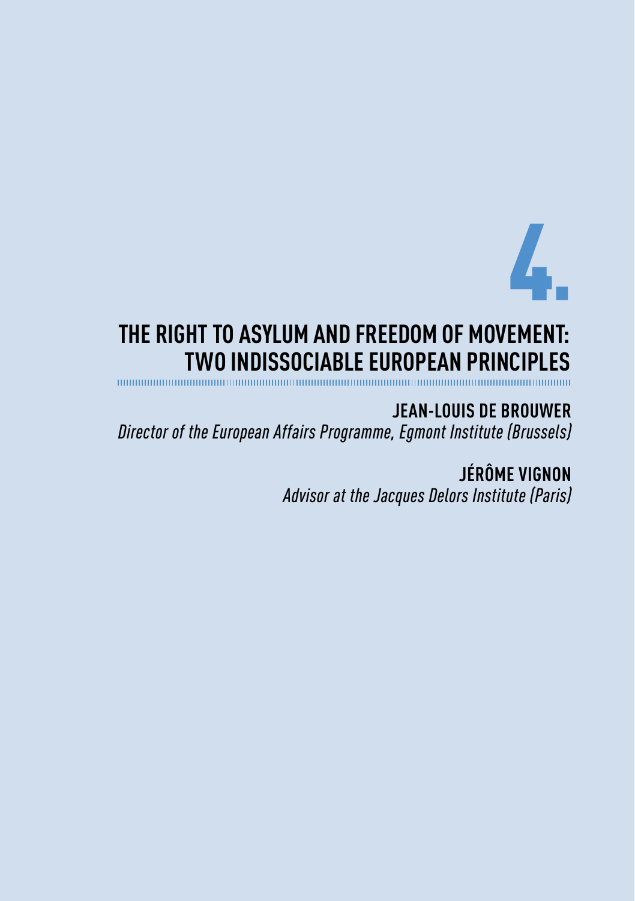# 4.

## THE RIGHT TO ASYLUM AND FREEDOM OF MOVEMENT: TWO INDISSOCIABLE EUROPEAN PRINCIPLES

**JEAN-LOUIS DE BROUWER**
*Director of the European Affairs Programme, Egmont Institute (Brussels)*

**JÉRÔME VIGNON**
*Advisor at the Jacques Delors Institute (Paris)*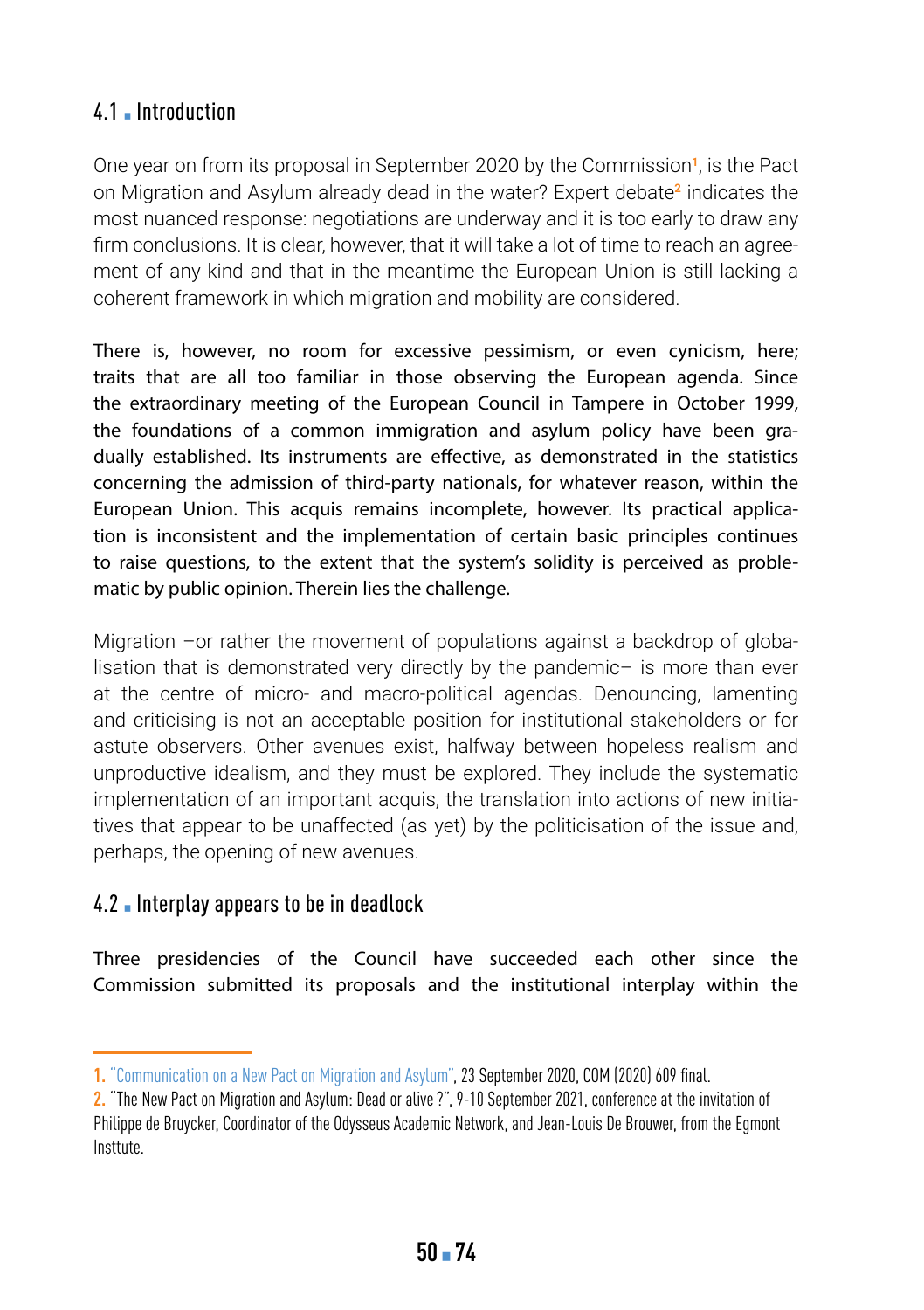## 4.1 Introduction

One year on from its proposal in September 2020 by the Commission[1], is the Pact on Migration and Asylum already dead in the water? Expert debate[2] indicates the most nuanced response: negotiations are underway and it is too early to draw any firm conclusions. It is clear, however, that it will take a lot of time to reach an agreement of any kind and that in the meantime the European Union is still lacking a coherent framework in which migration and mobility are considered.

There is, however, no room for excessive pessimism, or even cynicism, here; traits that are all too familiar in those observing the European agenda. Since the extraordinary meeting of the European Council in Tampere in October 1999, the foundations of a common immigration and asylum policy have been gradually established. Its instruments are effective, as demonstrated in the statistics concerning the admission of third-party nationals, for whatever reason, within the European Union. This acquis remains incomplete, however. Its practical application is inconsistent and the implementation of certain basic principles continues to raise questions, to the extent that the system's solidity is perceived as problematic by public opinion. Therein lies the challenge.

Migration –or rather the movement of populations against a backdrop of globalisation that is demonstrated very directly by the pandemic– is more than ever at the centre of micro- and macro-political agendas. Denouncing, lamenting and criticising is not an acceptable position for institutional stakeholders or for astute observers. Other avenues exist, halfway between hopeless realism and unproductive idealism, and they must be explored. They include the systematic implementation of an important acquis, the translation into actions of new initiatives that appear to be unaffected (as yet) by the politicisation of the issue and, perhaps, the opening of new avenues.

## 4.2 Interplay appears to be in deadlock

Three presidencies of the Council have succeeded each other since the Commission submitted its proposals and the institutional interplay within the

---

1. "Communication on a New Pact on Migration and Asylum", 23 September 2020, COM (2020) 609 final.

2. "The New Pact on Migration and Asylum: Dead or alive ?", 9-10 September 2021, conference at the invitation of Philippe de Bruycker, Coordinator of the Odysseus Academic Network, and Jean-Louis De Brouwer, from the Egmont Insttute.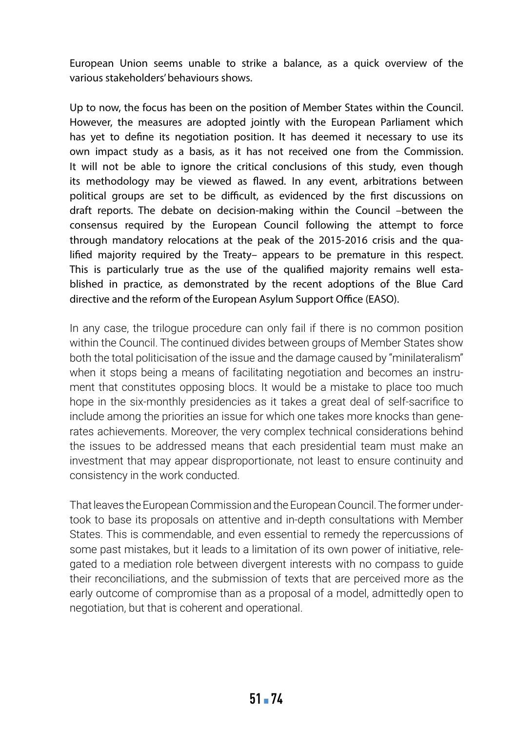European Union seems unable to strike a balance, as a quick overview of the various stakeholders' behaviours shows.

Up to now, the focus has been on the position of Member States within the Council. However, the measures are adopted jointly with the European Parliament which has yet to define its negotiation position. It has deemed it necessary to use its own impact study as a basis, as it has not received one from the Commission. It will not be able to ignore the critical conclusions of this study, even though its methodology may be viewed as flawed. In any event, arbitrations between political groups are set to be difficult, as evidenced by the first discussions on draft reports. The debate on decision-making within the Council –between the consensus required by the European Council following the attempt to force through mandatory relocations at the peak of the 2015-2016 crisis and the qualified majority required by the Treaty– appears to be premature in this respect. This is particularly true as the use of the qualified majority remains well established in practice, as demonstrated by the recent adoptions of the Blue Card directive and the reform of the European Asylum Support Office (EASO).

In any case, the trilogue procedure can only fail if there is no common position within the Council. The continued divides between groups of Member States show both the total politicisation of the issue and the damage caused by "minilateralism" when it stops being a means of facilitating negotiation and becomes an instrument that constitutes opposing blocs. It would be a mistake to place too much hope in the six-monthly presidencies as it takes a great deal of self-sacrifice to include among the priorities an issue for which one takes more knocks than generates achievements. Moreover, the very complex technical considerations behind the issues to be addressed means that each presidential team must make an investment that may appear disproportionate, not least to ensure continuity and consistency in the work conducted.

That leaves the European Commission and the European Council. The former undertook to base its proposals on attentive and in-depth consultations with Member States. This is commendable, and even essential to remedy the repercussions of some past mistakes, but it leads to a limitation of its own power of initiative, relegated to a mediation role between divergent interests with no compass to guide their reconciliations, and the submission of texts that are perceived more as the early outcome of compromise than as a proposal of a model, admittedly open to negotiation, but that is coherent and operational.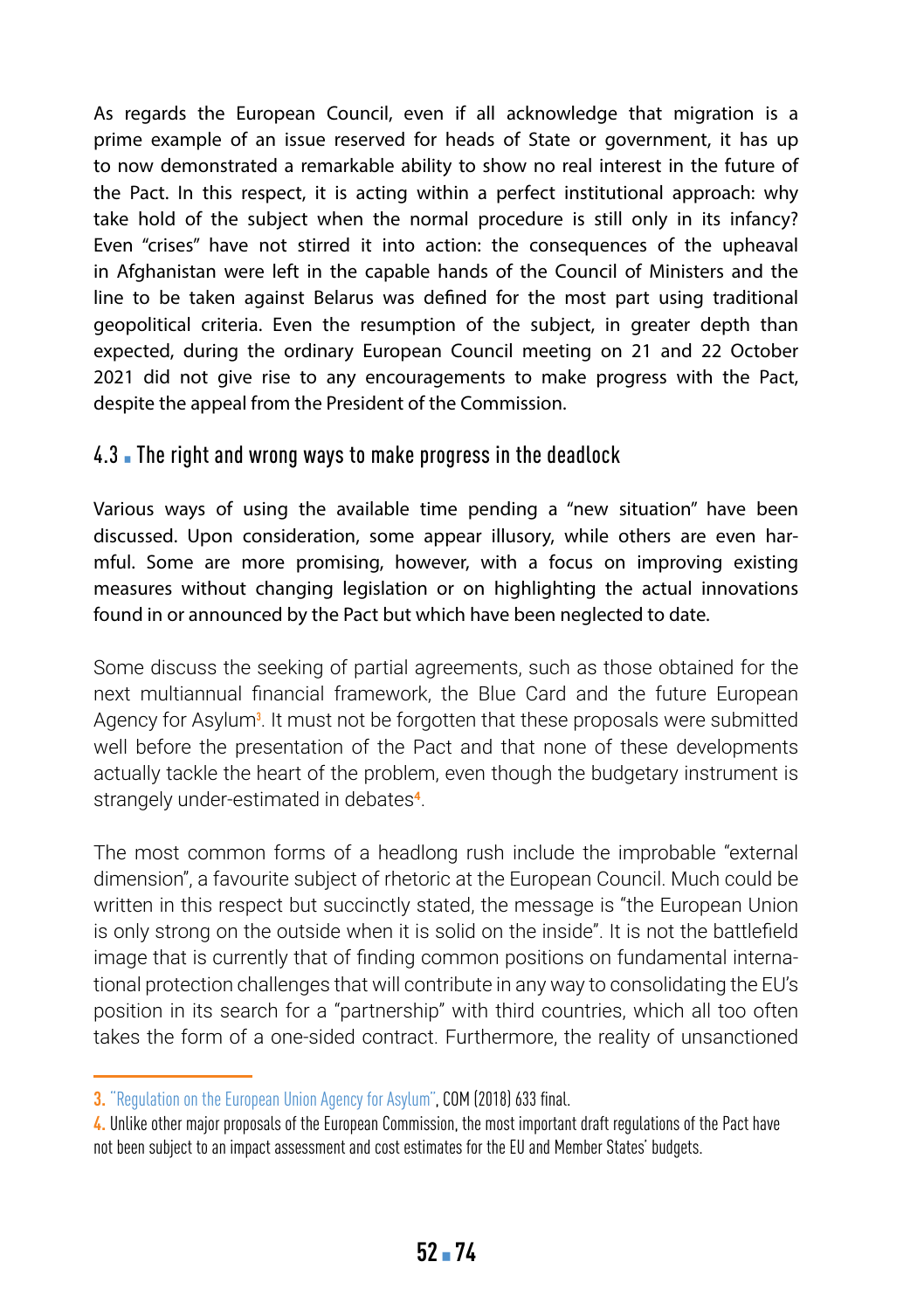As regards the European Council, even if all acknowledge that migration is a prime example of an issue reserved for heads of State or government, it has up to now demonstrated a remarkable ability to show no real interest in the future of the Pact. In this respect, it is acting within a perfect institutional approach: why take hold of the subject when the normal procedure is still only in its infancy? Even "crises" have not stirred it into action: the consequences of the upheaval in Afghanistan were left in the capable hands of the Council of Ministers and the line to be taken against Belarus was defined for the most part using traditional geopolitical criteria. Even the resumption of the subject, in greater depth than expected, during the ordinary European Council meeting on 21 and 22 October 2021 did not give rise to any encouragements to make progress with the Pact, despite the appeal from the President of the Commission.

## 4.3 The right and wrong ways to make progress in the deadlock

Various ways of using the available time pending a "new situation" have been discussed. Upon consideration, some appear illusory, while others are even harmful. Some are more promising, however, with a focus on improving existing measures without changing legislation or on highlighting the actual innovations found in or announced by the Pact but which have been neglected to date.

Some discuss the seeking of partial agreements, such as those obtained for the next multiannual financial framework, the Blue Card and the future European Agency for Asylum[3]. It must not be forgotten that these proposals were submitted well before the presentation of the Pact and that none of these developments actually tackle the heart of the problem, even though the budgetary instrument is strangely under-estimated in debates[4].

The most common forms of a headlong rush include the improbable "external dimension", a favourite subject of rhetoric at the European Council. Much could be written in this respect but succinctly stated, the message is "the European Union is only strong on the outside when it is solid on the inside". It is not the battlefield image that is currently that of finding common positions on fundamental international protection challenges that will contribute in any way to consolidating the EU's position in its search for a "partnership" with third countries, which all too often takes the form of a one-sided contract. Furthermore, the reality of unsanctioned

---

3. "Regulation on the European Union Agency for Asylum", COM (2018) 633 final.

4. Unlike other major proposals of the European Commission, the most important draft regulations of the Pact have not been subject to an impact assessment and cost estimates for the EU and Member States' budgets.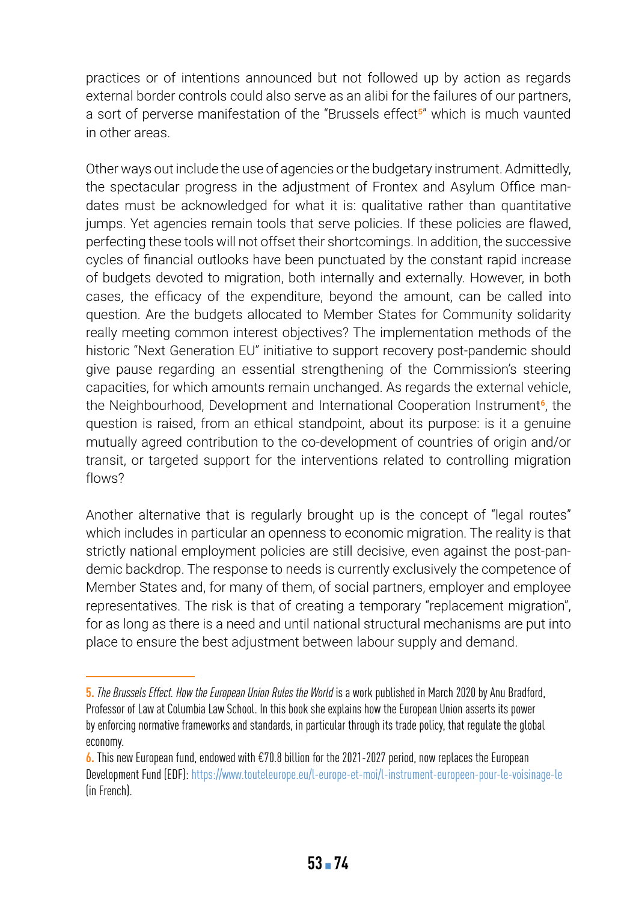practices or of intentions announced but not followed up by action as regards external border controls could also serve as an alibi for the failures of our partners, a sort of perverse manifestation of the "Brussels effect[5]" which is much vaunted in other areas.

Other ways out include the use of agencies or the budgetary instrument. Admittedly, the spectacular progress in the adjustment of Frontex and Asylum Office mandates must be acknowledged for what it is: qualitative rather than quantitative jumps. Yet agencies remain tools that serve policies. If these policies are flawed, perfecting these tools will not offset their shortcomings. In addition, the successive cycles of financial outlooks have been punctuated by the constant rapid increase of budgets devoted to migration, both internally and externally. However, in both cases, the efficacy of the expenditure, beyond the amount, can be called into question. Are the budgets allocated to Member States for Community solidarity really meeting common interest objectives? The implementation methods of the historic "Next Generation EU" initiative to support recovery post-pandemic should give pause regarding an essential strengthening of the Commission's steering capacities, for which amounts remain unchanged. As regards the external vehicle, the Neighbourhood, Development and International Cooperation Instrument[6], the question is raised, from an ethical standpoint, about its purpose: is it a genuine mutually agreed contribution to the co-development of countries of origin and/or transit, or targeted support for the interventions related to controlling migration flows?

Another alternative that is regularly brought up is the concept of "legal routes" which includes in particular an openness to economic migration. The reality is that strictly national employment policies are still decisive, even against the post-pandemic backdrop. The response to needs is currently exclusively the competence of Member States and, for many of them, of social partners, employer and employee representatives. The risk is that of creating a temporary "replacement migration", for as long as there is a need and until national structural mechanisms are put into place to ensure the best adjustment between labour supply and demand.

---

5. *The Brussels Effect. How the European Union Rules the World* is a work published in March 2020 by Anu Bradford, Professor of Law at Columbia Law School. In this book she explains how the European Union asserts its power by enforcing normative frameworks and standards, in particular through its trade policy, that regulate the global economy.

6. This new European fund, endowed with €70.8 billion for the 2021-2027 period, now replaces the European Development Fund (EDF): https://www.touteleurope.eu/l-europe-et-moi/l-instrument-europeen-pour-le-voisinage-le (in French).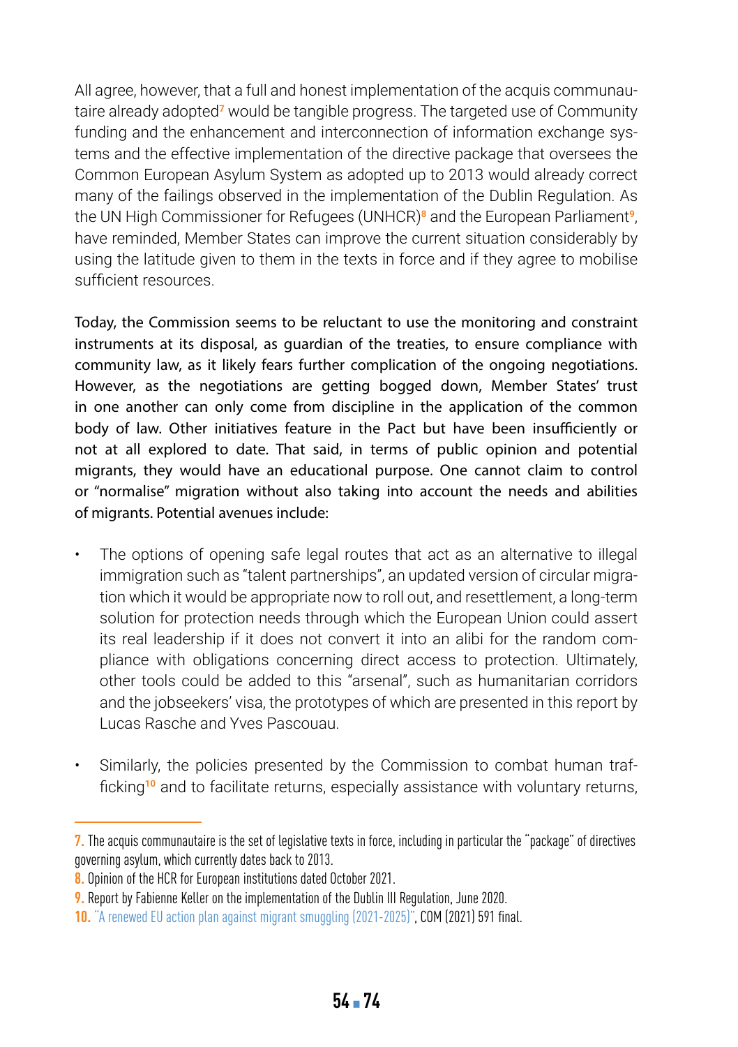All agree, however, that a full and honest implementation of the acquis communautaire already adopted[7] would be tangible progress. The targeted use of Community funding and the enhancement and interconnection of information exchange systems and the effective implementation of the directive package that oversees the Common European Asylum System as adopted up to 2013 would already correct many of the failings observed in the implementation of the Dublin Regulation. As the UN High Commissioner for Refugees (UNHCR)[8] and the European Parliament[9], have reminded, Member States can improve the current situation considerably by using the latitude given to them in the texts in force and if they agree to mobilise sufficient resources.

Today, the Commission seems to be reluctant to use the monitoring and constraint instruments at its disposal, as guardian of the treaties, to ensure compliance with community law, as it likely fears further complication of the ongoing negotiations. However, as the negotiations are getting bogged down, Member States' trust in one another can only come from discipline in the application of the common body of law. Other initiatives feature in the Pact but have been insufficiently or not at all explored to date. That said, in terms of public opinion and potential migrants, they would have an educational purpose. One cannot claim to control or "normalise" migration without also taking into account the needs and abilities of migrants. Potential avenues include:

- The options of opening safe legal routes that act as an alternative to illegal immigration such as "talent partnerships", an updated version of circular migration which it would be appropriate now to roll out, and resettlement, a long-term solution for protection needs through which the European Union could assert its real leadership if it does not convert it into an alibi for the random compliance with obligations concerning direct access to protection. Ultimately, other tools could be added to this "arsenal", such as humanitarian corridors and the jobseekers' visa, the prototypes of which are presented in this report by Lucas Rasche and Yves Pascouau.

- Similarly, the policies presented by the Commission to combat human trafficking[10] and to facilitate returns, especially assistance with voluntary returns,

---

7. The acquis communautaire is the set of legislative texts in force, including in particular the "package" of directives governing asylum, which currently dates back to 2013.

8. Opinion of the HCR for European institutions dated October 2021.

9. Report by Fabienne Keller on the implementation of the Dublin III Regulation, June 2020.

10. "A renewed EU action plan against migrant smuggling (2021-2025)", COM (2021) 591 final.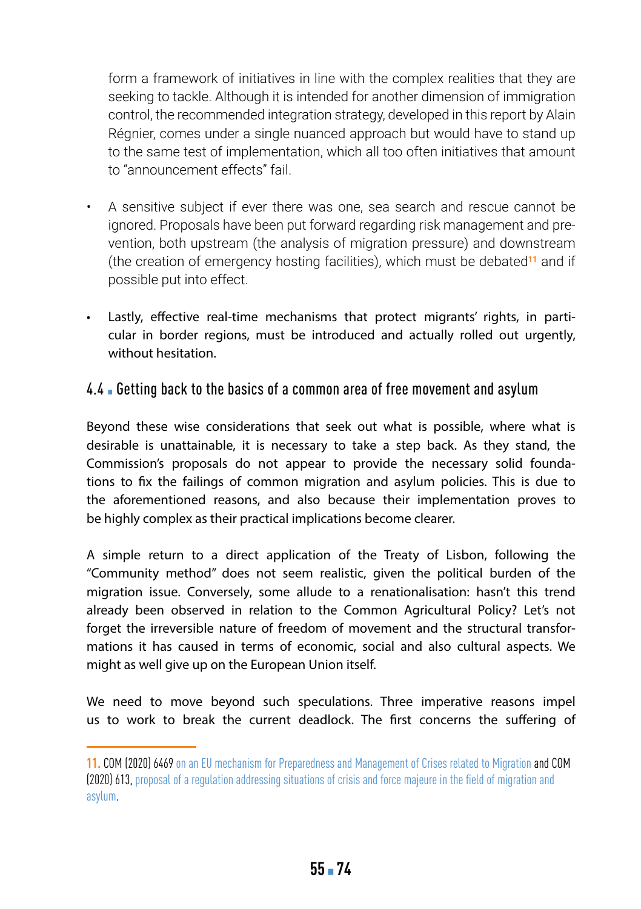form a framework of initiatives in line with the complex realities that they are seeking to tackle. Although it is intended for another dimension of immigration control, the recommended integration strategy, developed in this report by Alain Régnier, comes under a single nuanced approach but would have to stand up to the same test of implementation, which all too often initiatives that amount to "announcement effects" fail.

- A sensitive subject if ever there was one, sea search and rescue cannot be ignored. Proposals have been put forward regarding risk management and prevention, both upstream (the analysis of migration pressure) and downstream (the creation of emergency hosting facilities), which must be debated[11] and if possible put into effect.

- Lastly, effective real-time mechanisms that protect migrants' rights, in particular in border regions, must be introduced and actually rolled out urgently, without hesitation.

## 4.4 Getting back to the basics of a common area of free movement and asylum

Beyond these wise considerations that seek out what is possible, where what is desirable is unattainable, it is necessary to take a step back. As they stand, the Commission's proposals do not appear to provide the necessary solid foundations to fix the failings of common migration and asylum policies. This is due to the aforementioned reasons, and also because their implementation proves to be highly complex as their practical implications become clearer.

A simple return to a direct application of the Treaty of Lisbon, following the "Community method" does not seem realistic, given the political burden of the migration issue. Conversely, some allude to a renationalisation: hasn't this trend already been observed in relation to the Common Agricultural Policy? Let's not forget the irreversible nature of freedom of movement and the structural transformations it has caused in terms of economic, social and also cultural aspects. We might as well give up on the European Union itself.

We need to move beyond such speculations. Three imperative reasons impel us to work to break the current deadlock. The first concerns the suffering of

---

11. COM (2020) 6469 on an EU mechanism for Preparedness and Management of Crises related to Migration and COM (2020) 613, proposal of a regulation addressing situations of crisis and force majeure in the field of migration and asylum.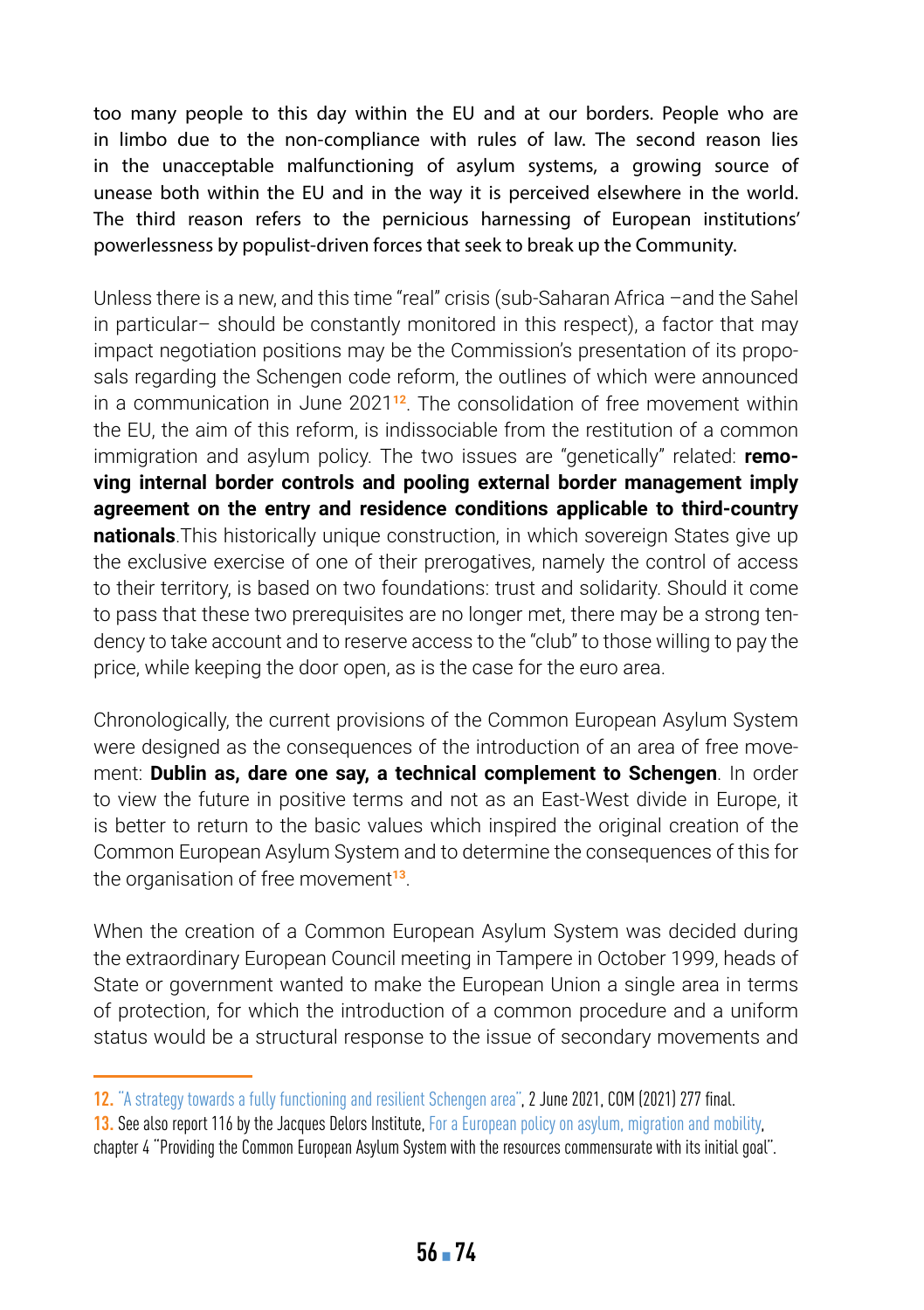too many people to this day within the EU and at our borders. People who are in limbo due to the non-compliance with rules of law. The second reason lies in the unacceptable malfunctioning of asylum systems, a growing source of unease both within the EU and in the way it is perceived elsewhere in the world. The third reason refers to the pernicious harnessing of European institutions' powerlessness by populist-driven forces that seek to break up the Community.

Unless there is a new, and this time "real" crisis (sub-Saharan Africa –and the Sahel in particular– should be constantly monitored in this respect), a factor that may impact negotiation positions may be the Commission's presentation of its proposals regarding the Schengen code reform, the outlines of which were announced in a communication in June 2021[12]. The consolidation of free movement within the EU, the aim of this reform, is indissociable from the restitution of a common immigration and asylum policy. The two issues are "genetically" related: **removing internal border controls and pooling external border management imply agreement on the entry and residence conditions applicable to third-country nationals**.This historically unique construction, in which sovereign States give up the exclusive exercise of one of their prerogatives, namely the control of access to their territory, is based on two foundations: trust and solidarity. Should it come to pass that these two prerequisites are no longer met, there may be a strong tendency to take account and to reserve access to the "club" to those willing to pay the price, while keeping the door open, as is the case for the euro area.

Chronologically, the current provisions of the Common European Asylum System were designed as the consequences of the introduction of an area of free movement: **Dublin as, dare one say, a technical complement to Schengen**. In order to view the future in positive terms and not as an East-West divide in Europe, it is better to return to the basic values which inspired the original creation of the Common European Asylum System and to determine the consequences of this for the organisation of free movement[13].

When the creation of a Common European Asylum System was decided during the extraordinary European Council meeting in Tampere in October 1999, heads of State or government wanted to make the European Union a single area in terms of protection, for which the introduction of a common procedure and a uniform status would be a structural response to the issue of secondary movements and

---

12. "A strategy towards a fully functioning and resilient Schengen area", 2 June 2021, COM (2021) 277 final.
13. See also report 116 by the Jacques Delors Institute, For a European policy on asylum, migration and mobility, chapter 4 "Providing the Common European Asylum System with the resources commensurate with its initial goal".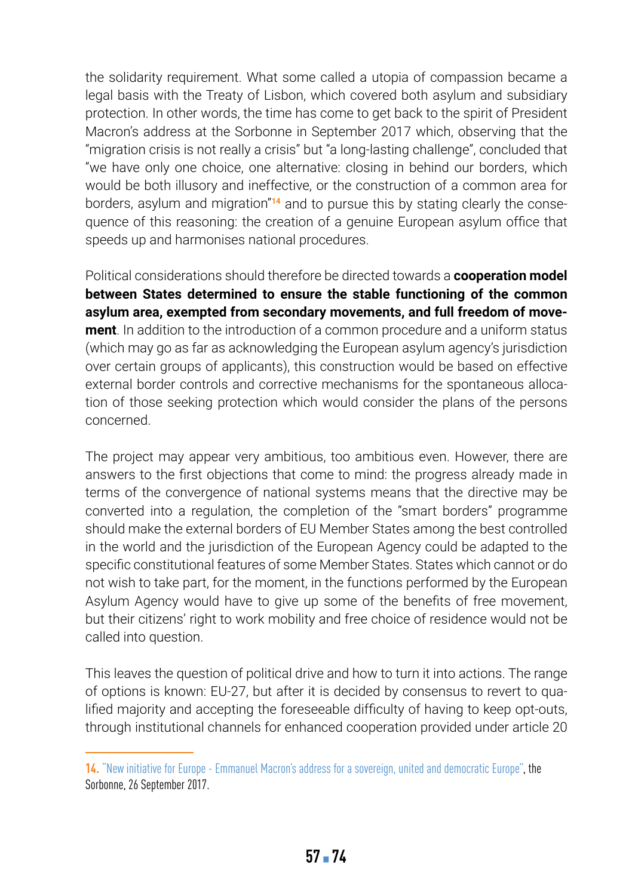the solidarity requirement. What some called a utopia of compassion became a legal basis with the Treaty of Lisbon, which covered both asylum and subsidiary protection. In other words, the time has come to get back to the spirit of President Macron's address at the Sorbonne in September 2017 which, observing that the "migration crisis is not really a crisis" but "a long-lasting challenge", concluded that "we have only one choice, one alternative: closing in behind our borders, which would be both illusory and ineffective, or the construction of a common area for borders, asylum and migration"[14] and to pursue this by stating clearly the consequence of this reasoning: the creation of a genuine European asylum office that speeds up and harmonises national procedures.

Political considerations should therefore be directed towards a **cooperation model between States determined to ensure the stable functioning of the common asylum area, exempted from secondary movements, and full freedom of movement**. In addition to the introduction of a common procedure and a uniform status (which may go as far as acknowledging the European asylum agency's jurisdiction over certain groups of applicants), this construction would be based on effective external border controls and corrective mechanisms for the spontaneous allocation of those seeking protection which would consider the plans of the persons concerned.

The project may appear very ambitious, too ambitious even. However, there are answers to the first objections that come to mind: the progress already made in terms of the convergence of national systems means that the directive may be converted into a regulation, the completion of the "smart borders" programme should make the external borders of EU Member States among the best controlled in the world and the jurisdiction of the European Agency could be adapted to the specific constitutional features of some Member States. States which cannot or do not wish to take part, for the moment, in the functions performed by the European Asylum Agency would have to give up some of the benefits of free movement, but their citizens' right to work mobility and free choice of residence would not be called into question.

This leaves the question of political drive and how to turn it into actions. The range of options is known: EU-27, but after it is decided by consensus to revert to qualified majority and accepting the foreseeable difficulty of having to keep opt-outs, through institutional channels for enhanced cooperation provided under article 20

---

14. "New initiative for Europe - Emmanuel Macron's address for a sovereign, united and democratic Europe", the Sorbonne, 26 September 2017.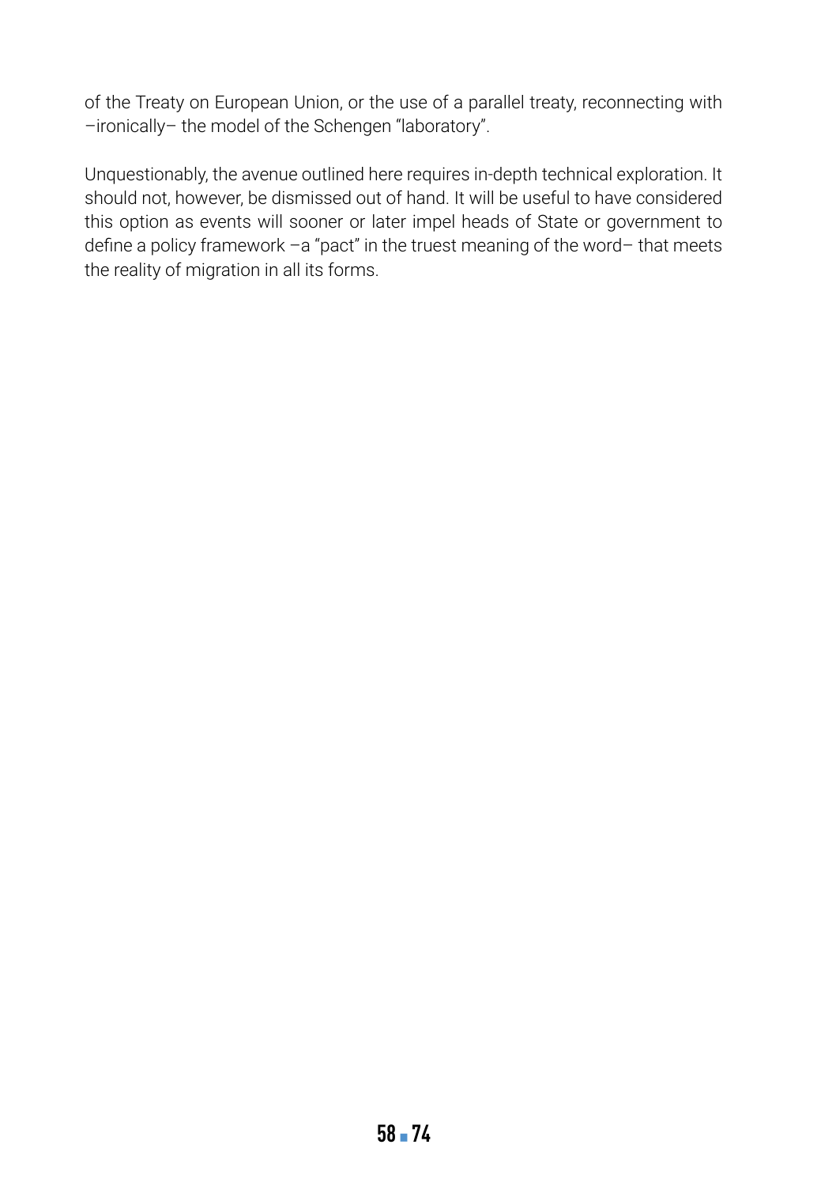of the Treaty on European Union, or the use of a parallel treaty, reconnecting with –ironically– the model of the Schengen "laboratory".

Unquestionably, the avenue outlined here requires in-depth technical exploration. It should not, however, be dismissed out of hand. It will be useful to have considered this option as events will sooner or later impel heads of State or government to define a policy framework –a "pact" in the truest meaning of the word– that meets the reality of migration in all its forms.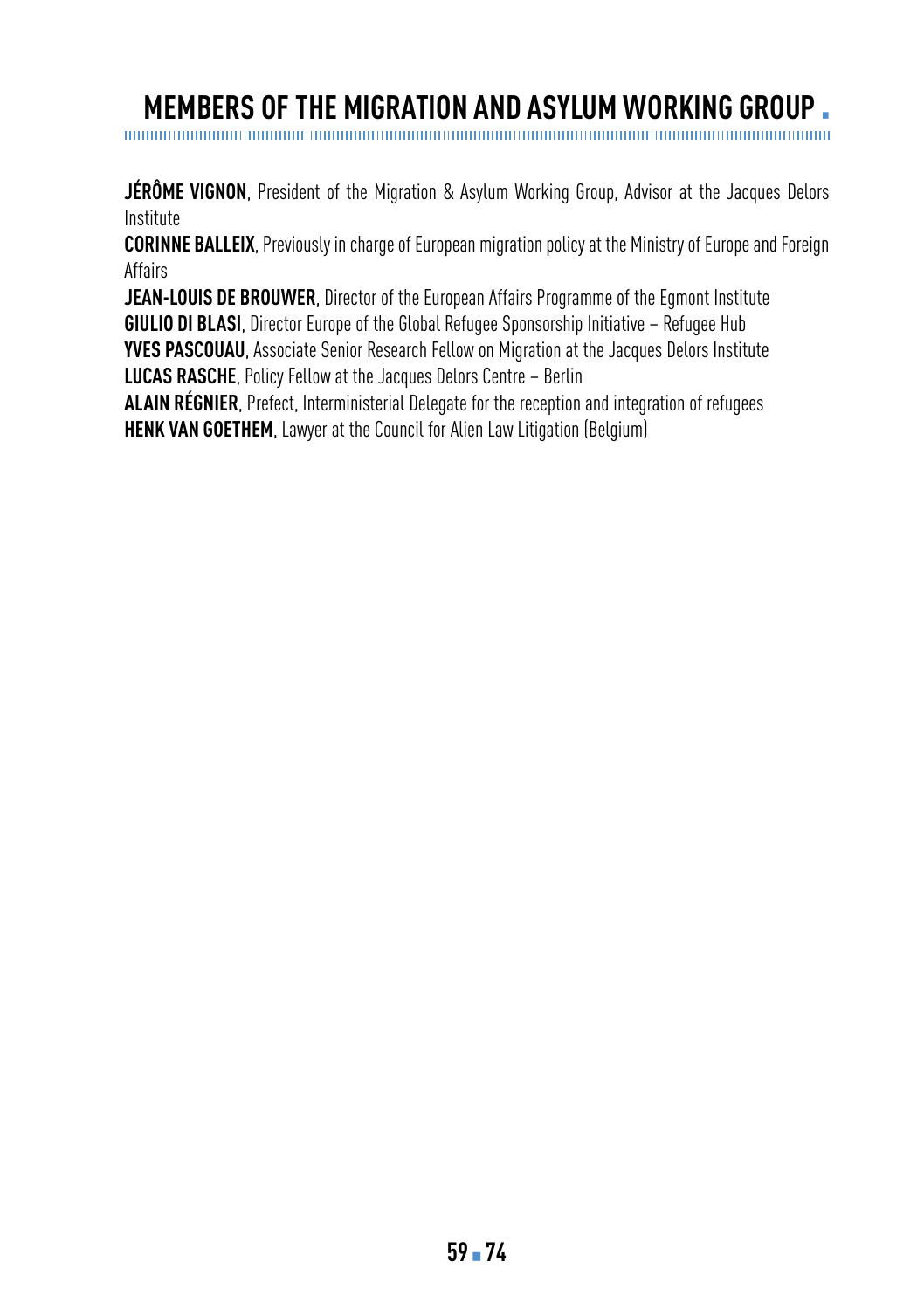# MEMBERS OF THE MIGRATION AND ASYLUM WORKING GROUP

**JÉRÔME VIGNON**, President of the Migration & Asylum Working Group, Advisor at the Jacques Delors Institute

**CORINNE BALLEIX**, Previously in charge of European migration policy at the Ministry of Europe and Foreign Affairs

**JEAN-LOUIS DE BROUWER**, Director of the European Affairs Programme of the Egmont Institute

**GIULIO DI BLASI**, Director Europe of the Global Refugee Sponsorship Initiative – Refugee Hub

**YVES PASCOUAU**, Associate Senior Research Fellow on Migration at the Jacques Delors Institute

**LUCAS RASCHE**, Policy Fellow at the Jacques Delors Centre – Berlin

**ALAIN RÉGNIER**, Prefect, Interministerial Delegate for the reception and integration of refugees

**HENK VAN GOETHEM**, Lawyer at the Council for Alien Law Litigation (Belgium)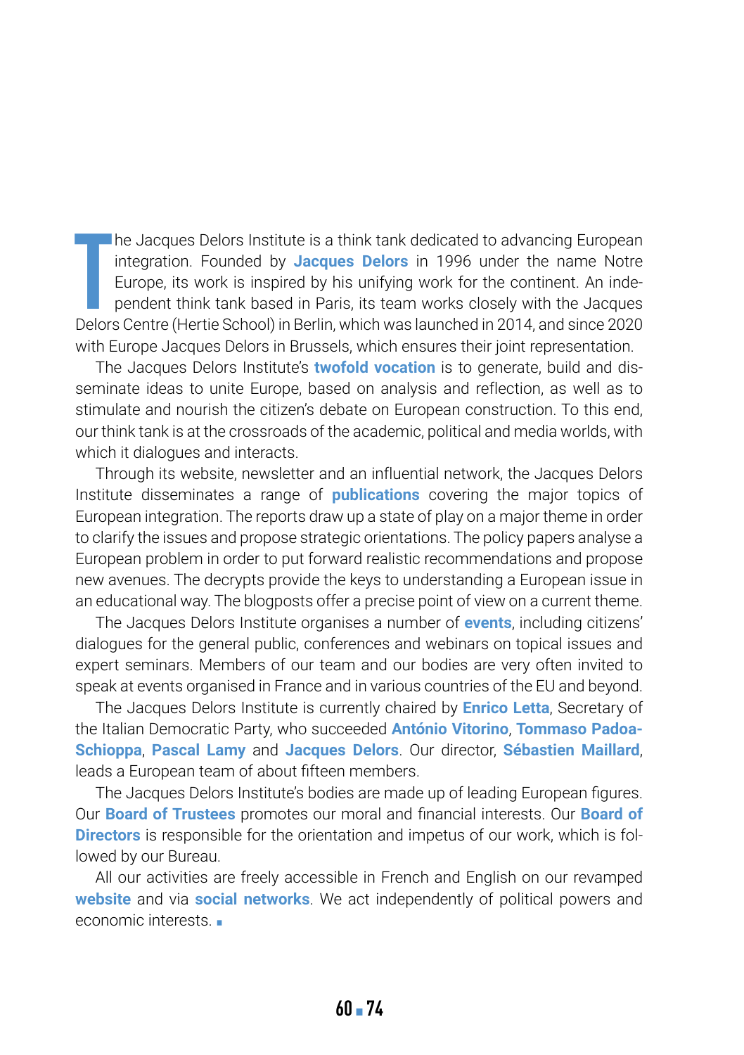The Jacques Delors Institute is a think tank dedicated to advancing European integration. Founded by **Jacques Delors** in 1996 under the name Notre Europe, its work is inspired by his unifying work for the continent. An independent think tank based in Paris, its team works closely with the Jacques Delors Centre (Hertie School) in Berlin, which was launched in 2014, and since 2020 with Europe Jacques Delors in Brussels, which ensures their joint representation.

The Jacques Delors Institute's **twofold vocation** is to generate, build and disseminate ideas to unite Europe, based on analysis and reflection, as well as to stimulate and nourish the citizen's debate on European construction. To this end, our think tank is at the crossroads of the academic, political and media worlds, with which it dialogues and interacts.

Through its website, newsletter and an influential network, the Jacques Delors Institute disseminates a range of **publications** covering the major topics of European integration. The reports draw up a state of play on a major theme in order to clarify the issues and propose strategic orientations. The policy papers analyse a European problem in order to put forward realistic recommendations and propose new avenues. The decrypts provide the keys to understanding a European issue in an educational way. The blogposts offer a precise point of view on a current theme.

The Jacques Delors Institute organises a number of **events**, including citizens' dialogues for the general public, conferences and webinars on topical issues and expert seminars. Members of our team and our bodies are very often invited to speak at events organised in France and in various countries of the EU and beyond.

The Jacques Delors Institute is currently chaired by **Enrico Letta**, Secretary of the Italian Democratic Party, who succeeded **António Vitorino**, **Tommaso Padoa-Schioppa**, **Pascal Lamy** and **Jacques Delors**. Our director, **Sébastien Maillard**, leads a European team of about fifteen members.

The Jacques Delors Institute's bodies are made up of leading European figures. Our **Board of Trustees** promotes our moral and financial interests. Our **Board of Directors** is responsible for the orientation and impetus of our work, which is followed by our Bureau.

All our activities are freely accessible in French and English on our revamped **website** and via **social networks**. We act independently of political powers and economic interests. ▪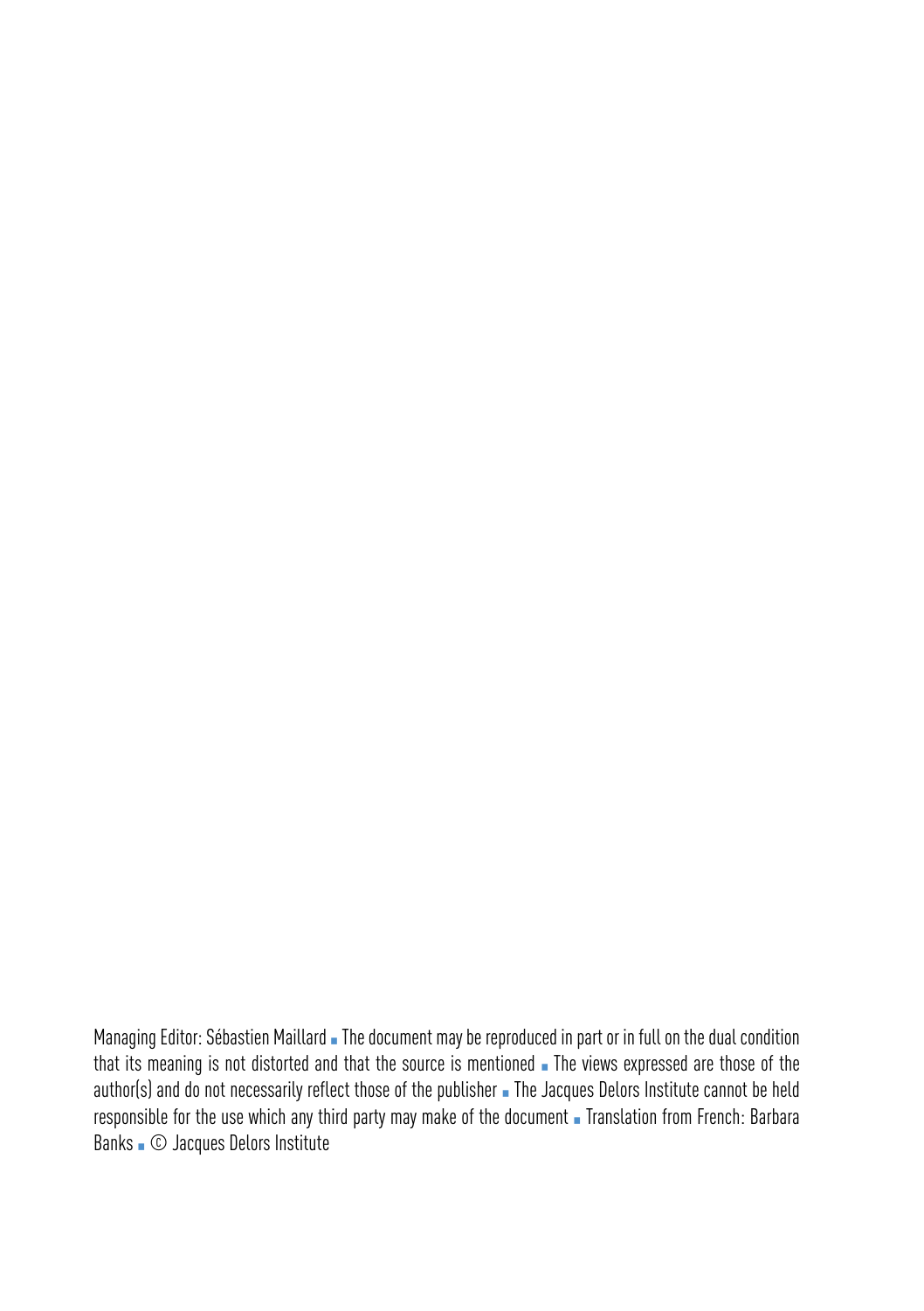Managing Editor: Sébastien Maillard ▪ The document may be reproduced in part or in full on the dual condition that its meaning is not distorted and that the source is mentioned ▪ The views expressed are those of the author(s) and do not necessarily reflect those of the publisher ▪ The Jacques Delors Institute cannot be held responsible for the use which any third party may make of the document ▪ Translation from French: Barbara Banks ▪ © Jacques Delors Institute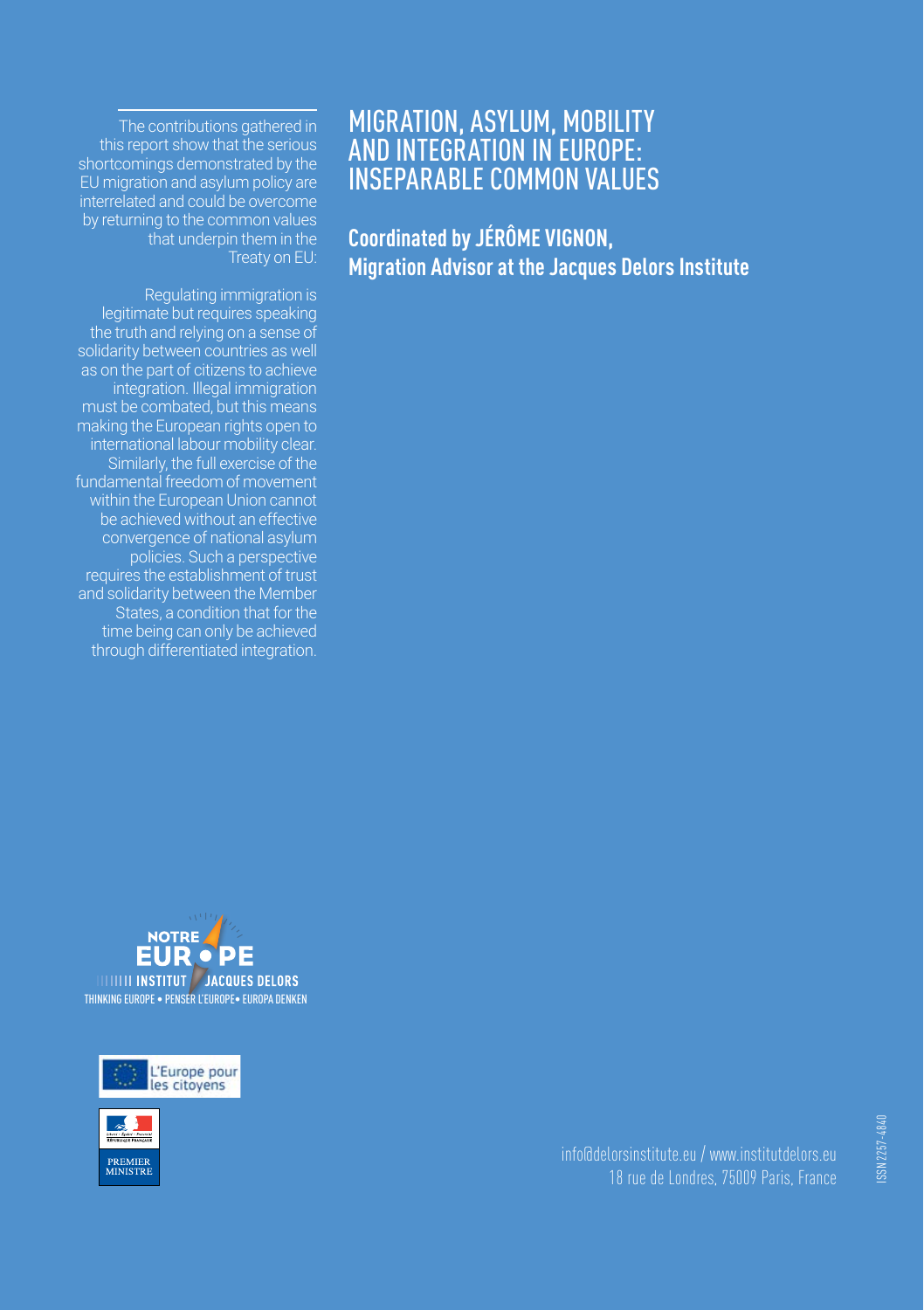# MIGRATION, ASYLUM, MOBILITY AND INTEGRATION IN EUROPE: INSEPARABLE COMMON VALUES

**Coordinated by JÉRÔME VIGNON, Migration Advisor at the Jacques Delors Institute**

The contributions gathered in this report show that the serious shortcomings demonstrated by the EU migration and asylum policy are interrelated and could be overcome by returning to the common values that underpin them in the Treaty on EU:

Regulating immigration is legitimate but requires speaking the truth and relying on a sense of solidarity between countries as well as on the part of citizens to achieve integration. Illegal immigration must be combated, but this means making the European rights open to international labour mobility clear. Similarly, the full exercise of the fundamental freedom of movement within the European Union cannot be achieved without an effective convergence of national asylum policies. Such a perspective requires the establishment of trust and solidarity between the Member States, a condition that for the time being can only be achieved through differentiated integration.

NOTRE EUROPE
INSTITUT JACQUES DELORS
THINKING EUROPE • PENSER L'EUROPE • EUROPA DENKEN

L'Europe pour les citoyens

PREMIER MINISTRE

info@delorsinstitute.eu / www.institutdelors.eu
18 rue de Londres, 75009 Paris, France

ISSN 2257-4840